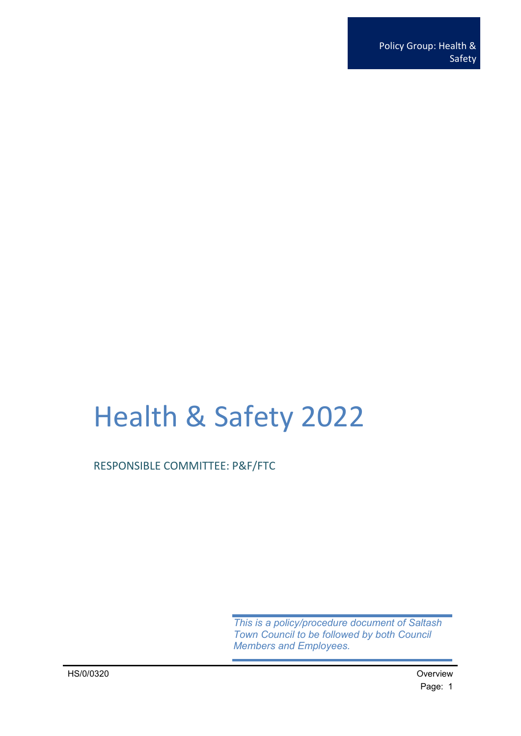Policy Group: Health & Safety

# Health & Safety 2022

RESPONSIBLE COMMITTEE: P&F/FTC

*This is a policy/procedure document of Saltash Town Council to be followed by both Council Members and Employees.*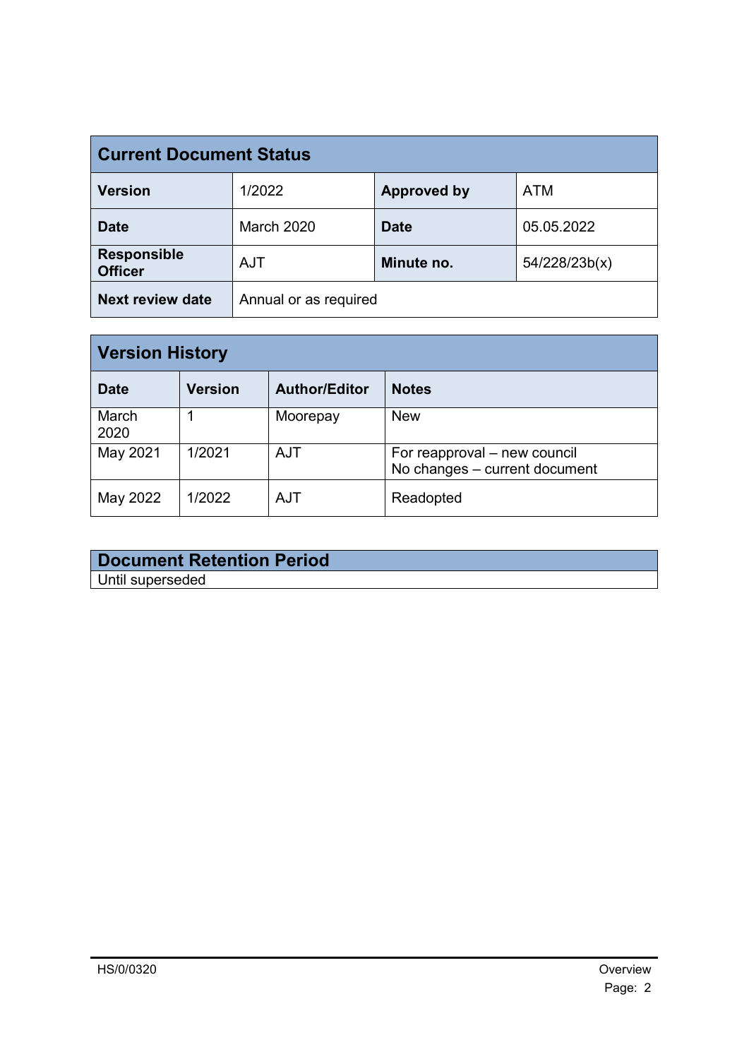| Current Document Status | | | |
|---|---|---|---|
| **Version** | 1/2022 | **Approved by** | ATM |
| **Date** | March 2020 | **Date** | 05.05.2022 |
| **Responsible Officer** | AJT | **Minute no.** | 54/228/23b(x) |
| **Next review date** | Annual or as required | | |

| Version History | | | |
|---|---|---|---|
| **Date** | **Version** | **Author/Editor** | **Notes** |
| March 2020 | 1 | Moorepay | New |
| May 2021 | 1/2021 | AJT | For reapproval – new council<br>No changes – current document |
| May 2022 | 1/2022 | AJT | Readopted |

| Document Retention Period |
|---|
| Until superseded |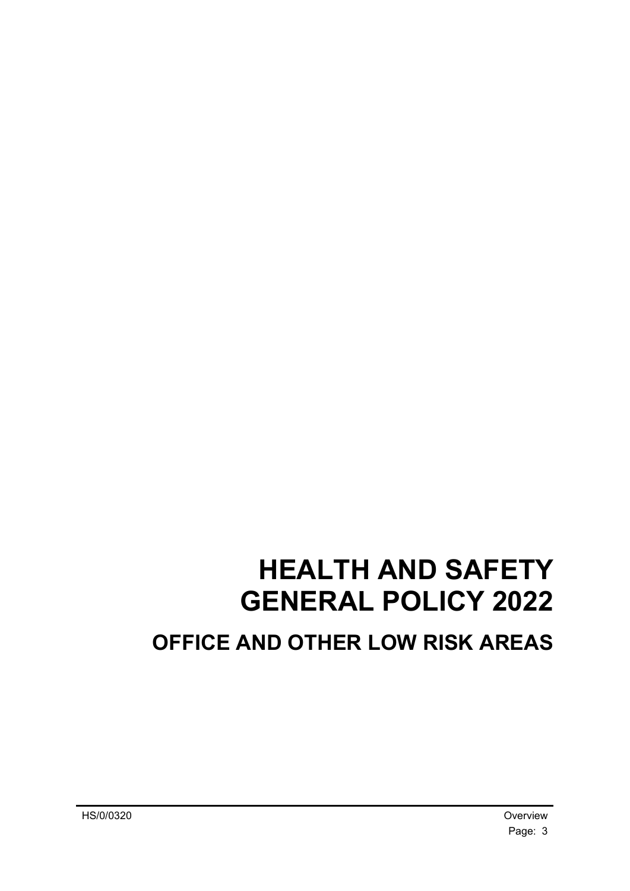# HEALTH AND SAFETY GENERAL POLICY 2022

## OFFICE AND OTHER LOW RISK AREAS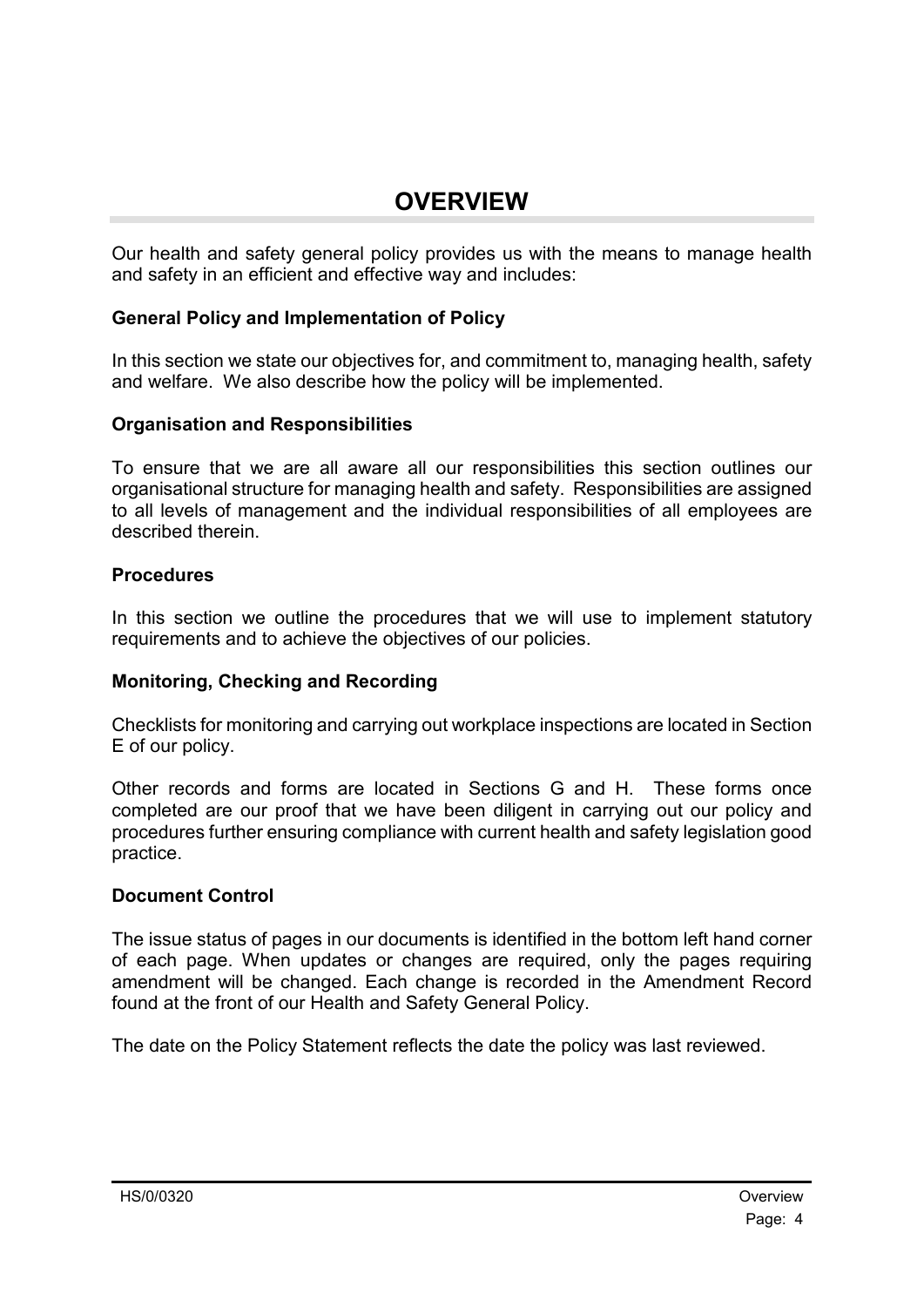# OVERVIEW

Our health and safety general policy provides us with the means to manage health and safety in an efficient and effective way and includes:

**General Policy and Implementation of Policy**

In this section we state our objectives for, and commitment to, managing health, safety and welfare. We also describe how the policy will be implemented.

**Organisation and Responsibilities**

To ensure that we are all aware all our responsibilities this section outlines our organisational structure for managing health and safety. Responsibilities are assigned to all levels of management and the individual responsibilities of all employees are described therein.

**Procedures**

In this section we outline the procedures that we will use to implement statutory requirements and to achieve the objectives of our policies.

**Monitoring, Checking and Recording**

Checklists for monitoring and carrying out workplace inspections are located in Section E of our policy.

Other records and forms are located in Sections G and H. These forms once completed are our proof that we have been diligent in carrying out our policy and procedures further ensuring compliance with current health and safety legislation good practice.

**Document Control**

The issue status of pages in our documents is identified in the bottom left hand corner of each page. When updates or changes are required, only the pages requiring amendment will be changed. Each change is recorded in the Amendment Record found at the front of our Health and Safety General Policy.

The date on the Policy Statement reflects the date the policy was last reviewed.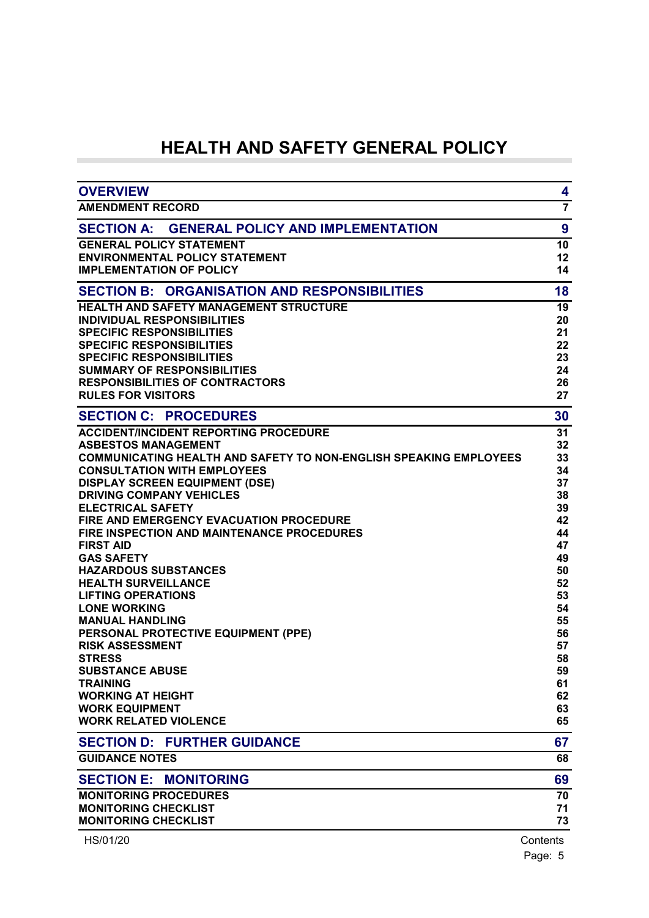# HEALTH AND SAFETY GENERAL POLICY

| | |
|---|---|
| **OVERVIEW** | **4** |
| **AMENDMENT RECORD** | **7** |
| **SECTION A: GENERAL POLICY AND IMPLEMENTATION** | **9** |
| **GENERAL POLICY STATEMENT** | **10** |
| **ENVIRONMENTAL POLICY STATEMENT** | **12** |
| **IMPLEMENTATION OF POLICY** | **14** |
| **SECTION B: ORGANISATION AND RESPONSIBILITIES** | **18** |
| **HEALTH AND SAFETY MANAGEMENT STRUCTURE** | **19** |
| **INDIVIDUAL RESPONSIBILITIES** | **20** |
| **SPECIFIC RESPONSIBILITIES** | **21** |
| **SPECIFIC RESPONSIBILITIES** | **22** |
| **SPECIFIC RESPONSIBILITIES** | **23** |
| **SUMMARY OF RESPONSIBILITIES** | **24** |
| **RESPONSIBILITIES OF CONTRACTORS** | **26** |
| **RULES FOR VISITORS** | **27** |
| **SECTION C: PROCEDURES** | **30** |
| **ACCIDENT/INCIDENT REPORTING PROCEDURE** | **31** |
| **ASBESTOS MANAGEMENT** | **32** |
| **COMMUNICATING HEALTH AND SAFETY TO NON-ENGLISH SPEAKING EMPLOYEES** | **33** |
| **CONSULTATION WITH EMPLOYEES** | **34** |
| **DISPLAY SCREEN EQUIPMENT (DSE)** | **37** |
| **DRIVING COMPANY VEHICLES** | **38** |
| **ELECTRICAL SAFETY** | **39** |
| **FIRE AND EMERGENCY EVACUATION PROCEDURE** | **42** |
| **FIRE INSPECTION AND MAINTENANCE PROCEDURES** | **44** |
| **FIRST AID** | **47** |
| **GAS SAFETY** | **49** |
| **HAZARDOUS SUBSTANCES** | **50** |
| **HEALTH SURVEILLANCE** | **52** |
| **LIFTING OPERATIONS** | **53** |
| **LONE WORKING** | **54** |
| **MANUAL HANDLING** | **55** |
| **PERSONAL PROTECTIVE EQUIPMENT (PPE)** | **56** |
| **RISK ASSESSMENT** | **57** |
| **STRESS** | **58** |
| **SUBSTANCE ABUSE** | **59** |
| **TRAINING** | **61** |
| **WORKING AT HEIGHT** | **62** |
| **WORK EQUIPMENT** | **63** |
| **WORK RELATED VIOLENCE** | **65** |
| **SECTION D: FURTHER GUIDANCE** | **67** |
| **GUIDANCE NOTES** | **68** |
| **SECTION E: MONITORING** | **69** |
| **MONITORING PROCEDURES** | **70** |
| **MONITORING CHECKLIST** | **71** |
| **MONITORING CHECKLIST** | **73** |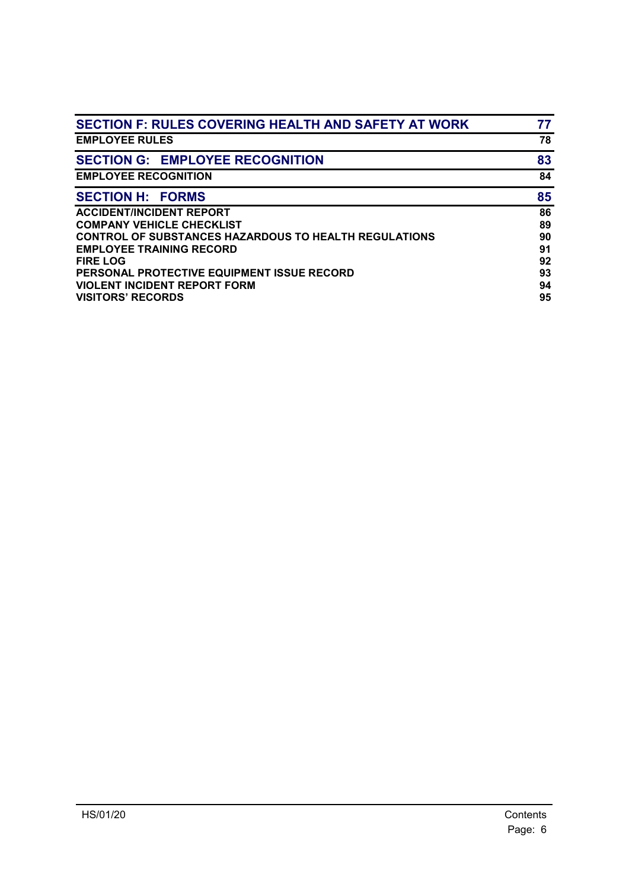| SECTION F: RULES COVERING HEALTH AND SAFETY AT WORK | 77 |
|---|---|
| EMPLOYEE RULES | 78 |
| **SECTION G: EMPLOYEE RECOGNITION** | **83** |
| EMPLOYEE RECOGNITION | 84 |
| **SECTION H: FORMS** | **85** |
| ACCIDENT/INCIDENT REPORT | 86 |
| COMPANY VEHICLE CHECKLIST | 89 |
| CONTROL OF SUBSTANCES HAZARDOUS TO HEALTH REGULATIONS | 90 |
| EMPLOYEE TRAINING RECORD | 91 |
| FIRE LOG | 92 |
| PERSONAL PROTECTIVE EQUIPMENT ISSUE RECORD | 93 |
| VIOLENT INCIDENT REPORT FORM | 94 |
| VISITORS' RECORDS | 95 |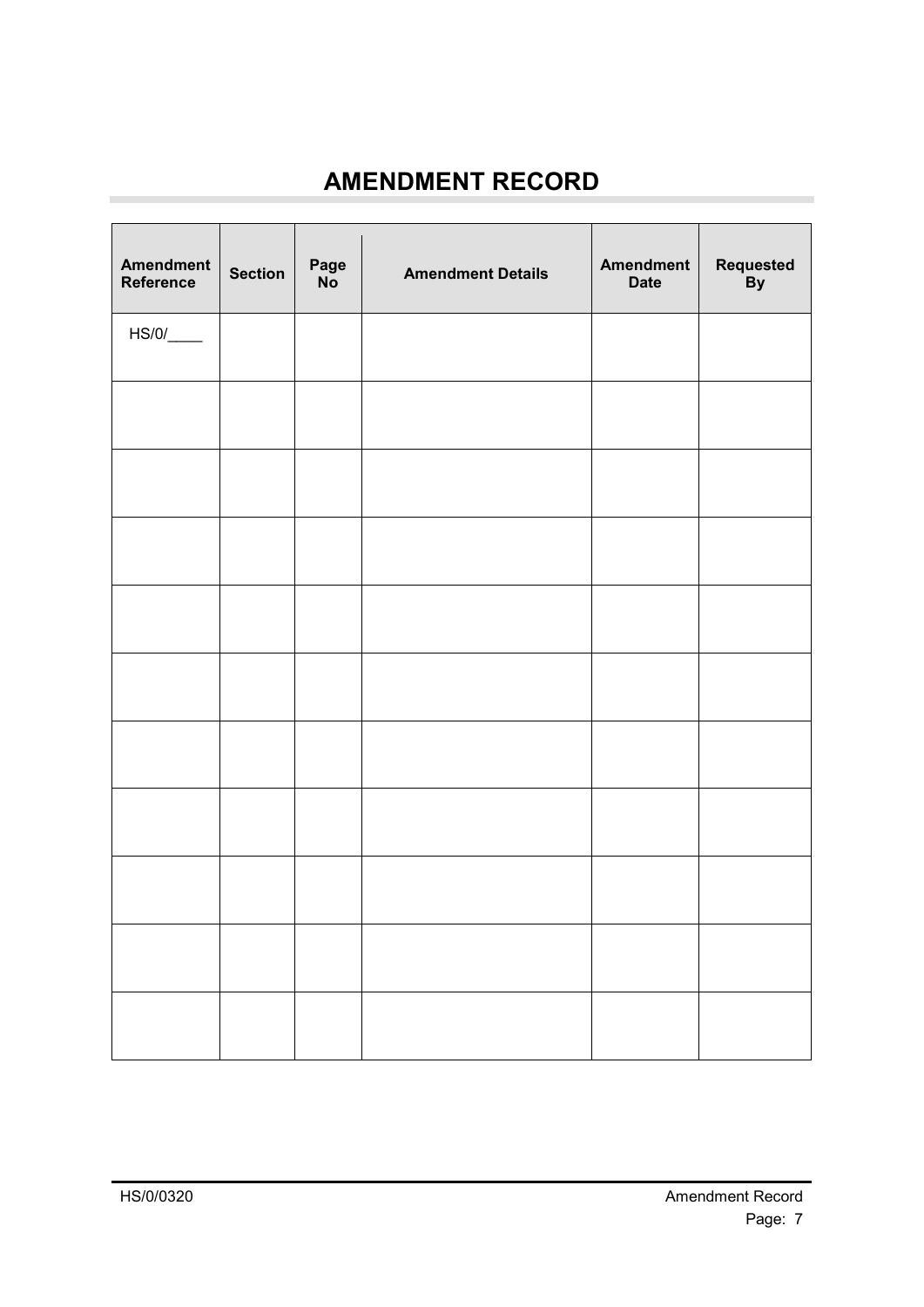# AMENDMENT RECORD

| Amendment Reference | Section | Page No | Amendment Details | Amendment Date | Requested By |
|---|---|---|---|---|---|
| HS/0/____ | | | | | |
| | | | | | |
| | | | | | |
| | | | | | |
| | | | | | |
| | | | | | |
| | | | | | |
| | | | | | |
| | | | | | |
| | | | | | |
| | | | | | |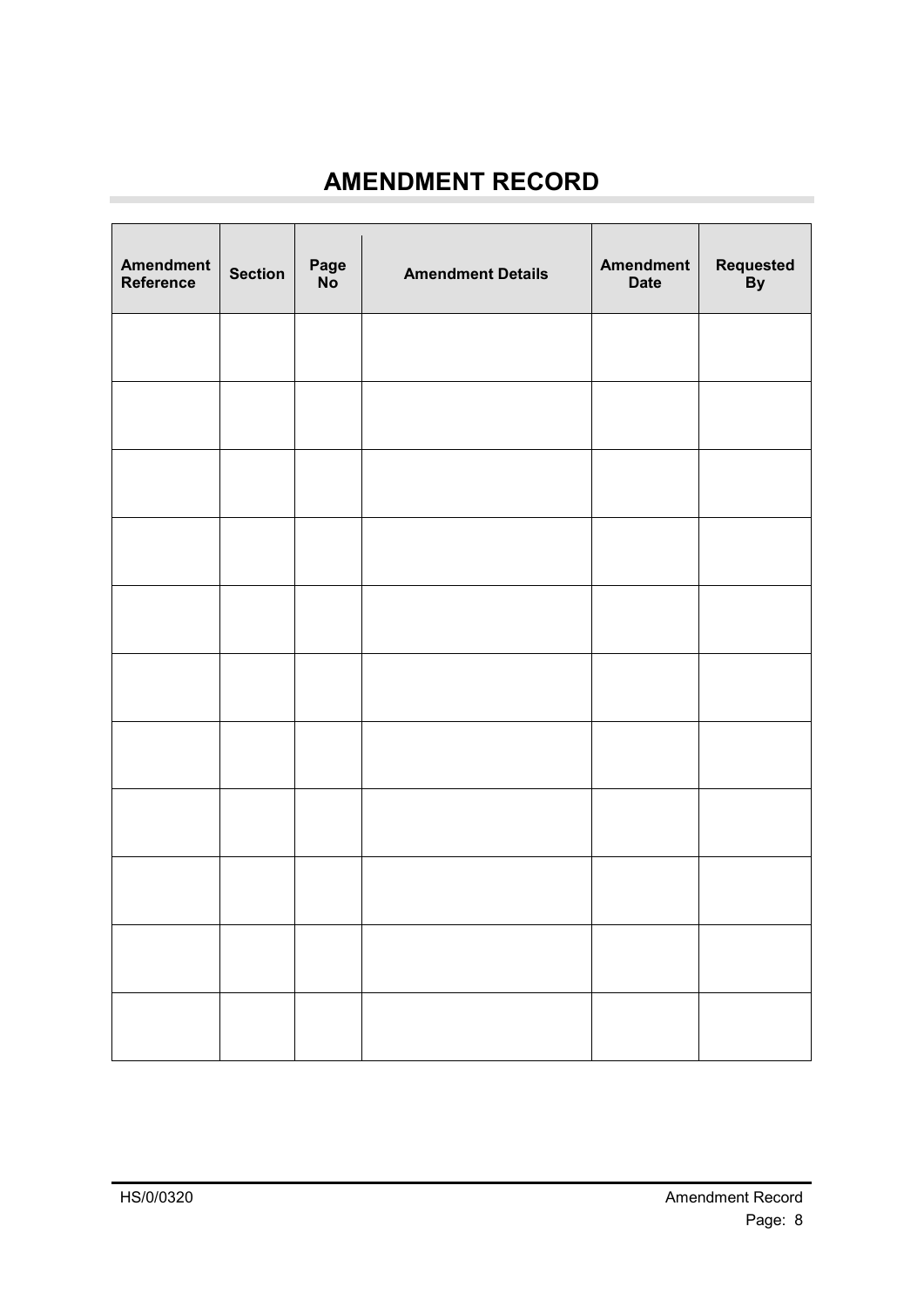# AMENDMENT RECORD

| Amendment Reference | Section | Page No | Amendment Details | Amendment Date | Requested By |
|---|---|---|---|---|---|
| | | | | | |
| | | | | | |
| | | | | | |
| | | | | | |
| | | | | | |
| | | | | | |
| | | | | | |
| | | | | | |
| | | | | | |
| | | | | | |
| | | | | | |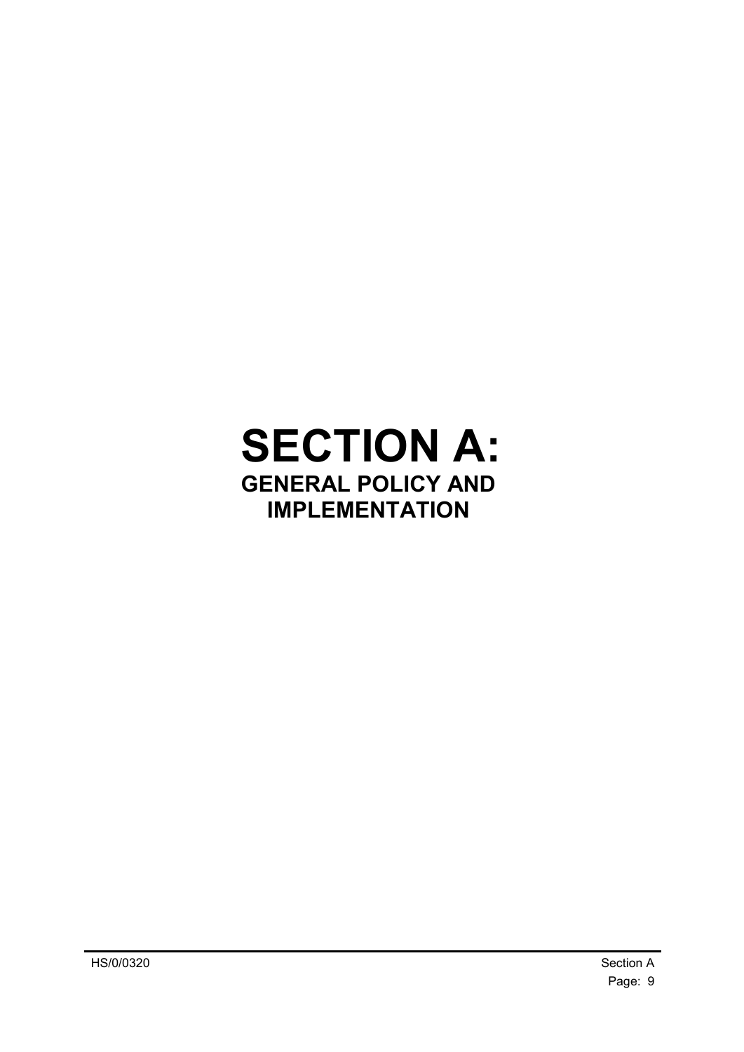# SECTION A:

## GENERAL POLICY AND IMPLEMENTATION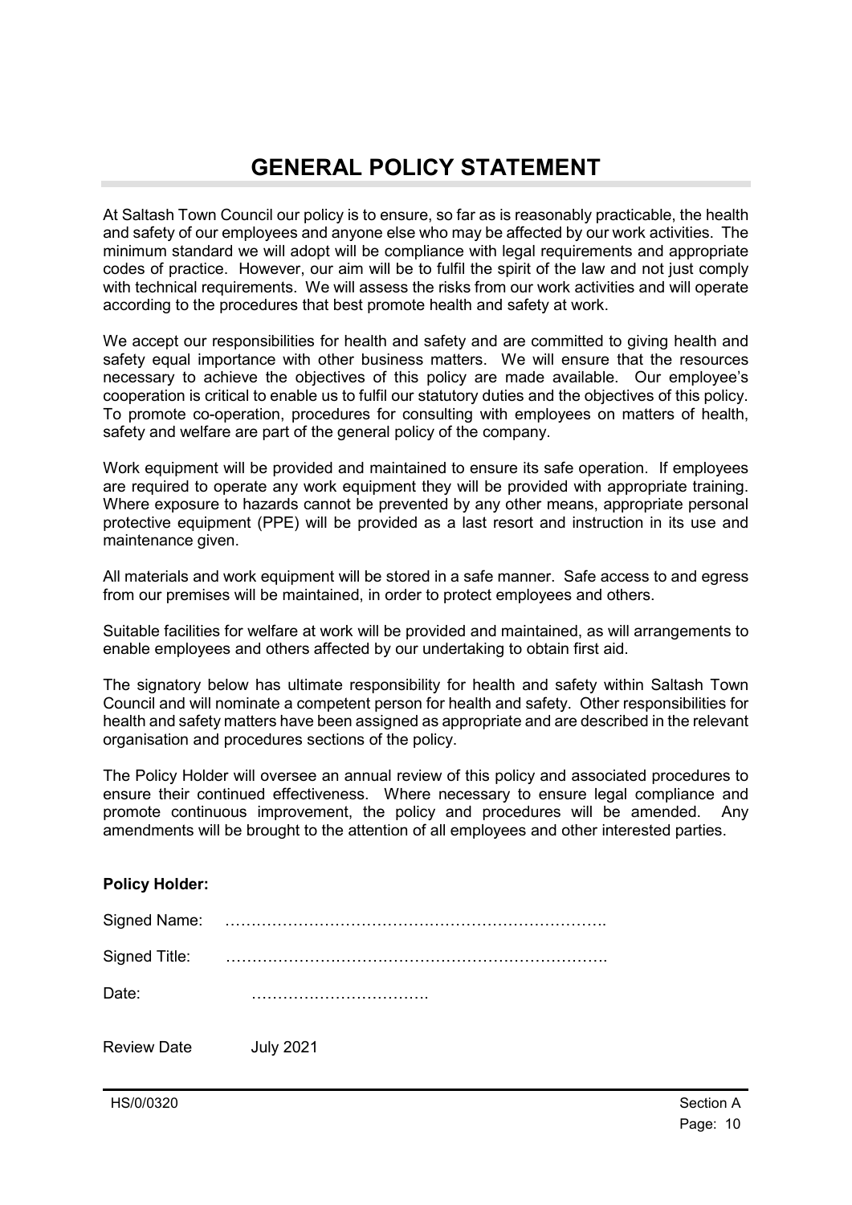# GENERAL POLICY STATEMENT

At Saltash Town Council our policy is to ensure, so far as is reasonably practicable, the health and safety of our employees and anyone else who may be affected by our work activities. The minimum standard we will adopt will be compliance with legal requirements and appropriate codes of practice. However, our aim will be to fulfil the spirit of the law and not just comply with technical requirements. We will assess the risks from our work activities and will operate according to the procedures that best promote health and safety at work.

We accept our responsibilities for health and safety and are committed to giving health and safety equal importance with other business matters. We will ensure that the resources necessary to achieve the objectives of this policy are made available. Our employee's cooperation is critical to enable us to fulfil our statutory duties and the objectives of this policy. To promote co-operation, procedures for consulting with employees on matters of health, safety and welfare are part of the general policy of the company.

Work equipment will be provided and maintained to ensure its safe operation. If employees are required to operate any work equipment they will be provided with appropriate training. Where exposure to hazards cannot be prevented by any other means, appropriate personal protective equipment (PPE) will be provided as a last resort and instruction in its use and maintenance given.

All materials and work equipment will be stored in a safe manner. Safe access to and egress from our premises will be maintained, in order to protect employees and others.

Suitable facilities for welfare at work will be provided and maintained, as will arrangements to enable employees and others affected by our undertaking to obtain first aid.

The signatory below has ultimate responsibility for health and safety within Saltash Town Council and will nominate a competent person for health and safety. Other responsibilities for health and safety matters have been assigned as appropriate and are described in the relevant organisation and procedures sections of the policy.

The Policy Holder will oversee an annual review of this policy and associated procedures to ensure their continued effectiveness. Where necessary to ensure legal compliance and promote continuous improvement, the policy and procedures will be amended. Any amendments will be brought to the attention of all employees and other interested parties.

**Policy Holder:**

Signed Name: ……………………………………………………………….

Signed Title: ……………………………………………………………….

Date: …………………………….

Review Date July 2021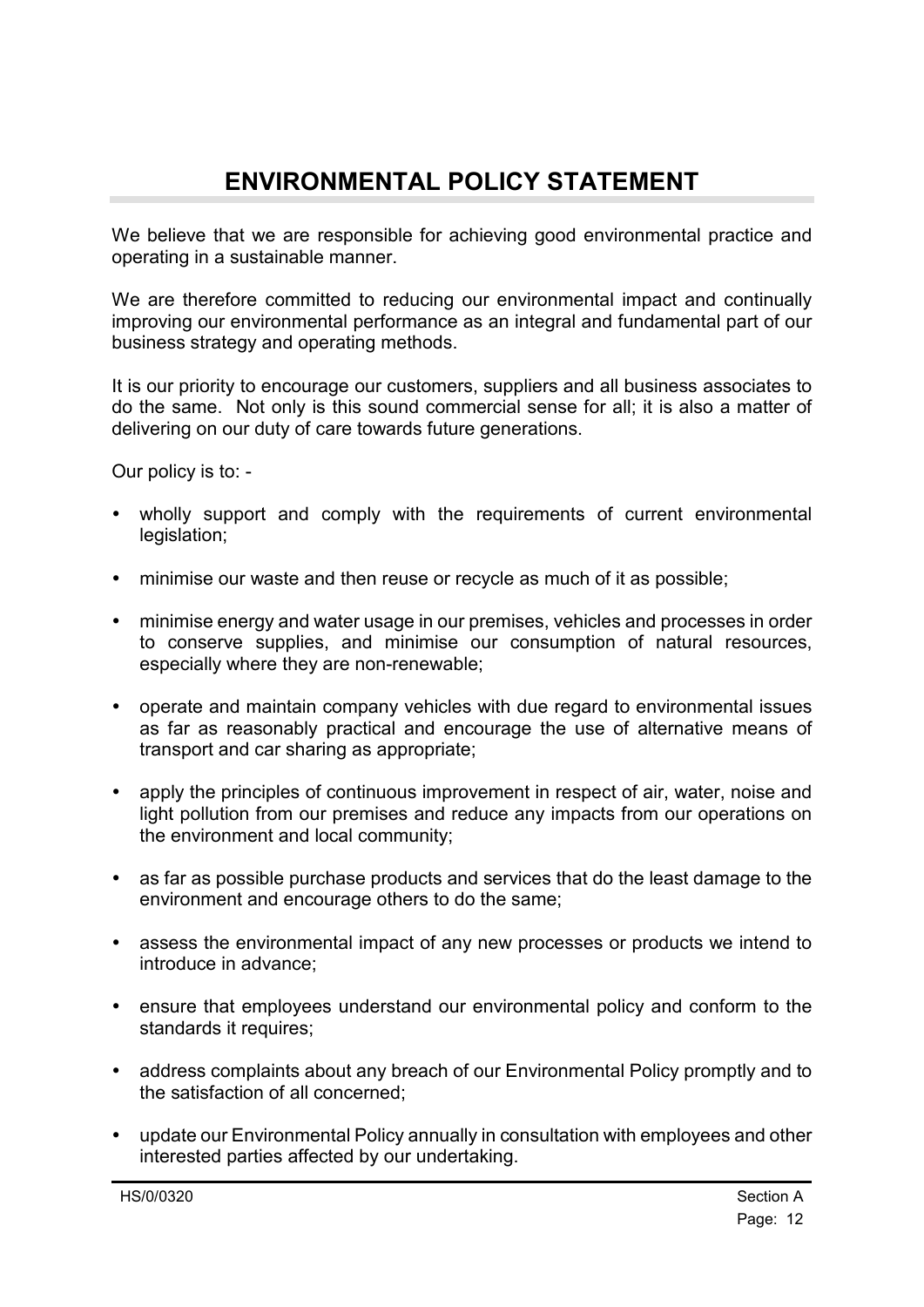# ENVIRONMENTAL POLICY STATEMENT

We believe that we are responsible for achieving good environmental practice and operating in a sustainable manner.

We are therefore committed to reducing our environmental impact and continually improving our environmental performance as an integral and fundamental part of our business strategy and operating methods.

It is our priority to encourage our customers, suppliers and all business associates to do the same. Not only is this sound commercial sense for all; it is also a matter of delivering on our duty of care towards future generations.

Our policy is to: -

- wholly support and comply with the requirements of current environmental legislation;
- minimise our waste and then reuse or recycle as much of it as possible;
- minimise energy and water usage in our premises, vehicles and processes in order to conserve supplies, and minimise our consumption of natural resources, especially where they are non-renewable;
- operate and maintain company vehicles with due regard to environmental issues as far as reasonably practical and encourage the use of alternative means of transport and car sharing as appropriate;
- apply the principles of continuous improvement in respect of air, water, noise and light pollution from our premises and reduce any impacts from our operations on the environment and local community;
- as far as possible purchase products and services that do the least damage to the environment and encourage others to do the same;
- assess the environmental impact of any new processes or products we intend to introduce in advance;
- ensure that employees understand our environmental policy and conform to the standards it requires;
- address complaints about any breach of our Environmental Policy promptly and to the satisfaction of all concerned;
- update our Environmental Policy annually in consultation with employees and other interested parties affected by our undertaking.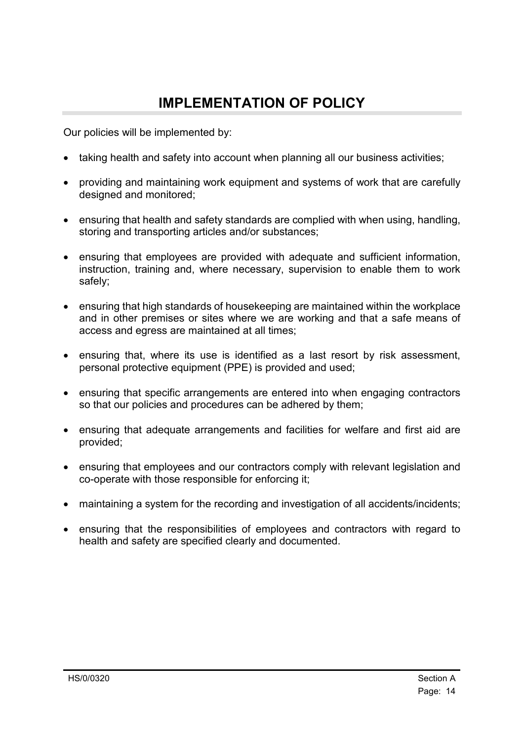# IMPLEMENTATION OF POLICY

Our policies will be implemented by:

- taking health and safety into account when planning all our business activities;
- providing and maintaining work equipment and systems of work that are carefully designed and monitored;
- ensuring that health and safety standards are complied with when using, handling, storing and transporting articles and/or substances;
- ensuring that employees are provided with adequate and sufficient information, instruction, training and, where necessary, supervision to enable them to work safely;
- ensuring that high standards of housekeeping are maintained within the workplace and in other premises or sites where we are working and that a safe means of access and egress are maintained at all times;
- ensuring that, where its use is identified as a last resort by risk assessment, personal protective equipment (PPE) is provided and used;
- ensuring that specific arrangements are entered into when engaging contractors so that our policies and procedures can be adhered by them;
- ensuring that adequate arrangements and facilities for welfare and first aid are provided;
- ensuring that employees and our contractors comply with relevant legislation and co-operate with those responsible for enforcing it;
- maintaining a system for the recording and investigation of all accidents/incidents;
- ensuring that the responsibilities of employees and contractors with regard to health and safety are specified clearly and documented.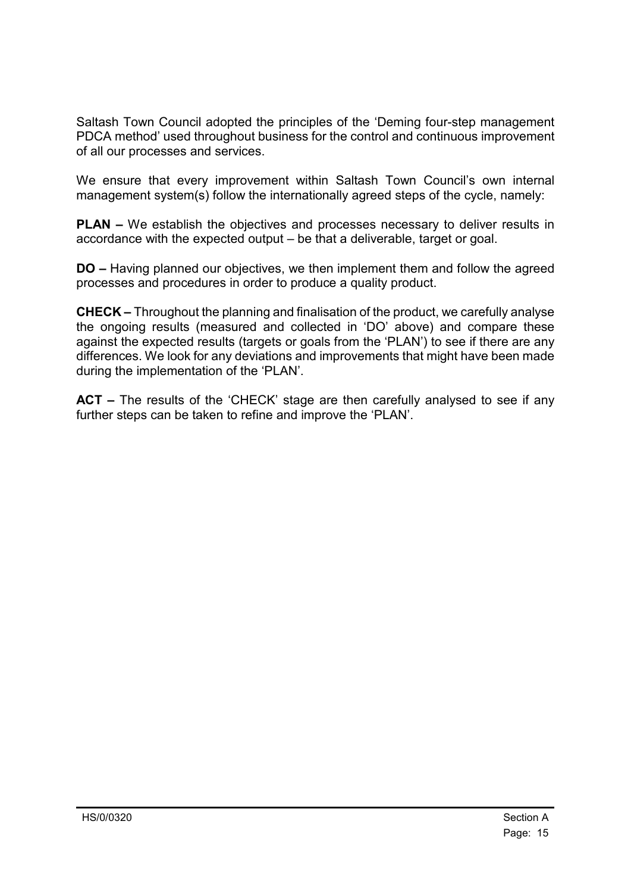Saltash Town Council adopted the principles of the 'Deming four-step management PDCA method' used throughout business for the control and continuous improvement of all our processes and services.

We ensure that every improvement within Saltash Town Council's own internal management system(s) follow the internationally agreed steps of the cycle, namely:

**PLAN –** We establish the objectives and processes necessary to deliver results in accordance with the expected output – be that a deliverable, target or goal.

**DO –** Having planned our objectives, we then implement them and follow the agreed processes and procedures in order to produce a quality product.

**CHECK –** Throughout the planning and finalisation of the product, we carefully analyse the ongoing results (measured and collected in 'DO' above) and compare these against the expected results (targets or goals from the 'PLAN') to see if there are any differences. We look for any deviations and improvements that might have been made during the implementation of the 'PLAN'.

**ACT –** The results of the 'CHECK' stage are then carefully analysed to see if any further steps can be taken to refine and improve the 'PLAN'.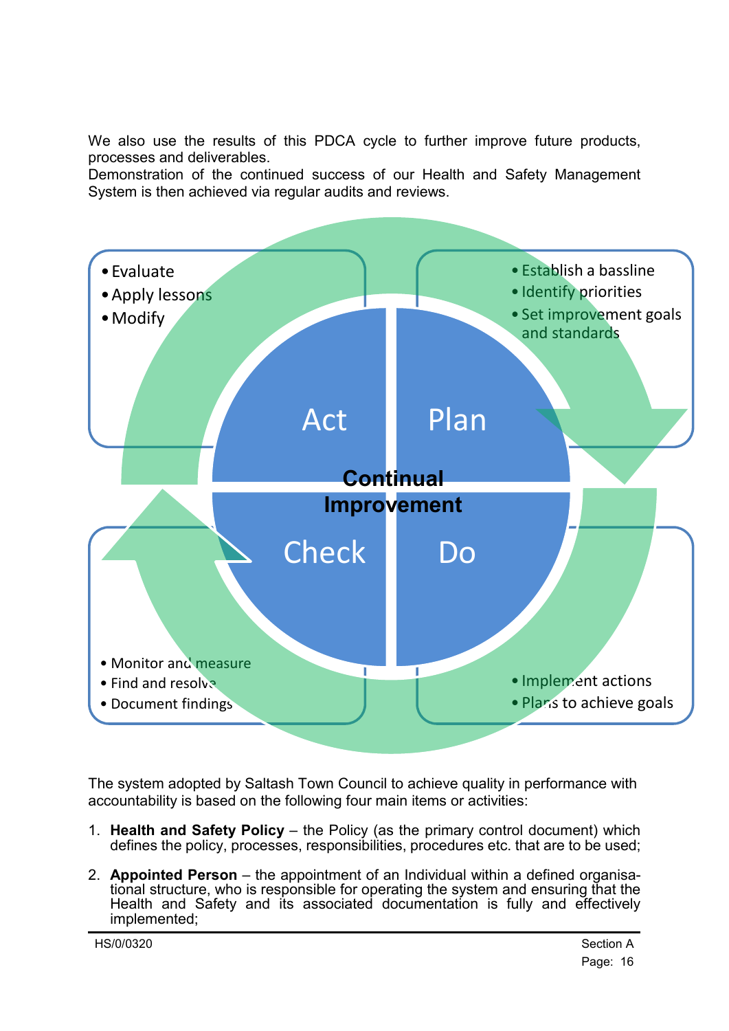We also use the results of this PDCA cycle to further improve future products, processes and deliverables.
Demonstration of the continued success of our Health and Safety Management System is then achieved via regular audits and reviews.

**Continual Improvement**

**Plan**
- Establish a bassline
- Identify priorities
- Set improvement goals and standards

**Do**
- Implement actions
- Plans to achieve goals

**Check**
- Monitor and measure
- Find and resolve
- Document findings

**Act**
- Evaluate
- Apply lessons
- Modify

The system adopted by Saltash Town Council to achieve quality in performance with accountability is based on the following four main items or activities:

1. **Health and Safety Policy** – the Policy (as the primary control document) which defines the policy, processes, responsibilities, procedures etc. that are to be used;

2. **Appointed Person** – the appointment of an Individual within a defined organisational structure, who is responsible for operating the system and ensuring that the Health and Safety and its associated documentation is fully and effectively implemented;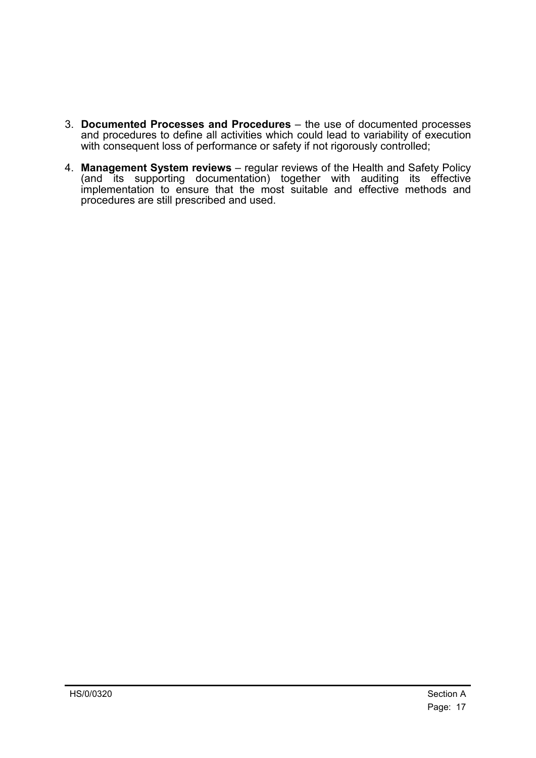3. **Documented Processes and Procedures** – the use of documented processes and procedures to define all activities which could lead to variability of execution with consequent loss of performance or safety if not rigorously controlled;

4. **Management System reviews** – regular reviews of the Health and Safety Policy (and its supporting documentation) together with auditing its effective implementation to ensure that the most suitable and effective methods and procedures are still prescribed and used.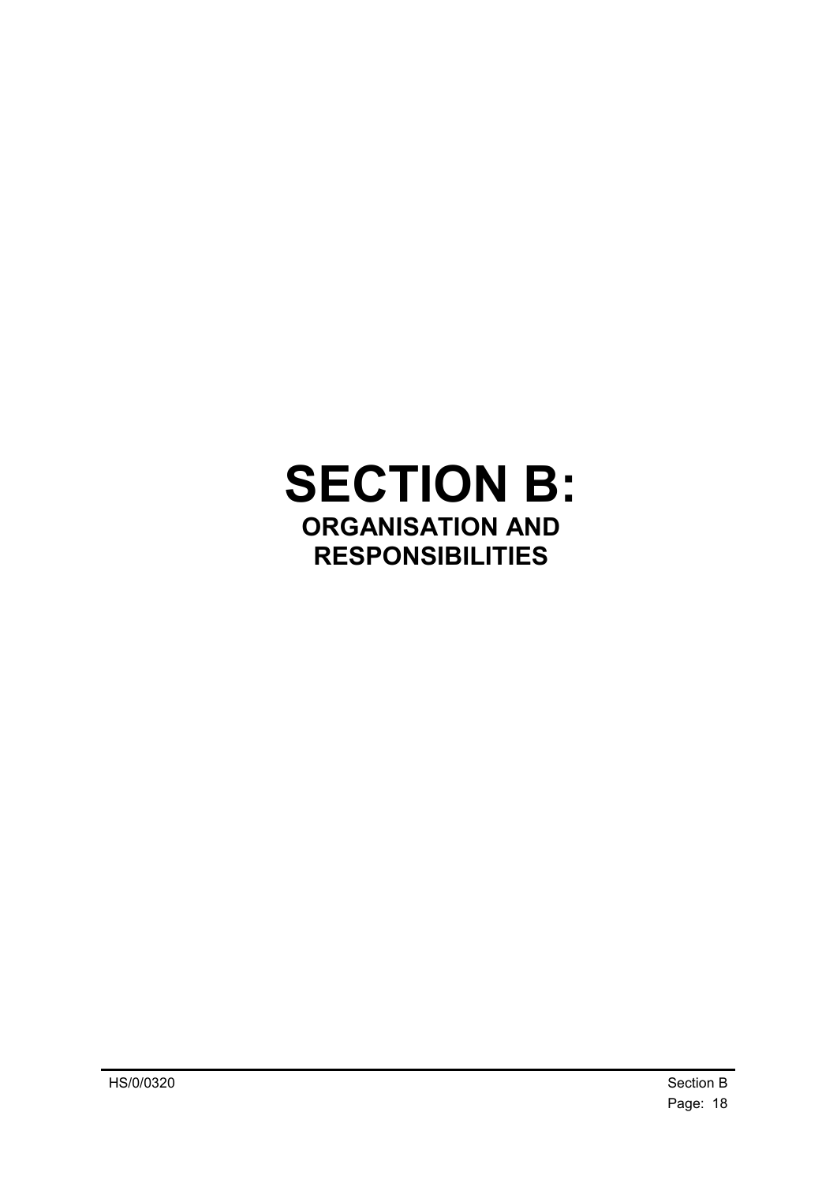# SECTION B:

## ORGANISATION AND RESPONSIBILITIES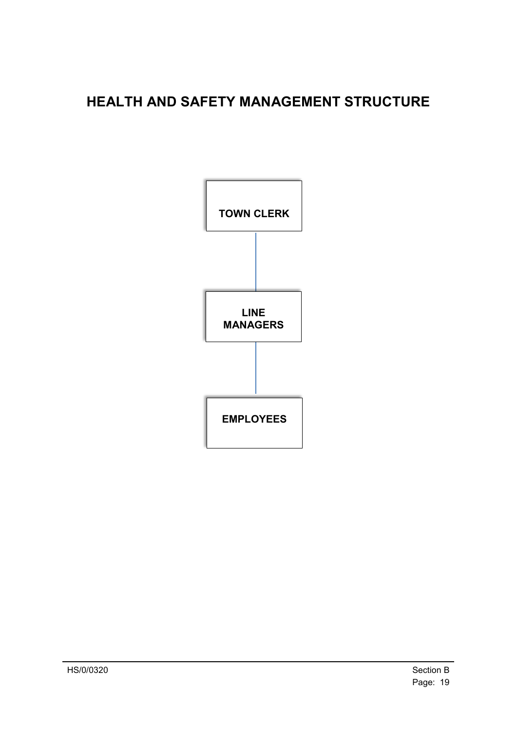# HEALTH AND SAFETY MANAGEMENT STRUCTURE

**TOWN CLERK**

**LINE MANAGERS**

**EMPLOYEES**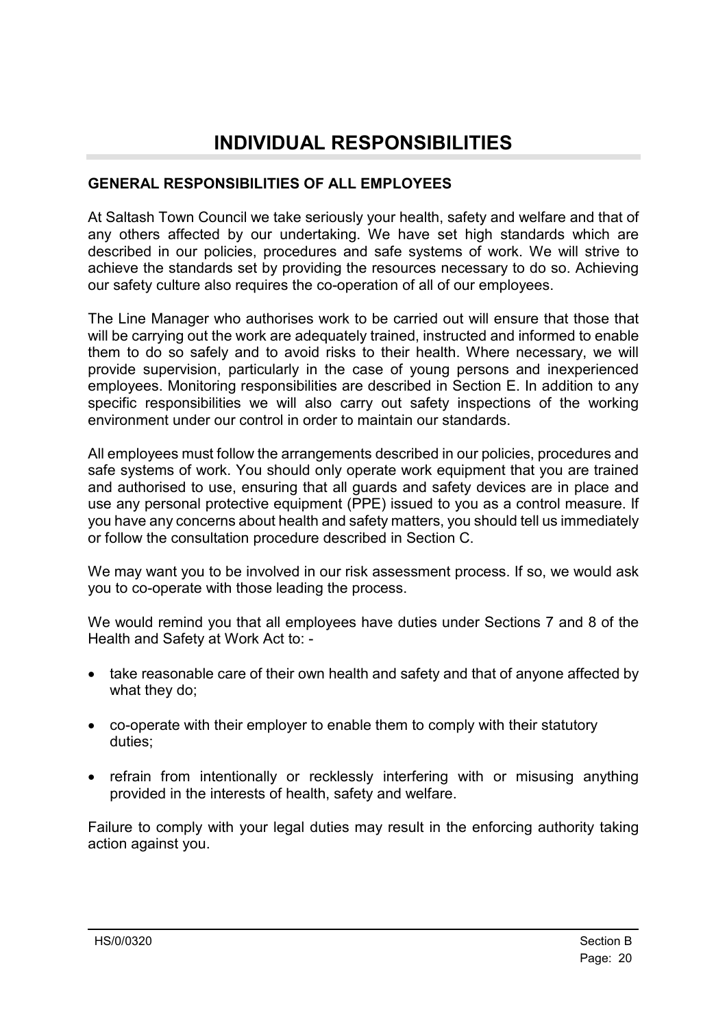# INDIVIDUAL RESPONSIBILITIES

## GENERAL RESPONSIBILITIES OF ALL EMPLOYEES

At Saltash Town Council we take seriously your health, safety and welfare and that of any others affected by our undertaking. We have set high standards which are described in our policies, procedures and safe systems of work. We will strive to achieve the standards set by providing the resources necessary to do so. Achieving our safety culture also requires the co-operation of all of our employees.

The Line Manager who authorises work to be carried out will ensure that those that will be carrying out the work are adequately trained, instructed and informed to enable them to do so safely and to avoid risks to their health. Where necessary, we will provide supervision, particularly in the case of young persons and inexperienced employees. Monitoring responsibilities are described in Section E. In addition to any specific responsibilities we will also carry out safety inspections of the working environment under our control in order to maintain our standards.

All employees must follow the arrangements described in our policies, procedures and safe systems of work. You should only operate work equipment that you are trained and authorised to use, ensuring that all guards and safety devices are in place and use any personal protective equipment (PPE) issued to you as a control measure. If you have any concerns about health and safety matters, you should tell us immediately or follow the consultation procedure described in Section C.

We may want you to be involved in our risk assessment process. If so, we would ask you to co-operate with those leading the process.

We would remind you that all employees have duties under Sections 7 and 8 of the Health and Safety at Work Act to: -

- take reasonable care of their own health and safety and that of anyone affected by what they do;
- co-operate with their employer to enable them to comply with their statutory duties;
- refrain from intentionally or recklessly interfering with or misusing anything provided in the interests of health, safety and welfare.

Failure to comply with your legal duties may result in the enforcing authority taking action against you.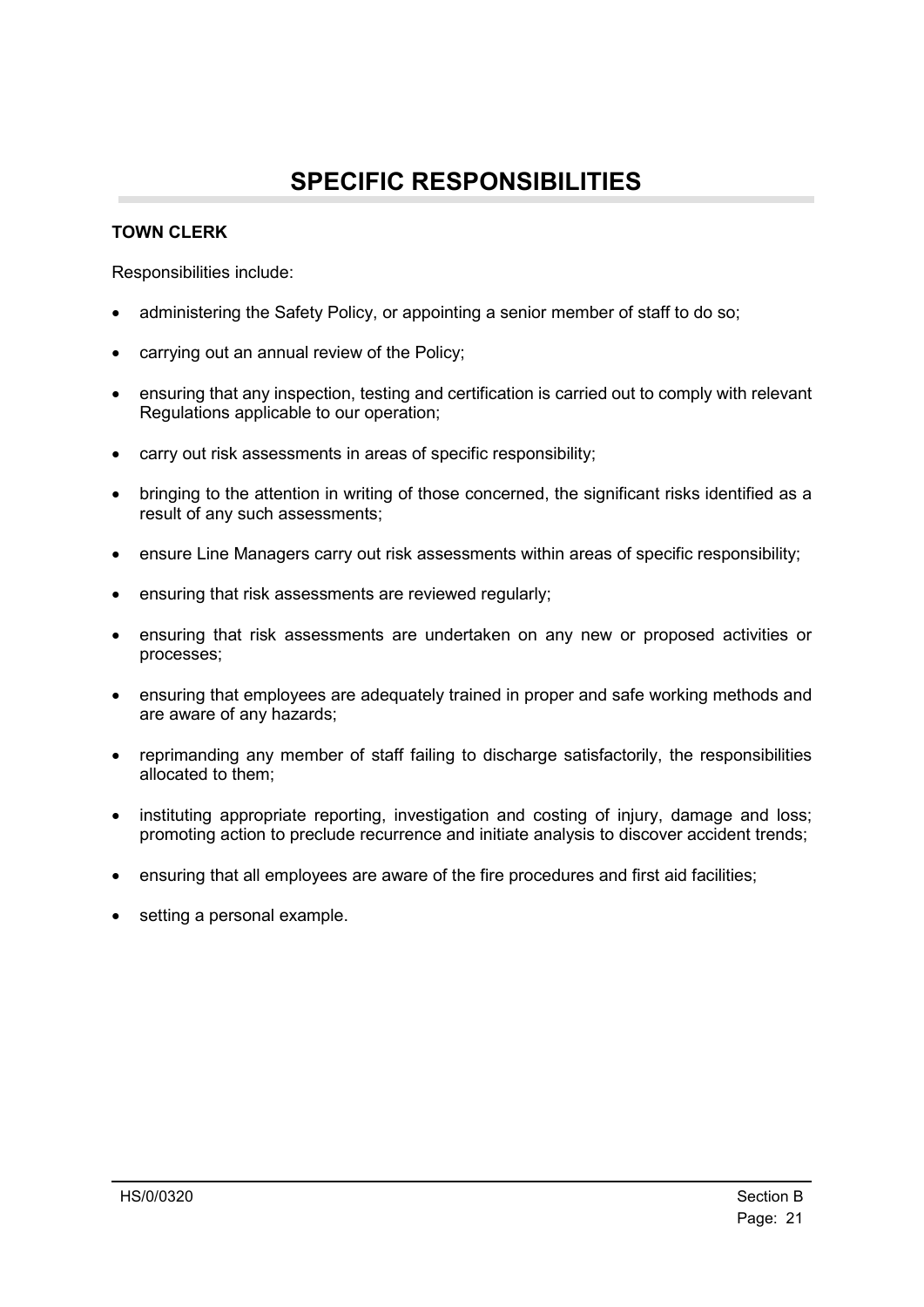# SPECIFIC RESPONSIBILITIES

**TOWN CLERK**

Responsibilities include:

- administering the Safety Policy, or appointing a senior member of staff to do so;
- carrying out an annual review of the Policy;
- ensuring that any inspection, testing and certification is carried out to comply with relevant Regulations applicable to our operation;
- carry out risk assessments in areas of specific responsibility;
- bringing to the attention in writing of those concerned, the significant risks identified as a result of any such assessments;
- ensure Line Managers carry out risk assessments within areas of specific responsibility;
- ensuring that risk assessments are reviewed regularly;
- ensuring that risk assessments are undertaken on any new or proposed activities or processes;
- ensuring that employees are adequately trained in proper and safe working methods and are aware of any hazards;
- reprimanding any member of staff failing to discharge satisfactorily, the responsibilities allocated to them;
- instituting appropriate reporting, investigation and costing of injury, damage and loss; promoting action to preclude recurrence and initiate analysis to discover accident trends;
- ensuring that all employees are aware of the fire procedures and first aid facilities;
- setting a personal example.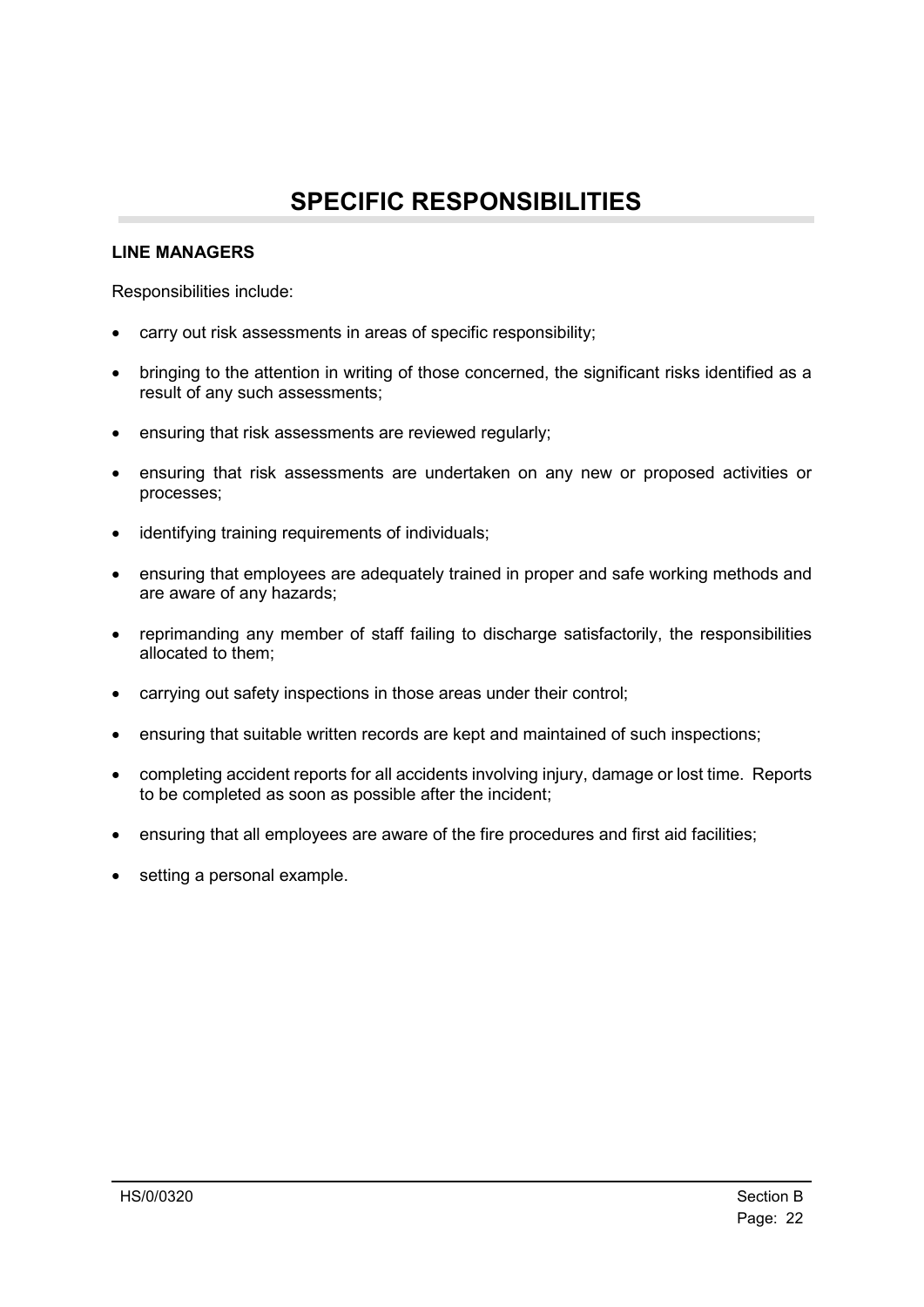# SPECIFIC RESPONSIBILITIES

**LINE MANAGERS**

Responsibilities include:

- carry out risk assessments in areas of specific responsibility;
- bringing to the attention in writing of those concerned, the significant risks identified as a result of any such assessments;
- ensuring that risk assessments are reviewed regularly;
- ensuring that risk assessments are undertaken on any new or proposed activities or processes;
- identifying training requirements of individuals;
- ensuring that employees are adequately trained in proper and safe working methods and are aware of any hazards;
- reprimanding any member of staff failing to discharge satisfactorily, the responsibilities allocated to them;
- carrying out safety inspections in those areas under their control;
- ensuring that suitable written records are kept and maintained of such inspections;
- completing accident reports for all accidents involving injury, damage or lost time. Reports to be completed as soon as possible after the incident;
- ensuring that all employees are aware of the fire procedures and first aid facilities;
- setting a personal example.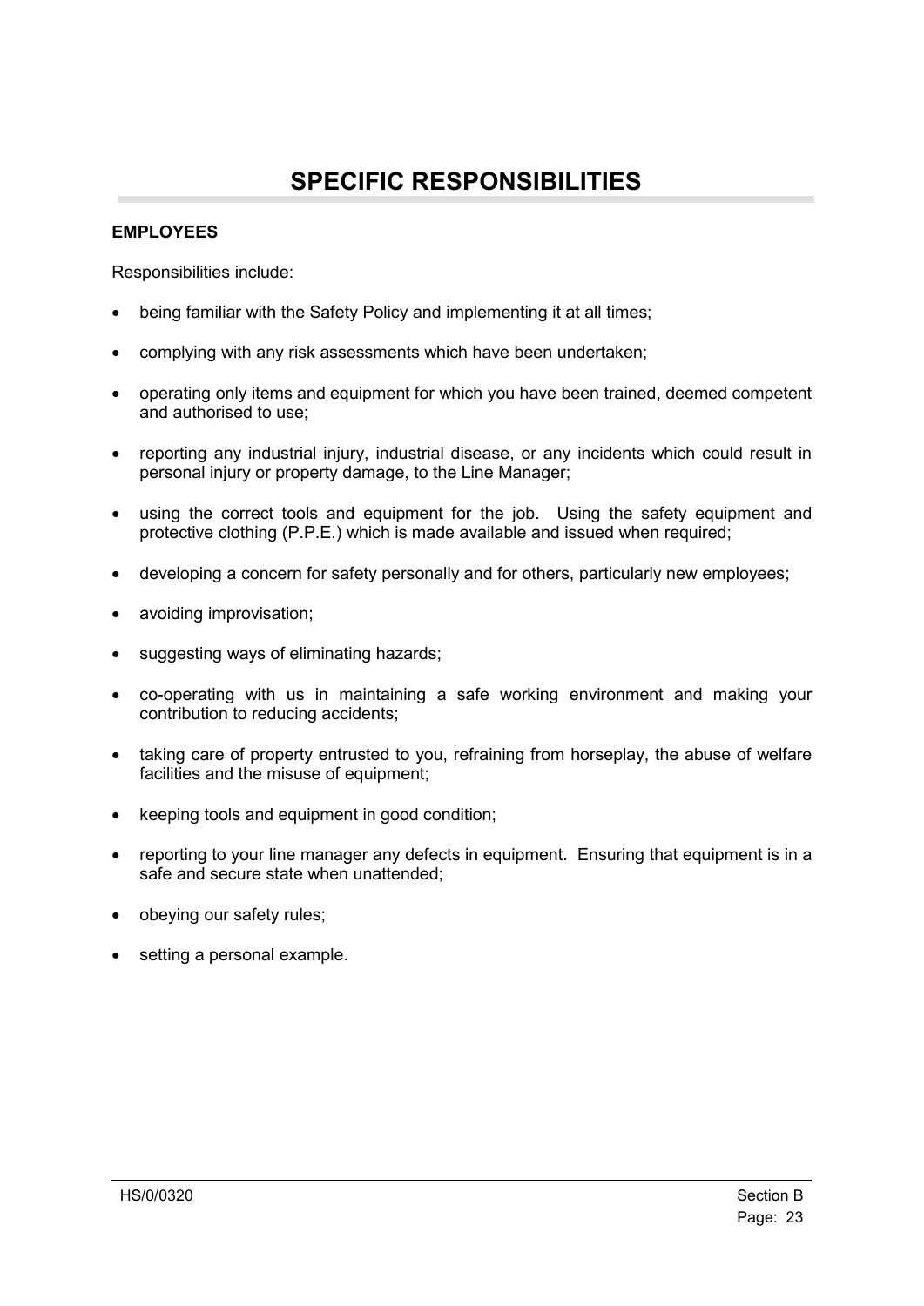# SPECIFIC RESPONSIBILITIES

**EMPLOYEES**

Responsibilities include:

- being familiar with the Safety Policy and implementing it at all times;
- complying with any risk assessments which have been undertaken;
- operating only items and equipment for which you have been trained, deemed competent and authorised to use;
- reporting any industrial injury, industrial disease, or any incidents which could result in personal injury or property damage, to the Line Manager;
- using the correct tools and equipment for the job. Using the safety equipment and protective clothing (P.P.E.) which is made available and issued when required;
- developing a concern for safety personally and for others, particularly new employees;
- avoiding improvisation;
- suggesting ways of eliminating hazards;
- co-operating with us in maintaining a safe working environment and making your contribution to reducing accidents;
- taking care of property entrusted to you, refraining from horseplay, the abuse of welfare facilities and the misuse of equipment;
- keeping tools and equipment in good condition;
- reporting to your line manager any defects in equipment. Ensuring that equipment is in a safe and secure state when unattended;
- obeying our safety rules;
- setting a personal example.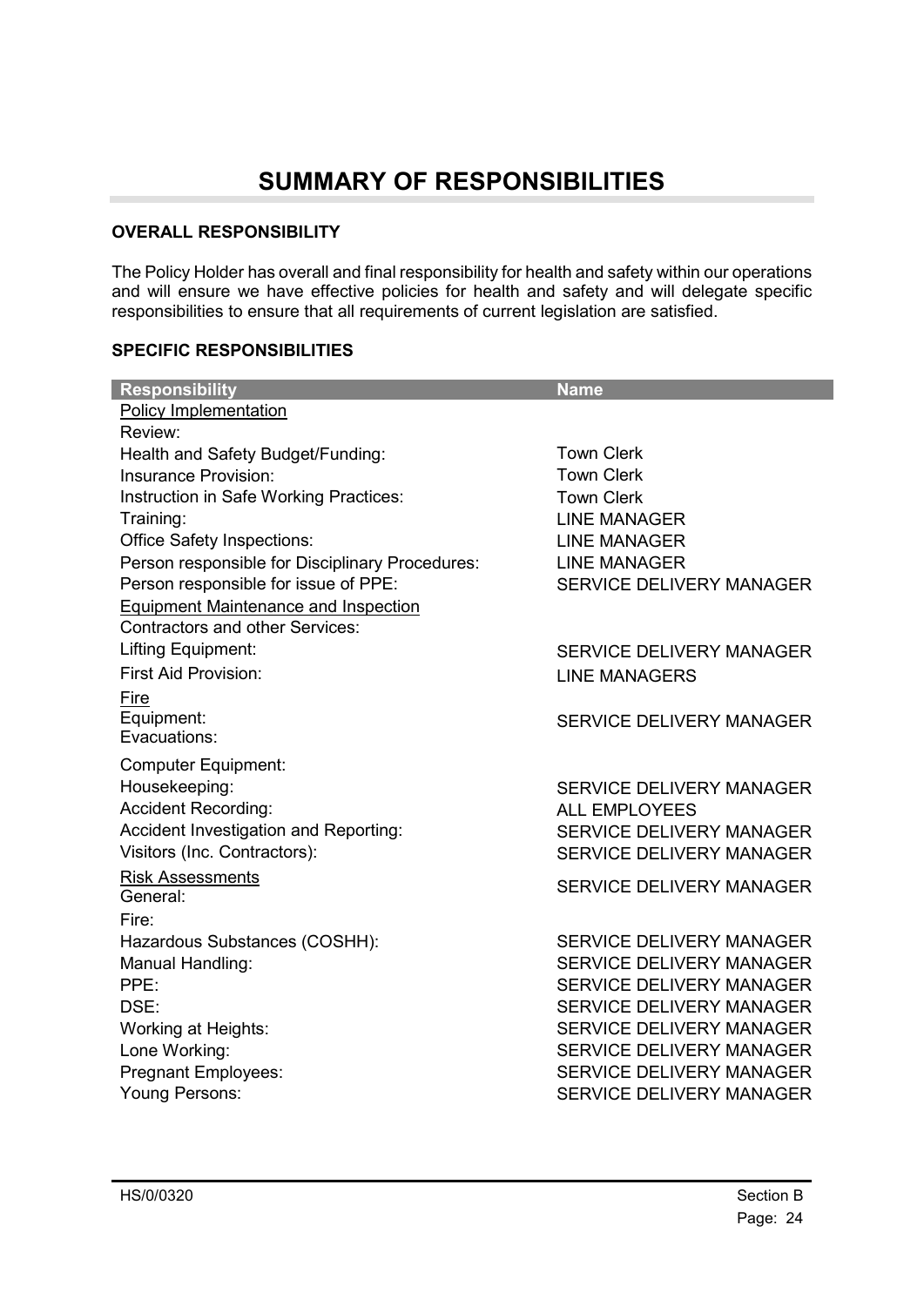# SUMMARY OF RESPONSIBILITIES

### OVERALL RESPONSIBILITY

The Policy Holder has overall and final responsibility for health and safety within our operations and will ensure we have effective policies for health and safety and will delegate specific responsibilities to ensure that all requirements of current legislation are satisfied.

### SPECIFIC RESPONSIBILITIES

| Responsibility | Name |
|---|---|
| Policy Implementation | |
| Review: | |
| Health and Safety Budget/Funding: | Town Clerk |
| Insurance Provision: | Town Clerk |
| Instruction in Safe Working Practices: | Town Clerk |
| Training: | LINE MANAGER |
| Office Safety Inspections: | LINE MANAGER |
| Person responsible for Disciplinary Procedures: | LINE MANAGER |
| Person responsible for issue of PPE: | SERVICE DELIVERY MANAGER |
| Equipment Maintenance and Inspection | |
| Contractors and other Services: | |
| Lifting Equipment: | SERVICE DELIVERY MANAGER |
| First Aid Provision: | LINE MANAGERS |
| Fire | |
| Equipment: | SERVICE DELIVERY MANAGER |
| Evacuations: | |
| Computer Equipment: | |
| Housekeeping: | SERVICE DELIVERY MANAGER |
| Accident Recording: | ALL EMPLOYEES |
| Accident Investigation and Reporting: | SERVICE DELIVERY MANAGER |
| Visitors (Inc. Contractors): | SERVICE DELIVERY MANAGER |
| Risk Assessments | |
| General: | SERVICE DELIVERY MANAGER |
| Fire: | |
| Hazardous Substances (COSHH): | SERVICE DELIVERY MANAGER |
| Manual Handling: | SERVICE DELIVERY MANAGER |
| PPE: | SERVICE DELIVERY MANAGER |
| DSE: | SERVICE DELIVERY MANAGER |
| Working at Heights: | SERVICE DELIVERY MANAGER |
| Lone Working: | SERVICE DELIVERY MANAGER |
| Pregnant Employees: | SERVICE DELIVERY MANAGER |
| Young Persons: | SERVICE DELIVERY MANAGER |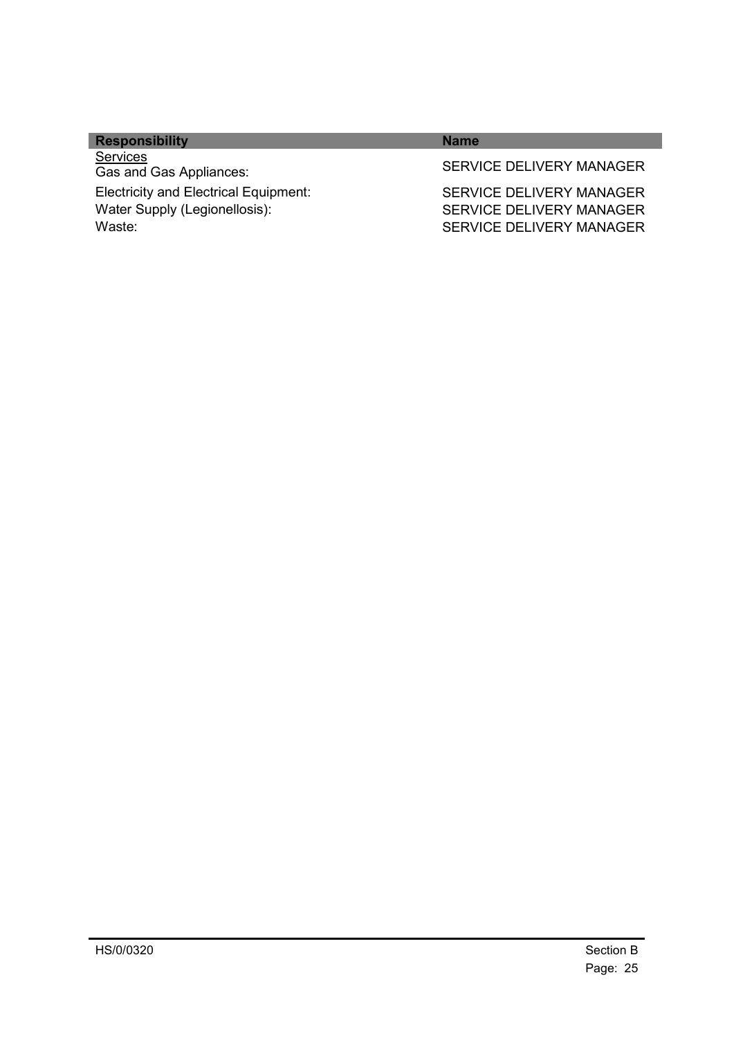| Responsibility | Name |
| --- | --- |
| Services | |
| Gas and Gas Appliances: | SERVICE DELIVERY MANAGER |
| Electricity and Electrical Equipment: | SERVICE DELIVERY MANAGER |
| Water Supply (Legionellosis): | SERVICE DELIVERY MANAGER |
| Waste: | SERVICE DELIVERY MANAGER |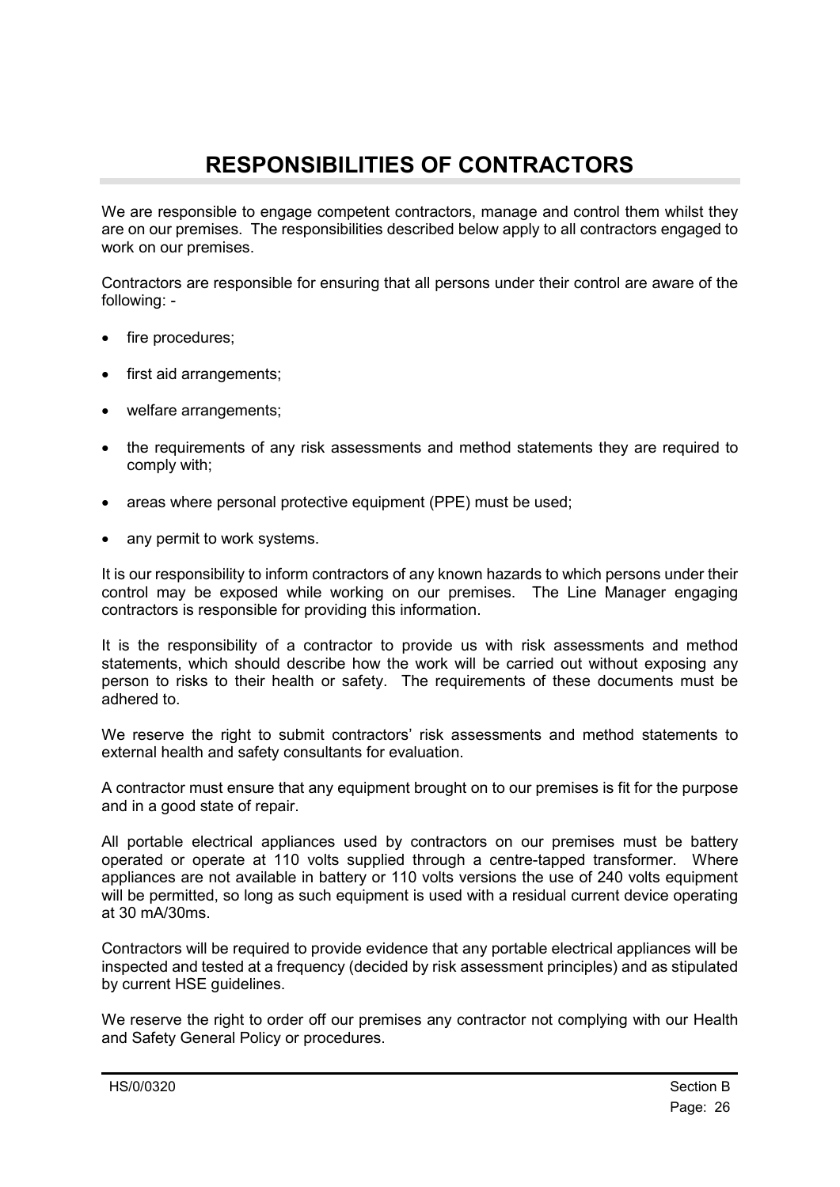# RESPONSIBILITIES OF CONTRACTORS

We are responsible to engage competent contractors, manage and control them whilst they are on our premises. The responsibilities described below apply to all contractors engaged to work on our premises.

Contractors are responsible for ensuring that all persons under their control are aware of the following: -

- fire procedures;
- first aid arrangements;
- welfare arrangements;
- the requirements of any risk assessments and method statements they are required to comply with;
- areas where personal protective equipment (PPE) must be used;
- any permit to work systems.

It is our responsibility to inform contractors of any known hazards to which persons under their control may be exposed while working on our premises. The Line Manager engaging contractors is responsible for providing this information.

It is the responsibility of a contractor to provide us with risk assessments and method statements, which should describe how the work will be carried out without exposing any person to risks to their health or safety. The requirements of these documents must be adhered to.

We reserve the right to submit contractors' risk assessments and method statements to external health and safety consultants for evaluation.

A contractor must ensure that any equipment brought on to our premises is fit for the purpose and in a good state of repair.

All portable electrical appliances used by contractors on our premises must be battery operated or operate at 110 volts supplied through a centre-tapped transformer. Where appliances are not available in battery or 110 volts versions the use of 240 volts equipment will be permitted, so long as such equipment is used with a residual current device operating at 30 mA/30ms.

Contractors will be required to provide evidence that any portable electrical appliances will be inspected and tested at a frequency (decided by risk assessment principles) and as stipulated by current HSE guidelines.

We reserve the right to order off our premises any contractor not complying with our Health and Safety General Policy or procedures.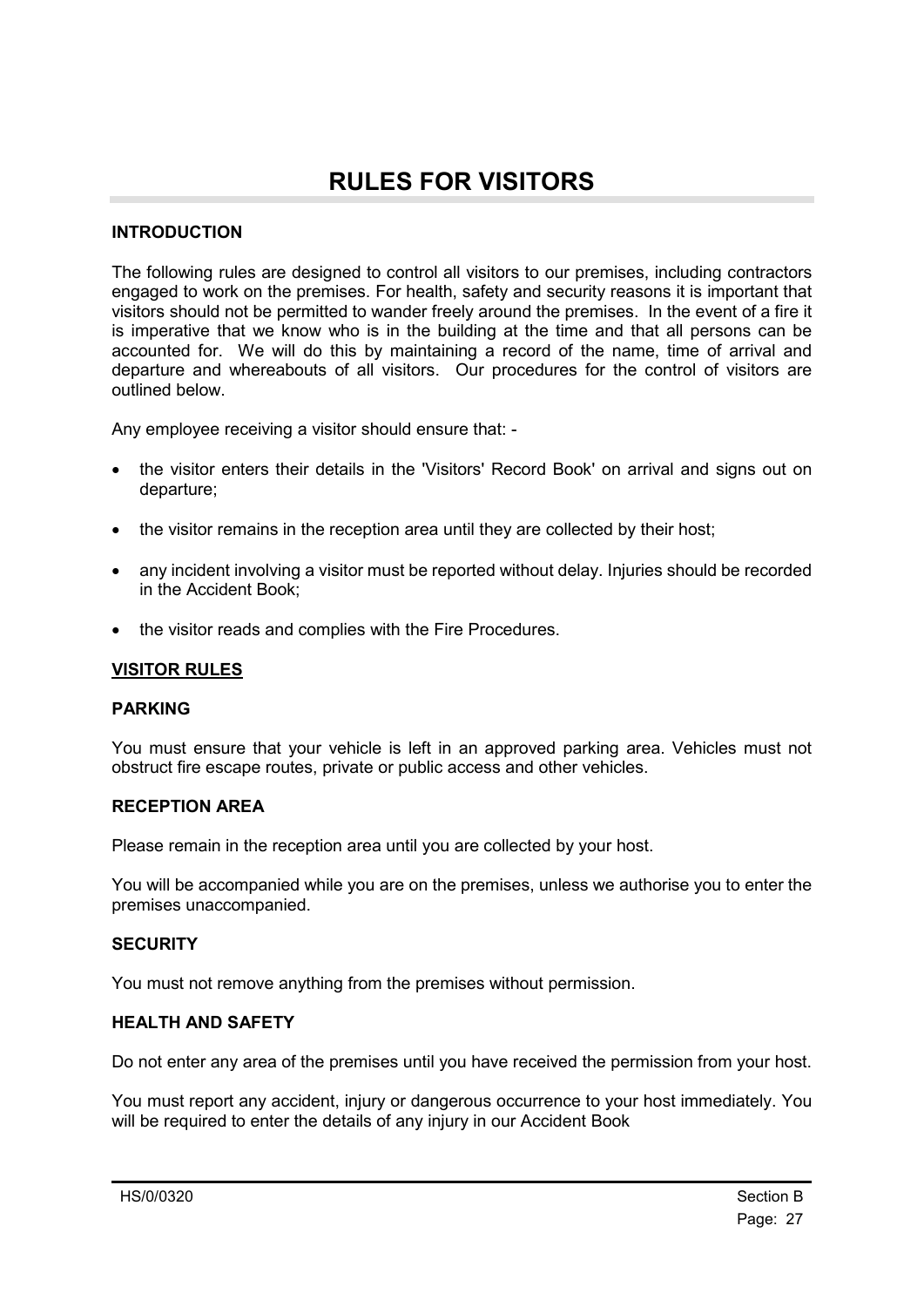# RULES FOR VISITORS

## INTRODUCTION

The following rules are designed to control all visitors to our premises, including contractors engaged to work on the premises. For health, safety and security reasons it is important that visitors should not be permitted to wander freely around the premises. In the event of a fire it is imperative that we know who is in the building at the time and that all persons can be accounted for. We will do this by maintaining a record of the name, time of arrival and departure and whereabouts of all visitors. Our procedures for the control of visitors are outlined below.

Any employee receiving a visitor should ensure that: -

- the visitor enters their details in the 'Visitors' Record Book' on arrival and signs out on departure;
- the visitor remains in the reception area until they are collected by their host;
- any incident involving a visitor must be reported without delay. Injuries should be recorded in the Accident Book;
- the visitor reads and complies with the Fire Procedures.

## VISITOR RULES

### PARKING

You must ensure that your vehicle is left in an approved parking area. Vehicles must not obstruct fire escape routes, private or public access and other vehicles.

### RECEPTION AREA

Please remain in the reception area until you are collected by your host.

You will be accompanied while you are on the premises, unless we authorise you to enter the premises unaccompanied.

### SECURITY

You must not remove anything from the premises without permission.

### HEALTH AND SAFETY

Do not enter any area of the premises until you have received the permission from your host.

You must report any accident, injury or dangerous occurrence to your host immediately. You will be required to enter the details of any injury in our Accident Book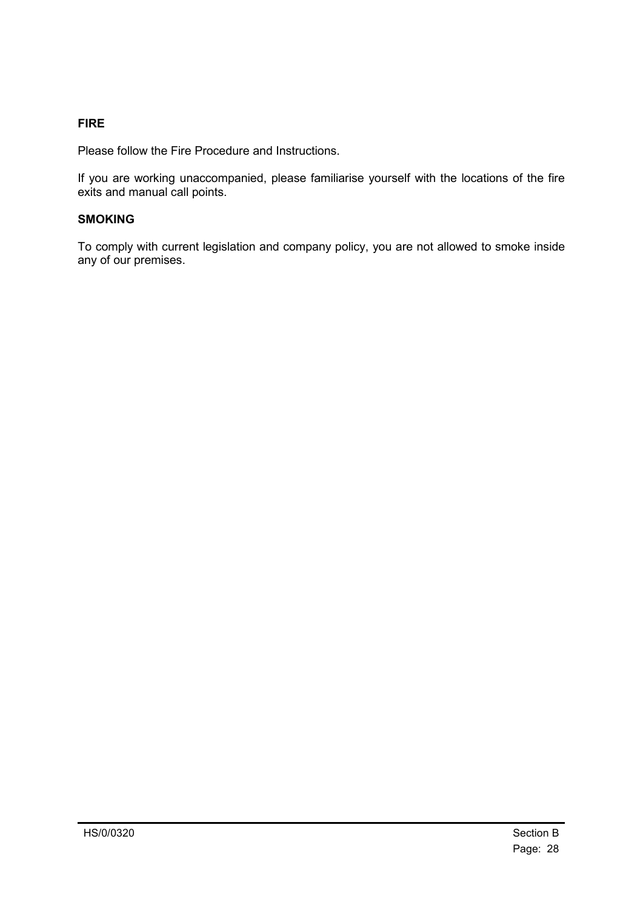**FIRE**

Please follow the Fire Procedure and Instructions.

If you are working unaccompanied, please familiarise yourself with the locations of the fire exits and manual call points.

**SMOKING**

To comply with current legislation and company policy, you are not allowed to smoke inside any of our premises.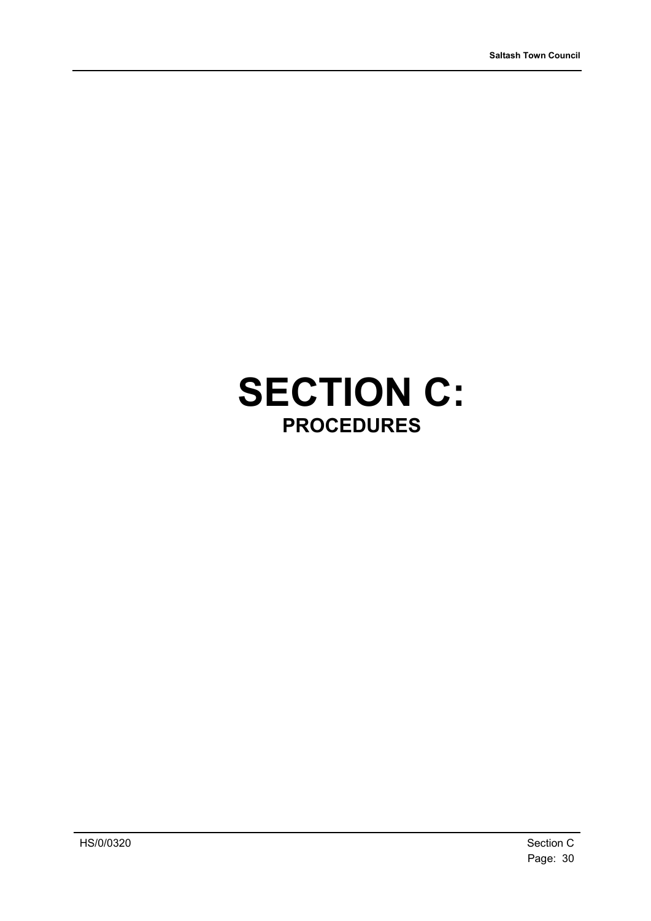# SECTION C:

## PROCEDURES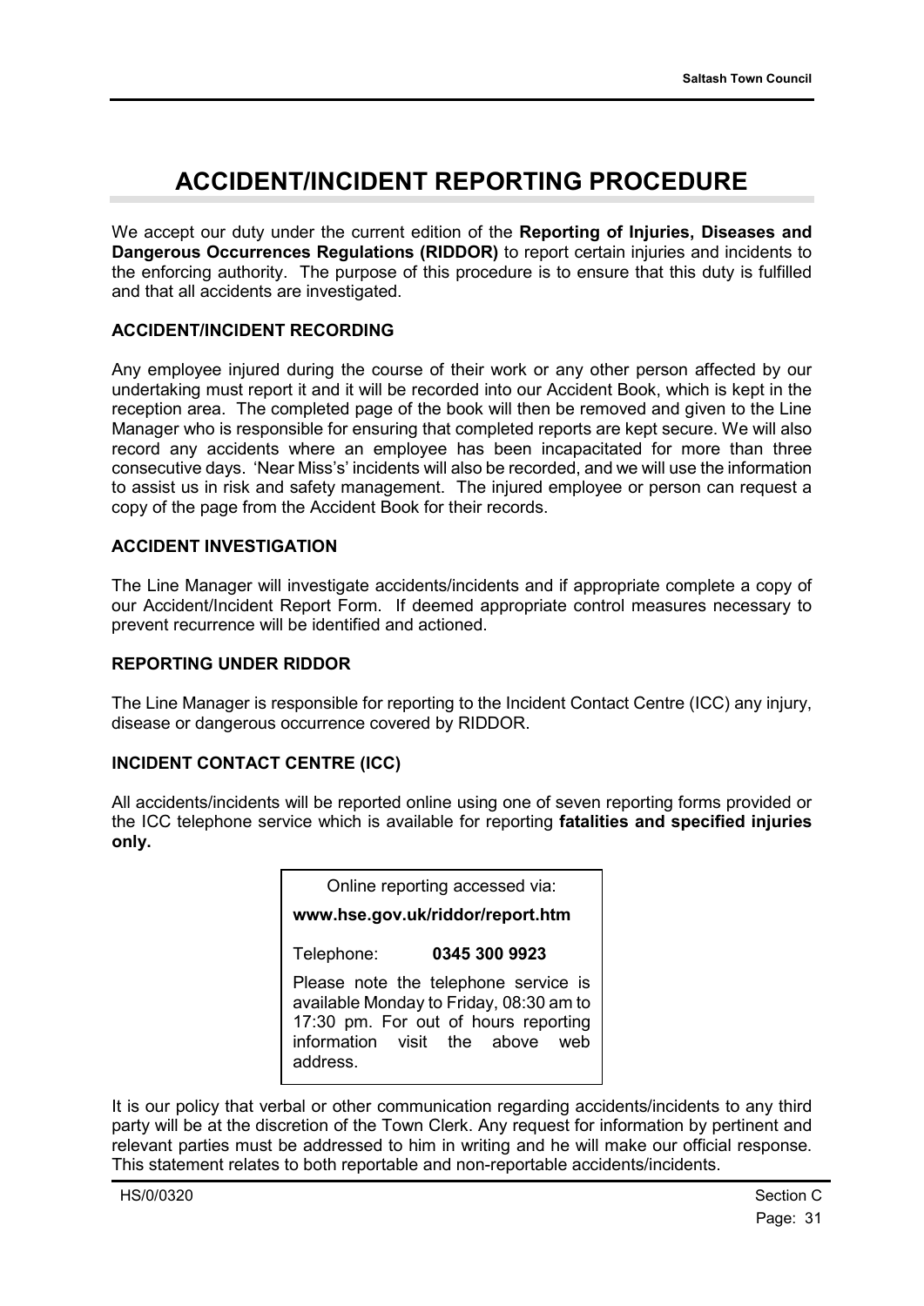# ACCIDENT/INCIDENT REPORTING PROCEDURE

We accept our duty under the current edition of the **Reporting of Injuries, Diseases and Dangerous Occurrences Regulations (RIDDOR)** to report certain injuries and incidents to the enforcing authority. The purpose of this procedure is to ensure that this duty is fulfilled and that all accidents are investigated.

## ACCIDENT/INCIDENT RECORDING

Any employee injured during the course of their work or any other person affected by our undertaking must report it and it will be recorded into our Accident Book, which is kept in the reception area. The completed page of the book will then be removed and given to the Line Manager who is responsible for ensuring that completed reports are kept secure. We will also record any accidents where an employee has been incapacitated for more than three consecutive days. 'Near Miss's' incidents will also be recorded, and we will use the information to assist us in risk and safety management. The injured employee or person can request a copy of the page from the Accident Book for their records.

## ACCIDENT INVESTIGATION

The Line Manager will investigate accidents/incidents and if appropriate complete a copy of our Accident/Incident Report Form. If deemed appropriate control measures necessary to prevent recurrence will be identified and actioned.

## REPORTING UNDER RIDDOR

The Line Manager is responsible for reporting to the Incident Contact Centre (ICC) any injury, disease or dangerous occurrence covered by RIDDOR.

## INCIDENT CONTACT CENTRE (ICC)

All accidents/incidents will be reported online using one of seven reporting forms provided or the ICC telephone service which is available for reporting **fatalities and specified injuries only.**

> Online reporting accessed via:
>
> **www.hse.gov.uk/riddor/report.htm**
>
> Telephone: **0345 300 9923**
>
> Please note the telephone service is available Monday to Friday, 08:30 am to 17:30 pm. For out of hours reporting information visit the above web address.

It is our policy that verbal or other communication regarding accidents/incidents to any third party will be at the discretion of the Town Clerk. Any request for information by pertinent and relevant parties must be addressed to him in writing and he will make our official response. This statement relates to both reportable and non-reportable accidents/incidents.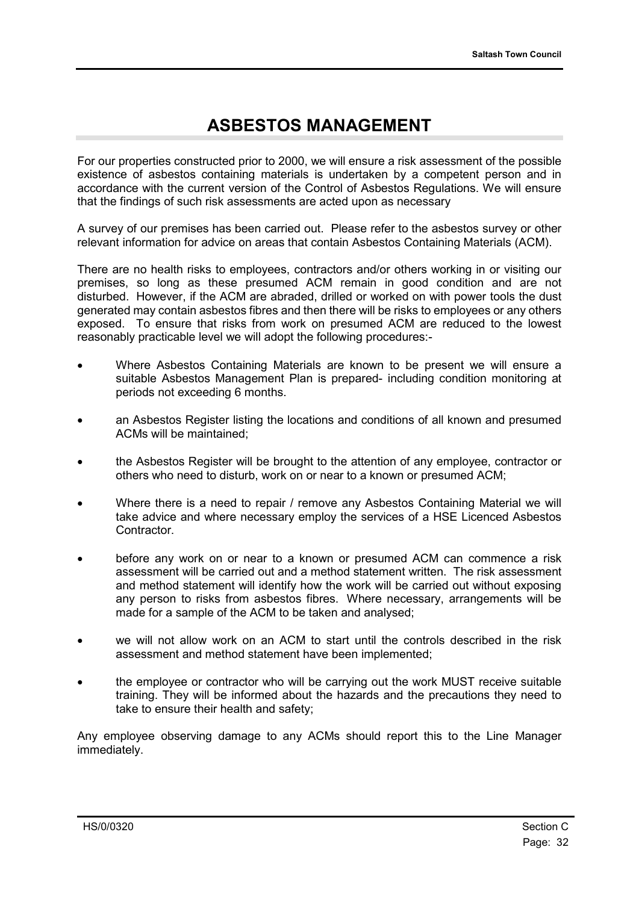# ASBESTOS MANAGEMENT

For our properties constructed prior to 2000, we will ensure a risk assessment of the possible existence of asbestos containing materials is undertaken by a competent person and in accordance with the current version of the Control of Asbestos Regulations. We will ensure that the findings of such risk assessments are acted upon as necessary

A survey of our premises has been carried out. Please refer to the asbestos survey or other relevant information for advice on areas that contain Asbestos Containing Materials (ACM).

There are no health risks to employees, contractors and/or others working in or visiting our premises, so long as these presumed ACM remain in good condition and are not disturbed. However, if the ACM are abraded, drilled or worked on with power tools the dust generated may contain asbestos fibres and then there will be risks to employees or any others exposed. To ensure that risks from work on presumed ACM are reduced to the lowest reasonably practicable level we will adopt the following procedures:-

- Where Asbestos Containing Materials are known to be present we will ensure a suitable Asbestos Management Plan is prepared- including condition monitoring at periods not exceeding 6 months.
- an Asbestos Register listing the locations and conditions of all known and presumed ACMs will be maintained;
- the Asbestos Register will be brought to the attention of any employee, contractor or others who need to disturb, work on or near to a known or presumed ACM;
- Where there is a need to repair / remove any Asbestos Containing Material we will take advice and where necessary employ the services of a HSE Licenced Asbestos Contractor.
- before any work on or near to a known or presumed ACM can commence a risk assessment will be carried out and a method statement written. The risk assessment and method statement will identify how the work will be carried out without exposing any person to risks from asbestos fibres. Where necessary, arrangements will be made for a sample of the ACM to be taken and analysed;
- we will not allow work on an ACM to start until the controls described in the risk assessment and method statement have been implemented;
- the employee or contractor who will be carrying out the work MUST receive suitable training. They will be informed about the hazards and the precautions they need to take to ensure their health and safety;

Any employee observing damage to any ACMs should report this to the Line Manager immediately.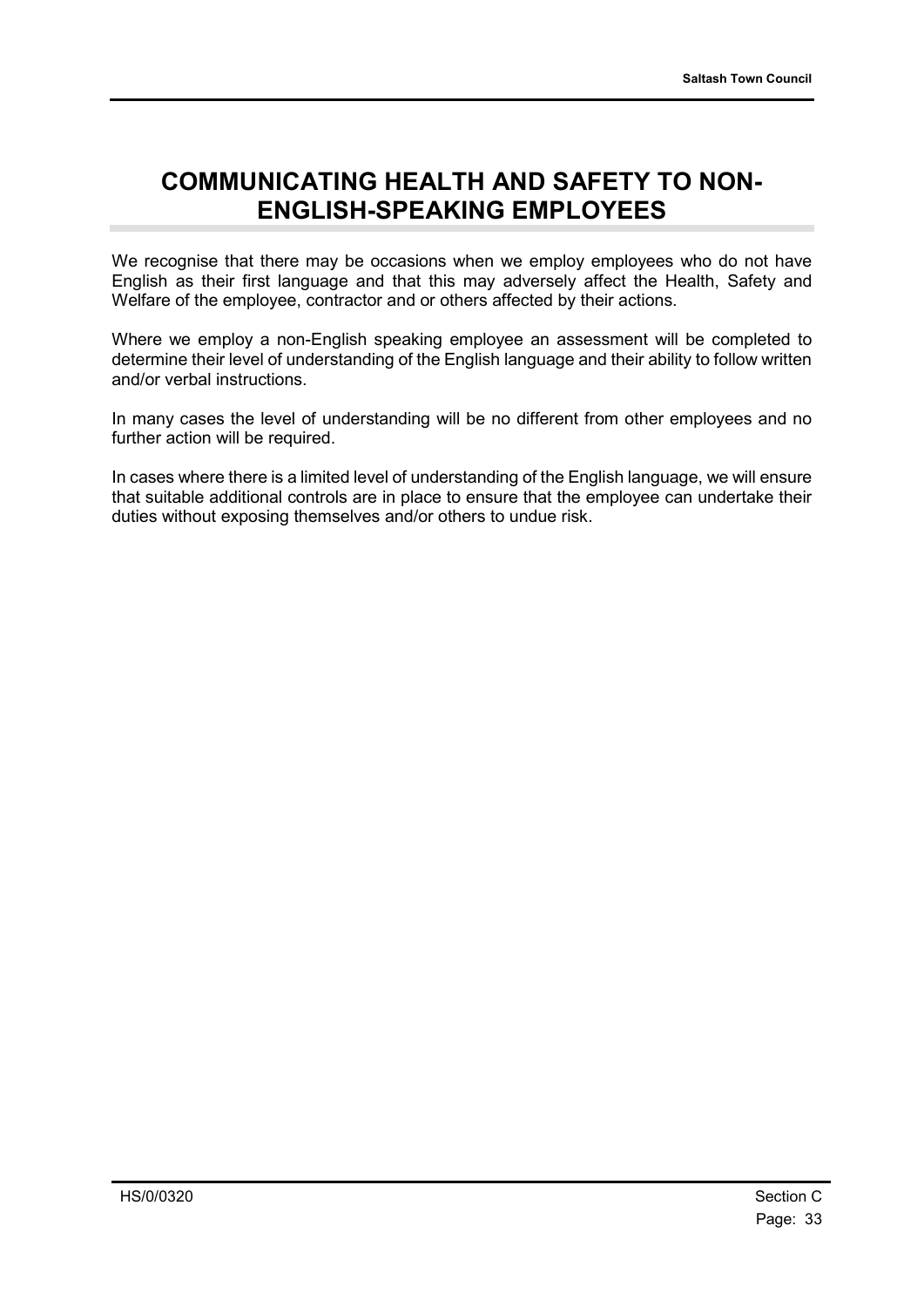# COMMUNICATING HEALTH AND SAFETY TO NON-ENGLISH-SPEAKING EMPLOYEES

We recognise that there may be occasions when we employ employees who do not have English as their first language and that this may adversely affect the Health, Safety and Welfare of the employee, contractor and or others affected by their actions.

Where we employ a non-English speaking employee an assessment will be completed to determine their level of understanding of the English language and their ability to follow written and/or verbal instructions.

In many cases the level of understanding will be no different from other employees and no further action will be required.

In cases where there is a limited level of understanding of the English language, we will ensure that suitable additional controls are in place to ensure that the employee can undertake their duties without exposing themselves and/or others to undue risk.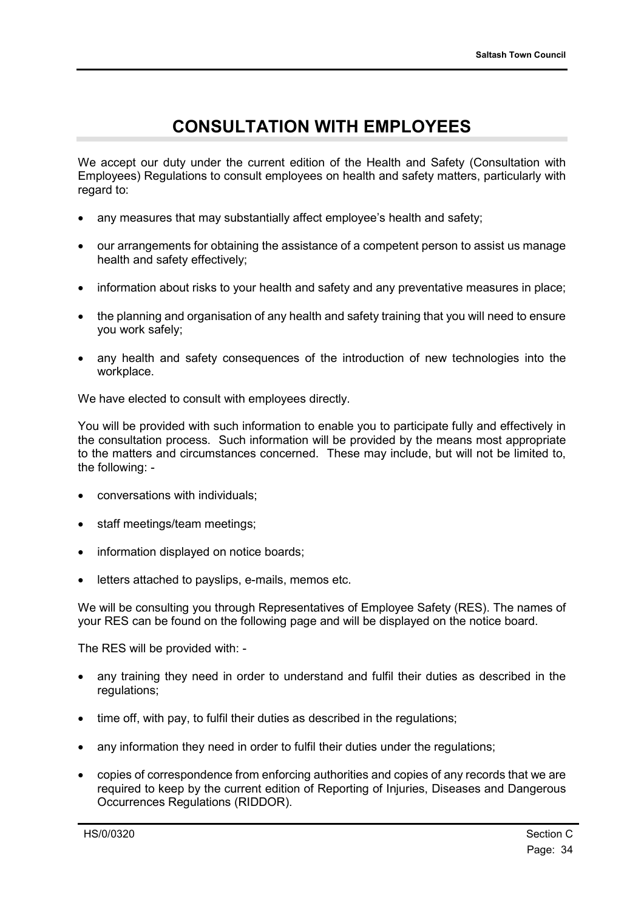# CONSULTATION WITH EMPLOYEES

We accept our duty under the current edition of the Health and Safety (Consultation with Employees) Regulations to consult employees on health and safety matters, particularly with regard to:

- any measures that may substantially affect employee's health and safety;
- our arrangements for obtaining the assistance of a competent person to assist us manage health and safety effectively;
- information about risks to your health and safety and any preventative measures in place;
- the planning and organisation of any health and safety training that you will need to ensure you work safely;
- any health and safety consequences of the introduction of new technologies into the workplace.

We have elected to consult with employees directly.

You will be provided with such information to enable you to participate fully and effectively in the consultation process. Such information will be provided by the means most appropriate to the matters and circumstances concerned. These may include, but will not be limited to, the following: -

- conversations with individuals;
- staff meetings/team meetings;
- information displayed on notice boards;
- letters attached to payslips, e-mails, memos etc.

We will be consulting you through Representatives of Employee Safety (RES). The names of your RES can be found on the following page and will be displayed on the notice board.

The RES will be provided with: -

- any training they need in order to understand and fulfil their duties as described in the regulations;
- time off, with pay, to fulfil their duties as described in the regulations;
- any information they need in order to fulfil their duties under the regulations;
- copies of correspondence from enforcing authorities and copies of any records that we are required to keep by the current edition of Reporting of Injuries, Diseases and Dangerous Occurrences Regulations (RIDDOR).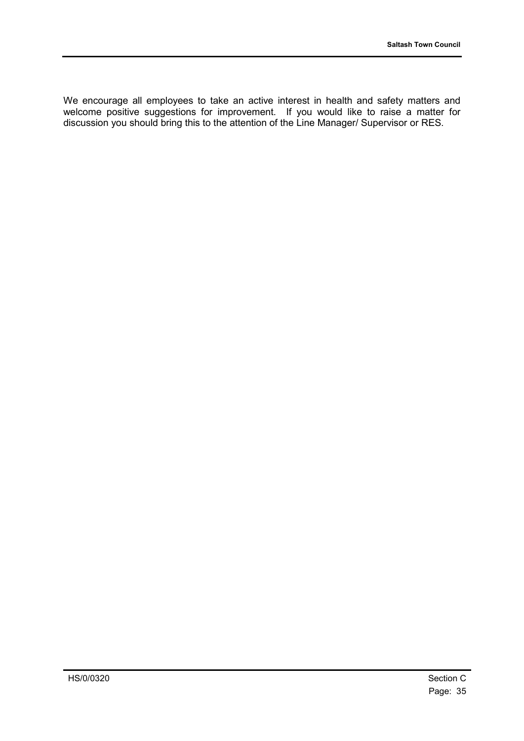We encourage all employees to take an active interest in health and safety matters and welcome positive suggestions for improvement. If you would like to raise a matter for discussion you should bring this to the attention of the Line Manager/ Supervisor or RES.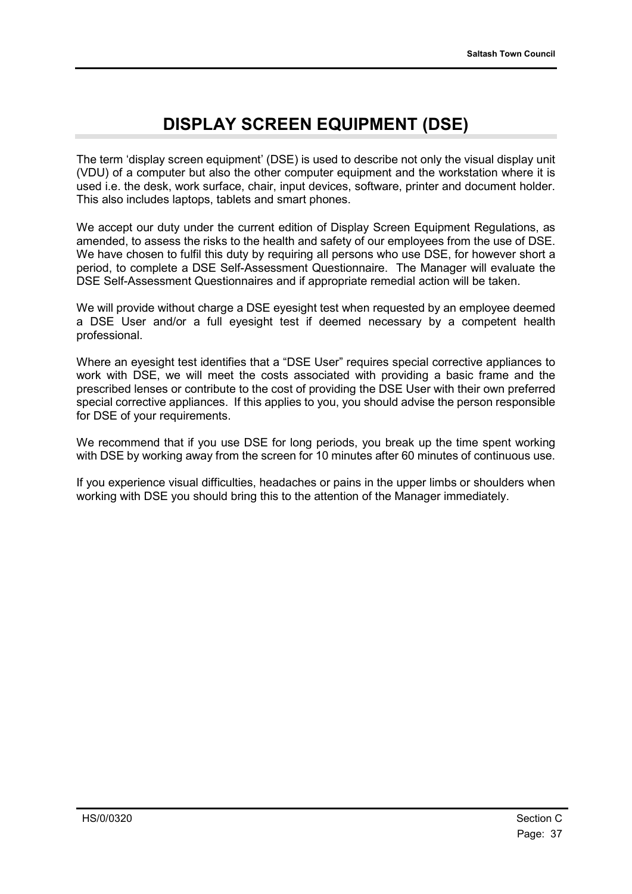# DISPLAY SCREEN EQUIPMENT (DSE)

The term 'display screen equipment' (DSE) is used to describe not only the visual display unit (VDU) of a computer but also the other computer equipment and the workstation where it is used i.e. the desk, work surface, chair, input devices, software, printer and document holder. This also includes laptops, tablets and smart phones.

We accept our duty under the current edition of Display Screen Equipment Regulations, as amended, to assess the risks to the health and safety of our employees from the use of DSE. We have chosen to fulfil this duty by requiring all persons who use DSE, for however short a period, to complete a DSE Self-Assessment Questionnaire. The Manager will evaluate the DSE Self-Assessment Questionnaires and if appropriate remedial action will be taken.

We will provide without charge a DSE eyesight test when requested by an employee deemed a DSE User and/or a full eyesight test if deemed necessary by a competent health professional.

Where an eyesight test identifies that a "DSE User" requires special corrective appliances to work with DSE, we will meet the costs associated with providing a basic frame and the prescribed lenses or contribute to the cost of providing the DSE User with their own preferred special corrective appliances. If this applies to you, you should advise the person responsible for DSE of your requirements.

We recommend that if you use DSE for long periods, you break up the time spent working with DSE by working away from the screen for 10 minutes after 60 minutes of continuous use.

If you experience visual difficulties, headaches or pains in the upper limbs or shoulders when working with DSE you should bring this to the attention of the Manager immediately.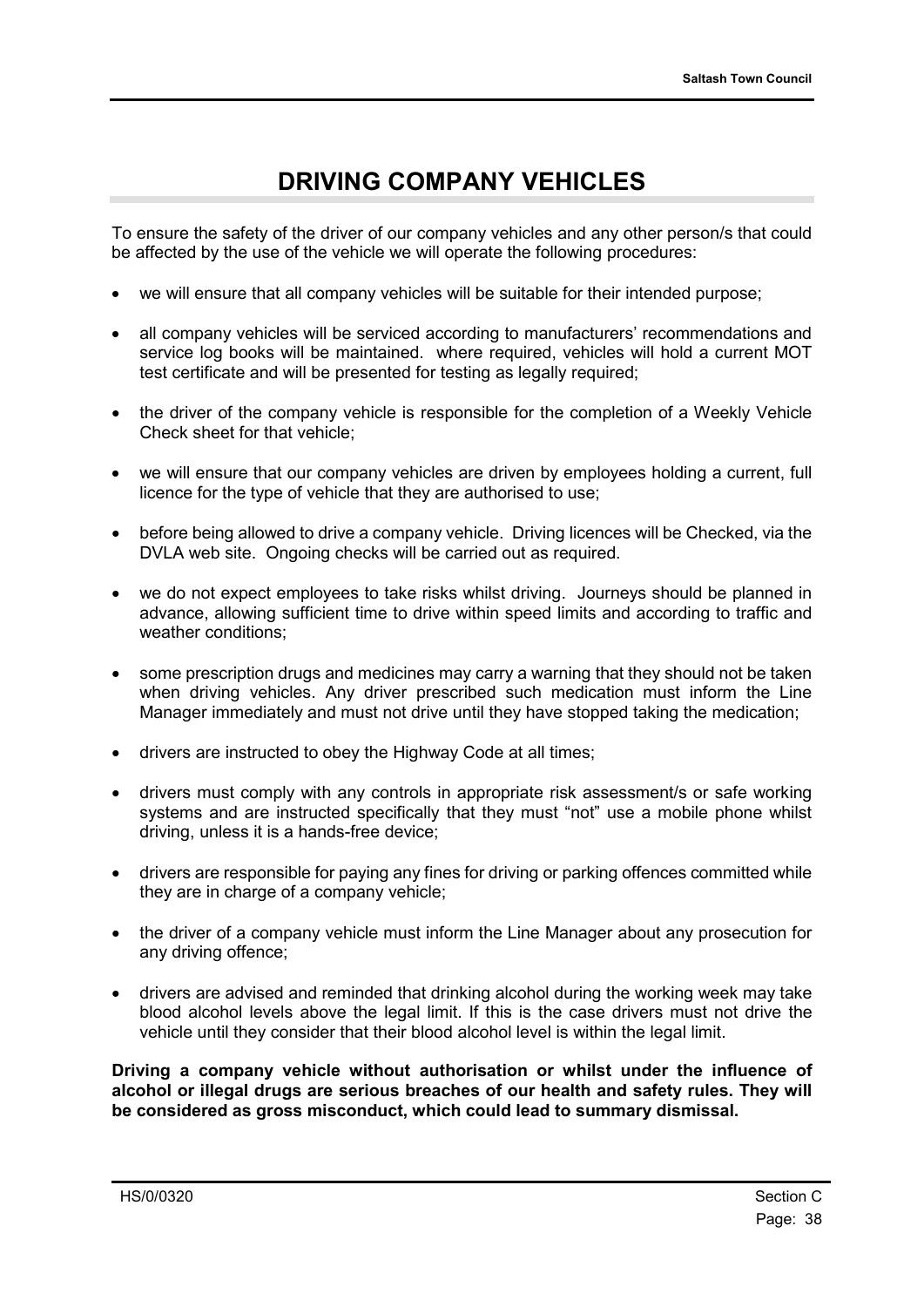# DRIVING COMPANY VEHICLES

To ensure the safety of the driver of our company vehicles and any other person/s that could be affected by the use of the vehicle we will operate the following procedures:

- we will ensure that all company vehicles will be suitable for their intended purpose;
- all company vehicles will be serviced according to manufacturers' recommendations and service log books will be maintained. where required, vehicles will hold a current MOT test certificate and will be presented for testing as legally required;
- the driver of the company vehicle is responsible for the completion of a Weekly Vehicle Check sheet for that vehicle;
- we will ensure that our company vehicles are driven by employees holding a current, full licence for the type of vehicle that they are authorised to use;
- before being allowed to drive a company vehicle. Driving licences will be Checked, via the DVLA web site. Ongoing checks will be carried out as required.
- we do not expect employees to take risks whilst driving. Journeys should be planned in advance, allowing sufficient time to drive within speed limits and according to traffic and weather conditions;
- some prescription drugs and medicines may carry a warning that they should not be taken when driving vehicles. Any driver prescribed such medication must inform the Line Manager immediately and must not drive until they have stopped taking the medication;
- drivers are instructed to obey the Highway Code at all times;
- drivers must comply with any controls in appropriate risk assessment/s or safe working systems and are instructed specifically that they must "not" use a mobile phone whilst driving, unless it is a hands-free device;
- drivers are responsible for paying any fines for driving or parking offences committed while they are in charge of a company vehicle;
- the driver of a company vehicle must inform the Line Manager about any prosecution for any driving offence;
- drivers are advised and reminded that drinking alcohol during the working week may take blood alcohol levels above the legal limit. If this is the case drivers must not drive the vehicle until they consider that their blood alcohol level is within the legal limit.

**Driving a company vehicle without authorisation or whilst under the influence of alcohol or illegal drugs are serious breaches of our health and safety rules. They will be considered as gross misconduct, which could lead to summary dismissal.**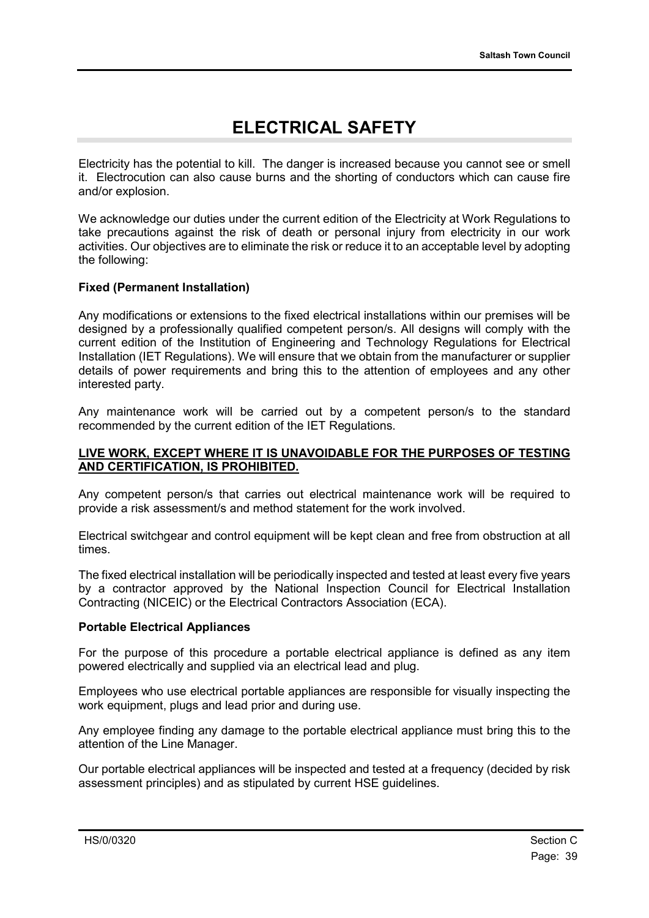# ELECTRICAL SAFETY

Electricity has the potential to kill. The danger is increased because you cannot see or smell it. Electrocution can also cause burns and the shorting of conductors which can cause fire and/or explosion.

We acknowledge our duties under the current edition of the Electricity at Work Regulations to take precautions against the risk of death or personal injury from electricity in our work activities. Our objectives are to eliminate the risk or reduce it to an acceptable level by adopting the following:

**Fixed (Permanent Installation)**

Any modifications or extensions to the fixed electrical installations within our premises will be designed by a professionally qualified competent person/s. All designs will comply with the current edition of the Institution of Engineering and Technology Regulations for Electrical Installation (IET Regulations). We will ensure that we obtain from the manufacturer or supplier details of power requirements and bring this to the attention of employees and any other interested party.

Any maintenance work will be carried out by a competent person/s to the standard recommended by the current edition of the IET Regulations.

<u>**LIVE WORK, EXCEPT WHERE IT IS UNAVOIDABLE FOR THE PURPOSES OF TESTING AND CERTIFICATION, IS PROHIBITED.**</u>

Any competent person/s that carries out electrical maintenance work will be required to provide a risk assessment/s and method statement for the work involved.

Electrical switchgear and control equipment will be kept clean and free from obstruction at all times.

The fixed electrical installation will be periodically inspected and tested at least every five years by a contractor approved by the National Inspection Council for Electrical Installation Contracting (NICEIC) or the Electrical Contractors Association (ECA).

**Portable Electrical Appliances**

For the purpose of this procedure a portable electrical appliance is defined as any item powered electrically and supplied via an electrical lead and plug.

Employees who use electrical portable appliances are responsible for visually inspecting the work equipment, plugs and lead prior and during use.

Any employee finding any damage to the portable electrical appliance must bring this to the attention of the Line Manager.

Our portable electrical appliances will be inspected and tested at a frequency (decided by risk assessment principles) and as stipulated by current HSE guidelines.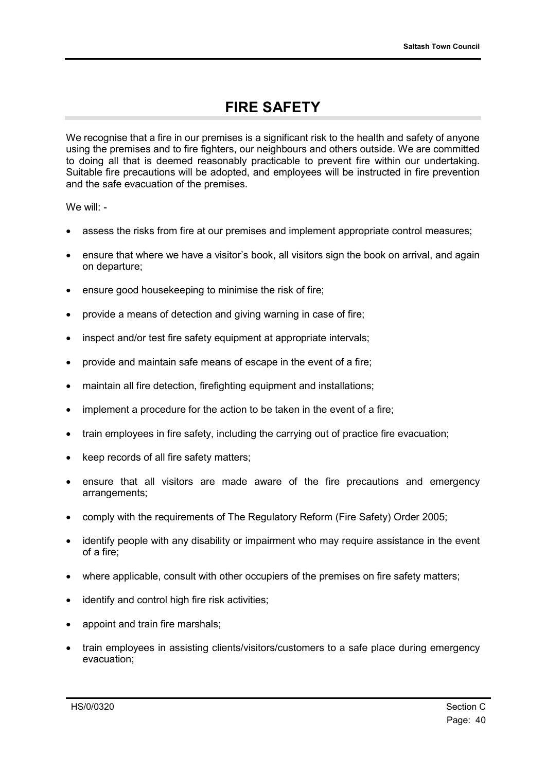# FIRE SAFETY

We recognise that a fire in our premises is a significant risk to the health and safety of anyone using the premises and to fire fighters, our neighbours and others outside. We are committed to doing all that is deemed reasonably practicable to prevent fire within our undertaking. Suitable fire precautions will be adopted, and employees will be instructed in fire prevention and the safe evacuation of the premises.

We will: -

- assess the risks from fire at our premises and implement appropriate control measures;
- ensure that where we have a visitor's book, all visitors sign the book on arrival, and again on departure;
- ensure good housekeeping to minimise the risk of fire;
- provide a means of detection and giving warning in case of fire;
- inspect and/or test fire safety equipment at appropriate intervals;
- provide and maintain safe means of escape in the event of a fire;
- maintain all fire detection, firefighting equipment and installations;
- implement a procedure for the action to be taken in the event of a fire;
- train employees in fire safety, including the carrying out of practice fire evacuation;
- keep records of all fire safety matters;
- ensure that all visitors are made aware of the fire precautions and emergency arrangements;
- comply with the requirements of The Regulatory Reform (Fire Safety) Order 2005;
- identify people with any disability or impairment who may require assistance in the event of a fire;
- where applicable, consult with other occupiers of the premises on fire safety matters;
- identify and control high fire risk activities;
- appoint and train fire marshals;
- train employees in assisting clients/visitors/customers to a safe place during emergency evacuation;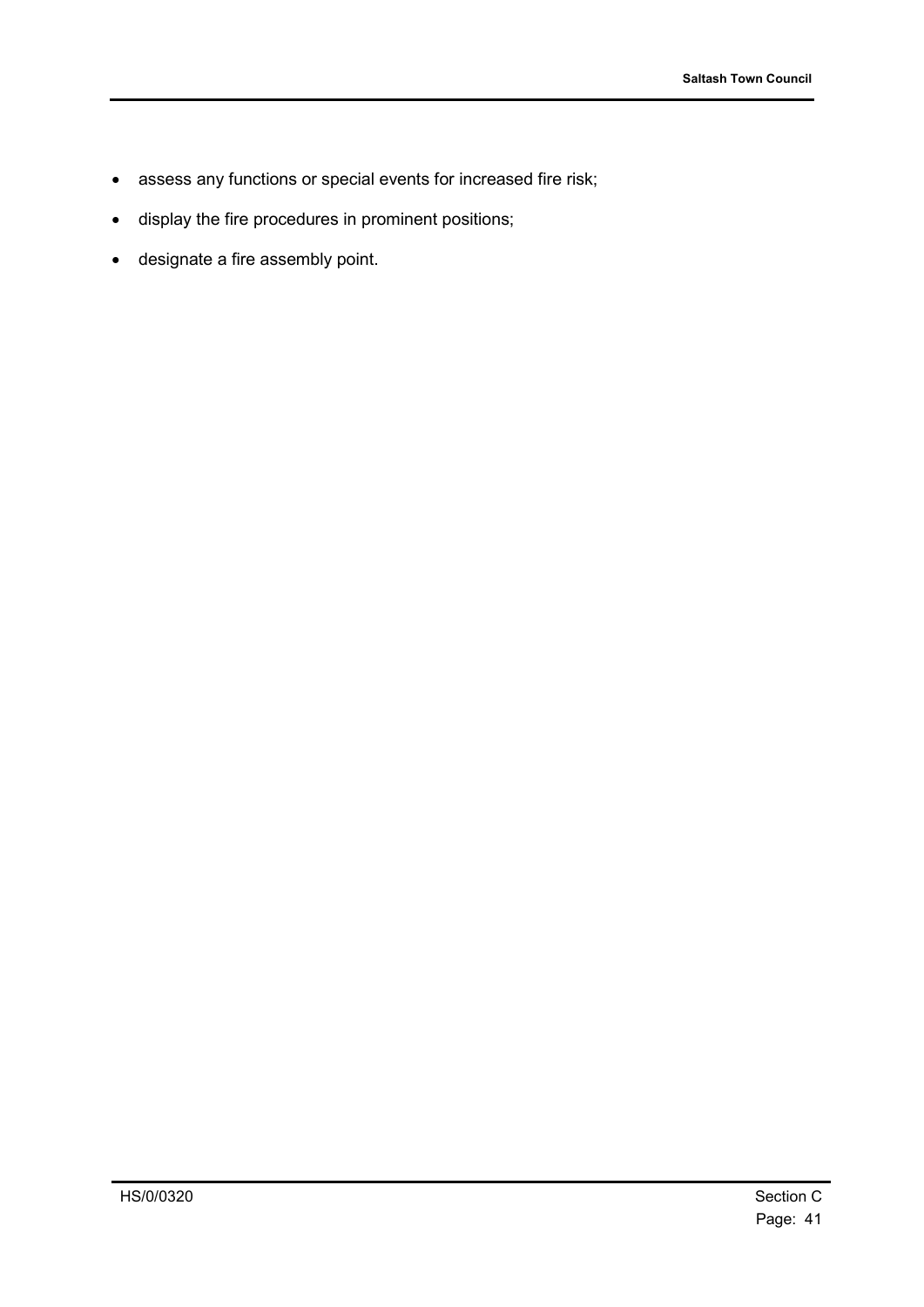- assess any functions or special events for increased fire risk;
- display the fire procedures in prominent positions;
- designate a fire assembly point.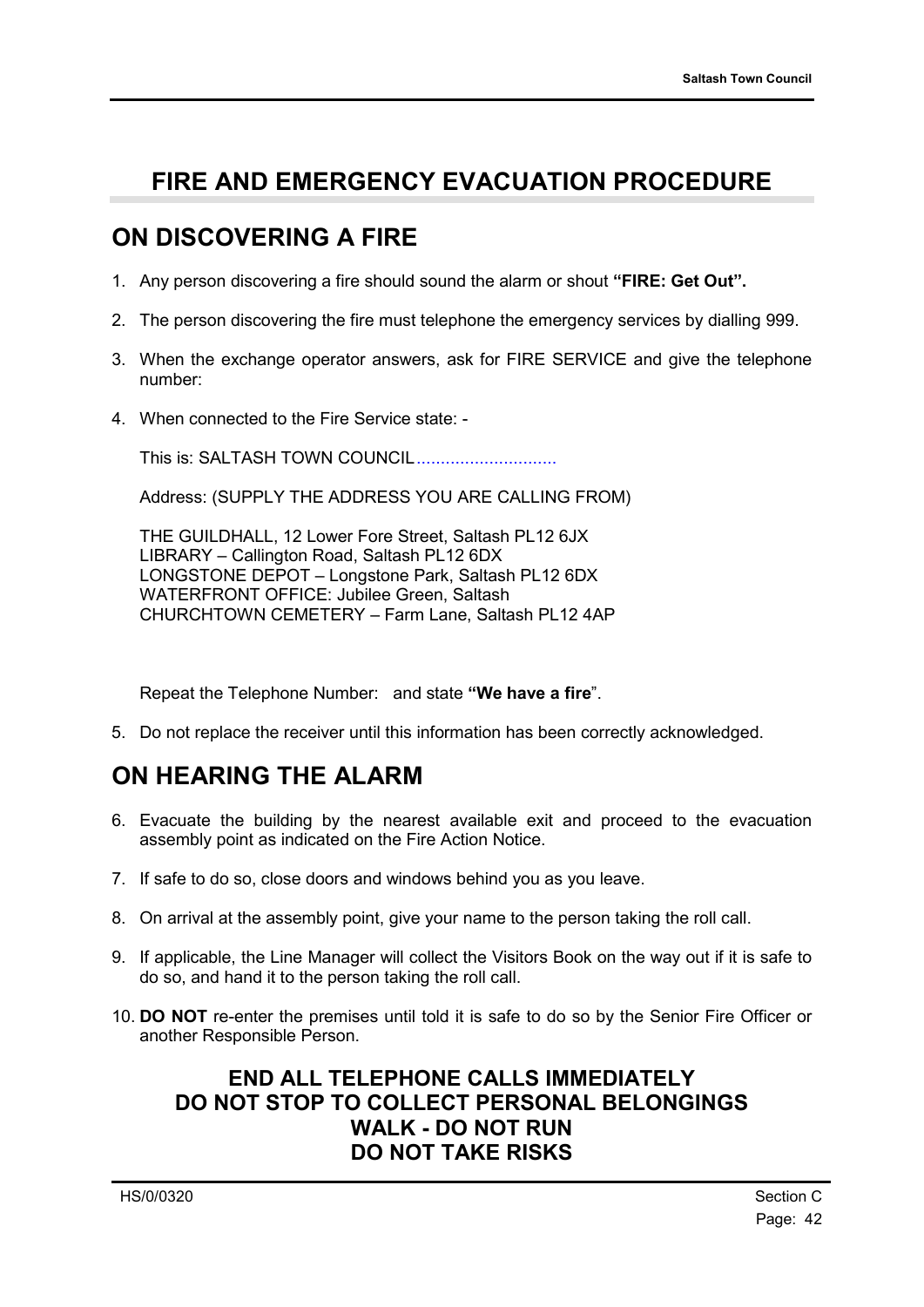# FIRE AND EMERGENCY EVACUATION PROCEDURE

## ON DISCOVERING A FIRE

1. Any person discovering a fire should sound the alarm or shout **"FIRE: Get Out".**

2. The person discovering the fire must telephone the emergency services by dialling 999.

3. When the exchange operator answers, ask for FIRE SERVICE and give the telephone number:

4. When connected to the Fire Service state: -

   This is: SALTASH TOWN COUNCIL............................

   Address: (SUPPLY THE ADDRESS YOU ARE CALLING FROM)

   THE GUILDHALL, 12 Lower Fore Street, Saltash PL12 6JX
   LIBRARY – Callington Road, Saltash PL12 6DX
   LONGSTONE DEPOT – Longstone Park, Saltash PL12 6DX
   WATERFRONT OFFICE: Jubilee Green, Saltash
   CHURCHTOWN CEMETERY – Farm Lane, Saltash PL12 4AP

   Repeat the Telephone Number: and state **"We have a fire**".

5. Do not replace the receiver until this information has been correctly acknowledged.

## ON HEARING THE ALARM

6. Evacuate the building by the nearest available exit and proceed to the evacuation assembly point as indicated on the Fire Action Notice.

7. If safe to do so, close doors and windows behind you as you leave.

8. On arrival at the assembly point, give your name to the person taking the roll call.

9. If applicable, the Line Manager will collect the Visitors Book on the way out if it is safe to do so, and hand it to the person taking the roll call.

10. **DO NOT** re-enter the premises until told it is safe to do so by the Senior Fire Officer or another Responsible Person.

**END ALL TELEPHONE CALLS IMMEDIATELY**
**DO NOT STOP TO COLLECT PERSONAL BELONGINGS**
**WALK - DO NOT RUN**
**DO NOT TAKE RISKS**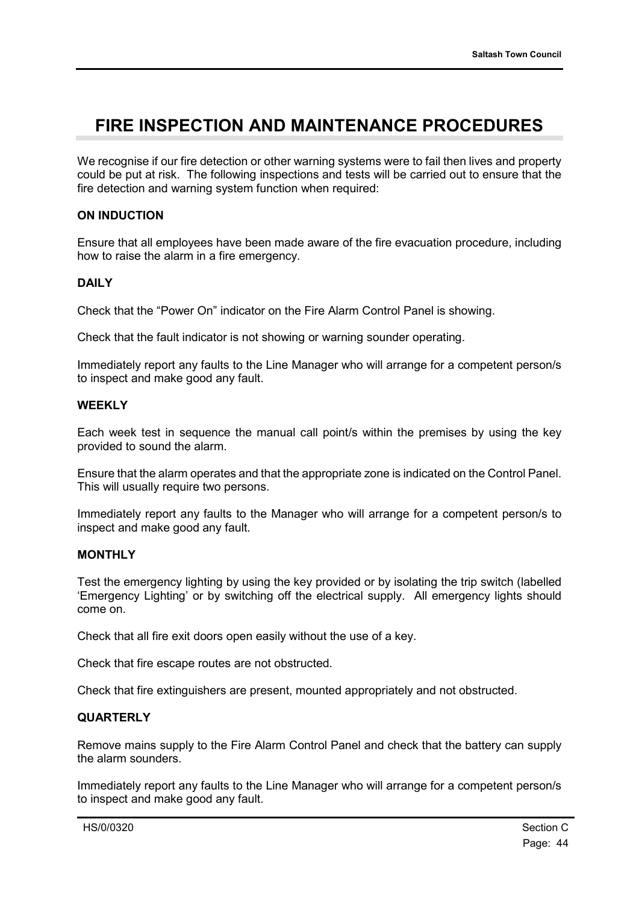# FIRE INSPECTION AND MAINTENANCE PROCEDURES

We recognise if our fire detection or other warning systems were to fail then lives and property could be put at risk. The following inspections and tests will be carried out to ensure that the fire detection and warning system function when required:

**ON INDUCTION**

Ensure that all employees have been made aware of the fire evacuation procedure, including how to raise the alarm in a fire emergency.

**DAILY**

Check that the “Power On” indicator on the Fire Alarm Control Panel is showing.

Check that the fault indicator is not showing or warning sounder operating.

Immediately report any faults to the Line Manager who will arrange for a competent person/s to inspect and make good any fault.

**WEEKLY**

Each week test in sequence the manual call point/s within the premises by using the key provided to sound the alarm.

Ensure that the alarm operates and that the appropriate zone is indicated on the Control Panel. This will usually require two persons.

Immediately report any faults to the Manager who will arrange for a competent person/s to inspect and make good any fault.

**MONTHLY**

Test the emergency lighting by using the key provided or by isolating the trip switch (labelled ‘Emergency Lighting’ or by switching off the electrical supply. All emergency lights should come on.

Check that all fire exit doors open easily without the use of a key.

Check that fire escape routes are not obstructed.

Check that fire extinguishers are present, mounted appropriately and not obstructed.

**QUARTERLY**

Remove mains supply to the Fire Alarm Control Panel and check that the battery can supply the alarm sounders.

Immediately report any faults to the Line Manager who will arrange for a competent person/s to inspect and make good any fault.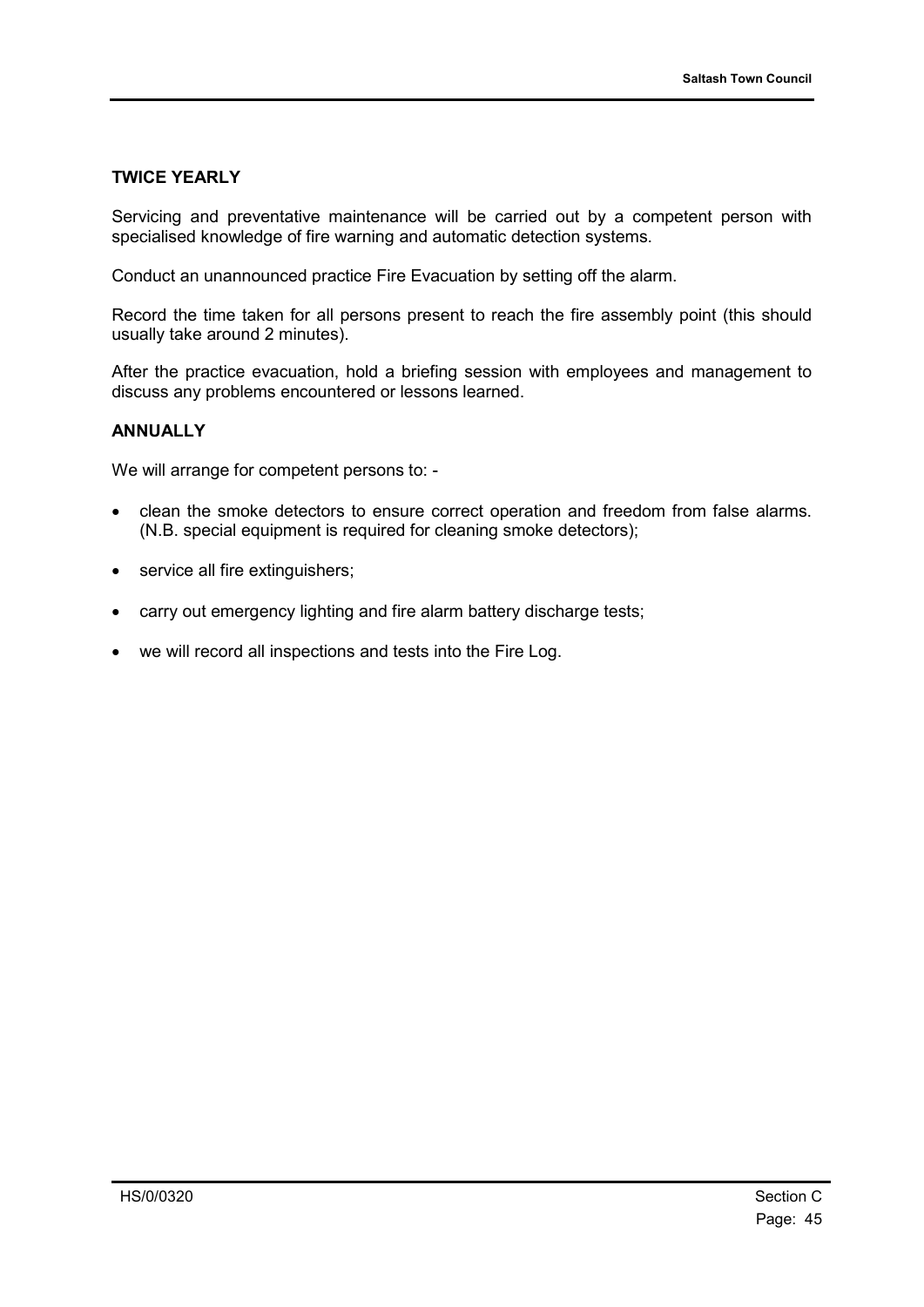**TWICE YEARLY**

Servicing and preventative maintenance will be carried out by a competent person with specialised knowledge of fire warning and automatic detection systems.

Conduct an unannounced practice Fire Evacuation by setting off the alarm.

Record the time taken for all persons present to reach the fire assembly point (this should usually take around 2 minutes).

After the practice evacuation, hold a briefing session with employees and management to discuss any problems encountered or lessons learned.

**ANNUALLY**

We will arrange for competent persons to: -

- clean the smoke detectors to ensure correct operation and freedom from false alarms. (N.B. special equipment is required for cleaning smoke detectors);
- service all fire extinguishers;
- carry out emergency lighting and fire alarm battery discharge tests;
- we will record all inspections and tests into the Fire Log.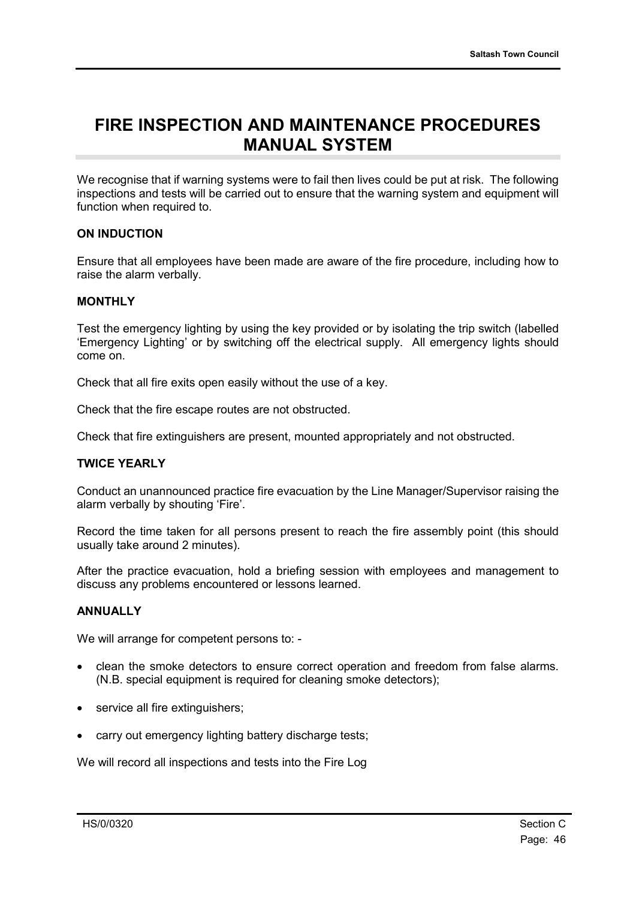# FIRE INSPECTION AND MAINTENANCE PROCEDURES MANUAL SYSTEM

We recognise that if warning systems were to fail then lives could be put at risk. The following inspections and tests will be carried out to ensure that the warning system and equipment will function when required to.

**ON INDUCTION**

Ensure that all employees have been made are aware of the fire procedure, including how to raise the alarm verbally.

**MONTHLY**

Test the emergency lighting by using the key provided or by isolating the trip switch (labelled 'Emergency Lighting' or by switching off the electrical supply. All emergency lights should come on.

Check that all fire exits open easily without the use of a key.

Check that the fire escape routes are not obstructed.

Check that fire extinguishers are present, mounted appropriately and not obstructed.

**TWICE YEARLY**

Conduct an unannounced practice fire evacuation by the Line Manager/Supervisor raising the alarm verbally by shouting 'Fire'.

Record the time taken for all persons present to reach the fire assembly point (this should usually take around 2 minutes).

After the practice evacuation, hold a briefing session with employees and management to discuss any problems encountered or lessons learned.

**ANNUALLY**

We will arrange for competent persons to: -

- clean the smoke detectors to ensure correct operation and freedom from false alarms. (N.B. special equipment is required for cleaning smoke detectors);
- service all fire extinguishers;
- carry out emergency lighting battery discharge tests;

We will record all inspections and tests into the Fire Log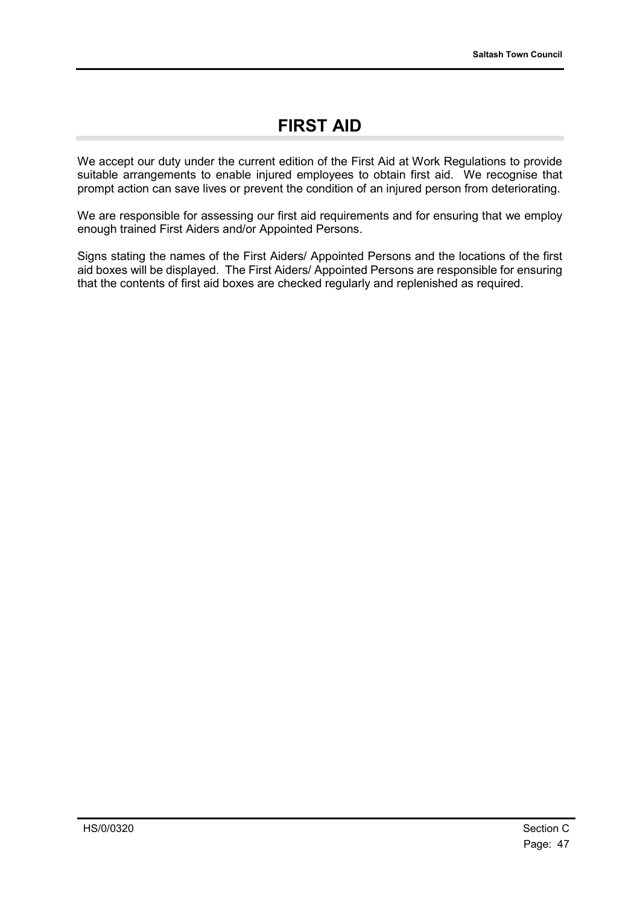# FIRST AID

We accept our duty under the current edition of the First Aid at Work Regulations to provide suitable arrangements to enable injured employees to obtain first aid. We recognise that prompt action can save lives or prevent the condition of an injured person from deteriorating.

We are responsible for assessing our first aid requirements and for ensuring that we employ enough trained First Aiders and/or Appointed Persons.

Signs stating the names of the First Aiders/ Appointed Persons and the locations of the first aid boxes will be displayed. The First Aiders/ Appointed Persons are responsible for ensuring that the contents of first aid boxes are checked regularly and replenished as required.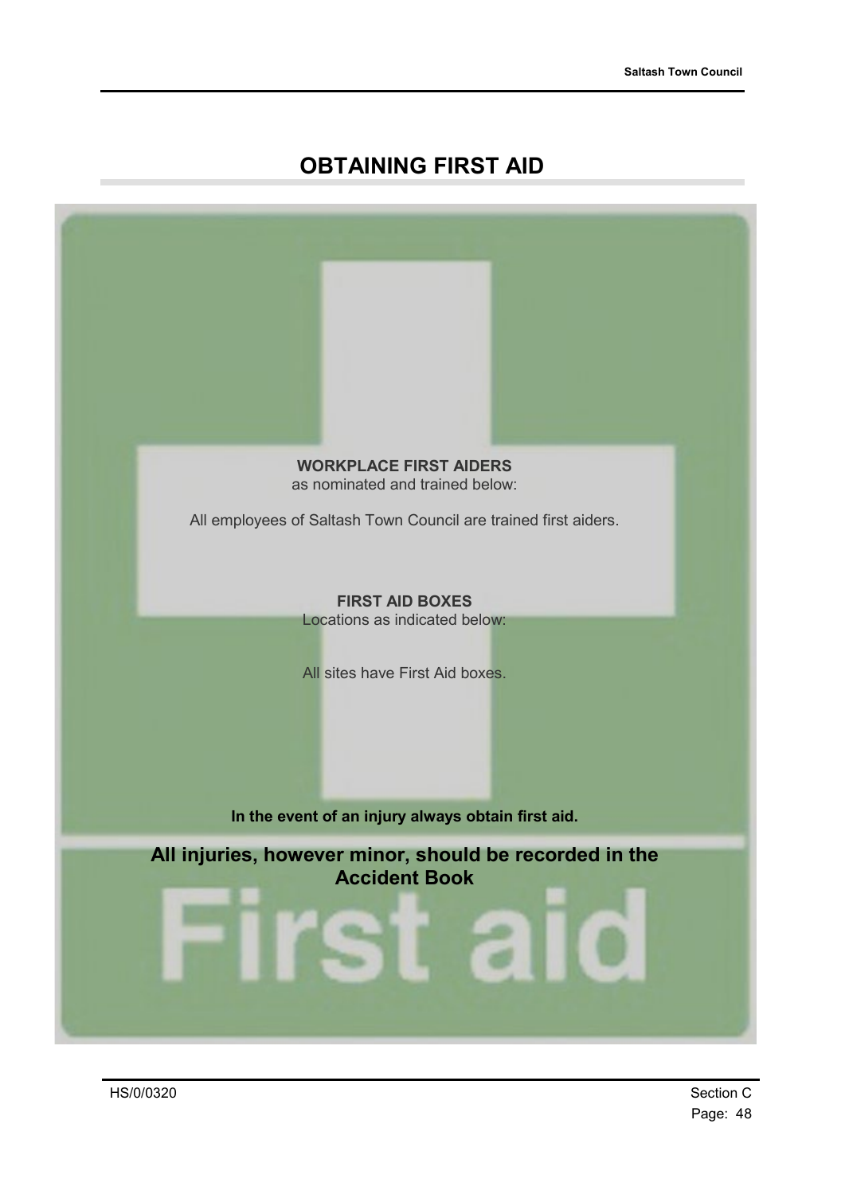# OBTAINING FIRST AID

**WORKPLACE FIRST AIDERS**
as nominated and trained below:

All employees of Saltash Town Council are trained first aiders.

**FIRST AID BOXES**
Locations as indicated below:

All sites have First Aid boxes.

**In the event of an injury always obtain first aid.**

**All injuries, however minor, should be recorded in the Accident Book**

First aid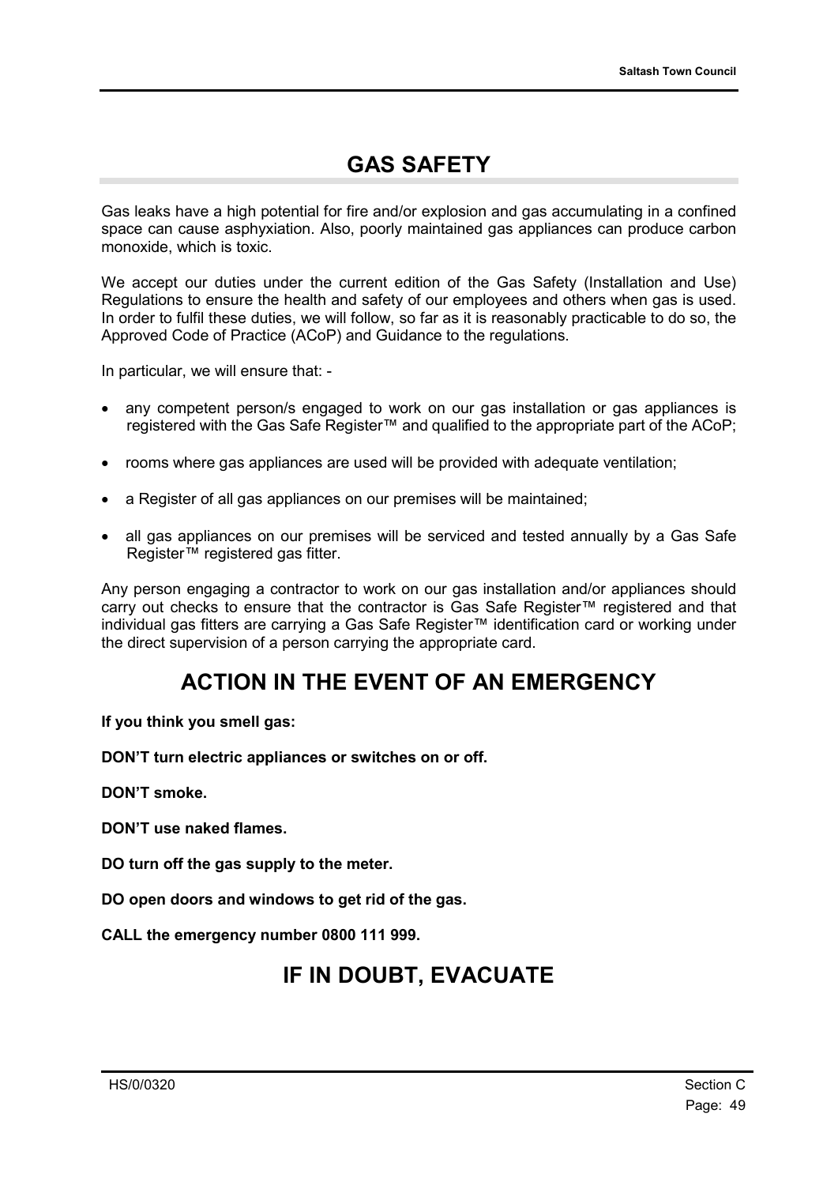# GAS SAFETY

Gas leaks have a high potential for fire and/or explosion and gas accumulating in a confined space can cause asphyxiation. Also, poorly maintained gas appliances can produce carbon monoxide, which is toxic.

We accept our duties under the current edition of the Gas Safety (Installation and Use) Regulations to ensure the health and safety of our employees and others when gas is used. In order to fulfil these duties, we will follow, so far as it is reasonably practicable to do so, the Approved Code of Practice (ACoP) and Guidance to the regulations.

In particular, we will ensure that: -

- any competent person/s engaged to work on our gas installation or gas appliances is registered with the Gas Safe Register™ and qualified to the appropriate part of the ACoP;
- rooms where gas appliances are used will be provided with adequate ventilation;
- a Register of all gas appliances on our premises will be maintained;
- all gas appliances on our premises will be serviced and tested annually by a Gas Safe Register™ registered gas fitter.

Any person engaging a contractor to work on our gas installation and/or appliances should carry out checks to ensure that the contractor is Gas Safe Register™ registered and that individual gas fitters are carrying a Gas Safe Register™ identification card or working under the direct supervision of a person carrying the appropriate card.

## ACTION IN THE EVENT OF AN EMERGENCY

**If you think you smell gas:**

**DON'T turn electric appliances or switches on or off.**

**DON'T smoke.**

**DON'T use naked flames.**

**DO turn off the gas supply to the meter.**

**DO open doors and windows to get rid of the gas.**

**CALL the emergency number 0800 111 999.**

## IF IN DOUBT, EVACUATE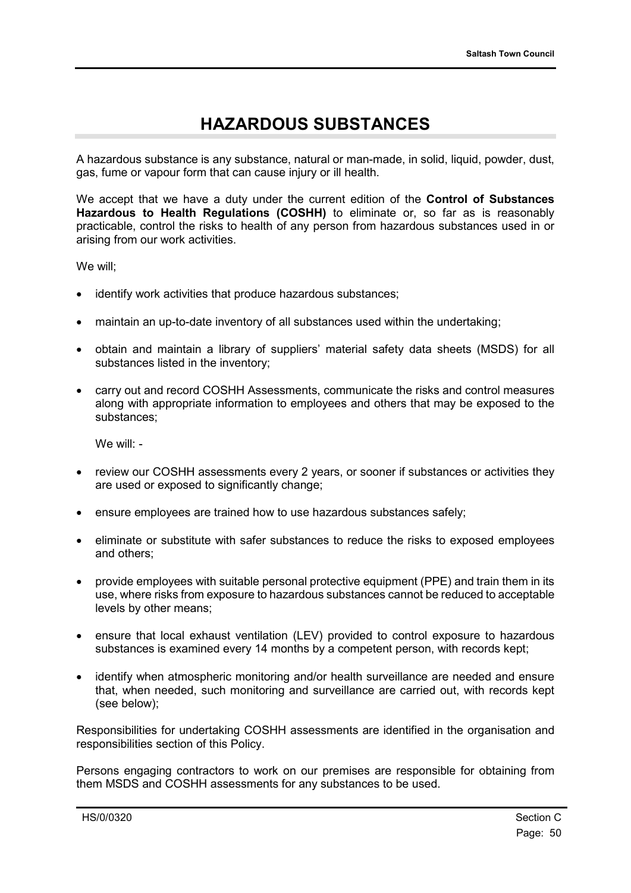# HAZARDOUS SUBSTANCES

A hazardous substance is any substance, natural or man-made, in solid, liquid, powder, dust, gas, fume or vapour form that can cause injury or ill health.

We accept that we have a duty under the current edition of the **Control of Substances Hazardous to Health Regulations (COSHH)** to eliminate or, so far as is reasonably practicable, control the risks to health of any person from hazardous substances used in or arising from our work activities.

We will;

- identify work activities that produce hazardous substances;
- maintain an up-to-date inventory of all substances used within the undertaking;
- obtain and maintain a library of suppliers' material safety data sheets (MSDS) for all substances listed in the inventory;
- carry out and record COSHH Assessments, communicate the risks and control measures along with appropriate information to employees and others that may be exposed to the substances;

  We will: -

- review our COSHH assessments every 2 years, or sooner if substances or activities they are used or exposed to significantly change;
- ensure employees are trained how to use hazardous substances safely;
- eliminate or substitute with safer substances to reduce the risks to exposed employees and others;
- provide employees with suitable personal protective equipment (PPE) and train them in its use, where risks from exposure to hazardous substances cannot be reduced to acceptable levels by other means;
- ensure that local exhaust ventilation (LEV) provided to control exposure to hazardous substances is examined every 14 months by a competent person, with records kept;
- identify when atmospheric monitoring and/or health surveillance are needed and ensure that, when needed, such monitoring and surveillance are carried out, with records kept (see below);

Responsibilities for undertaking COSHH assessments are identified in the organisation and responsibilities section of this Policy.

Persons engaging contractors to work on our premises are responsible for obtaining from them MSDS and COSHH assessments for any substances to be used.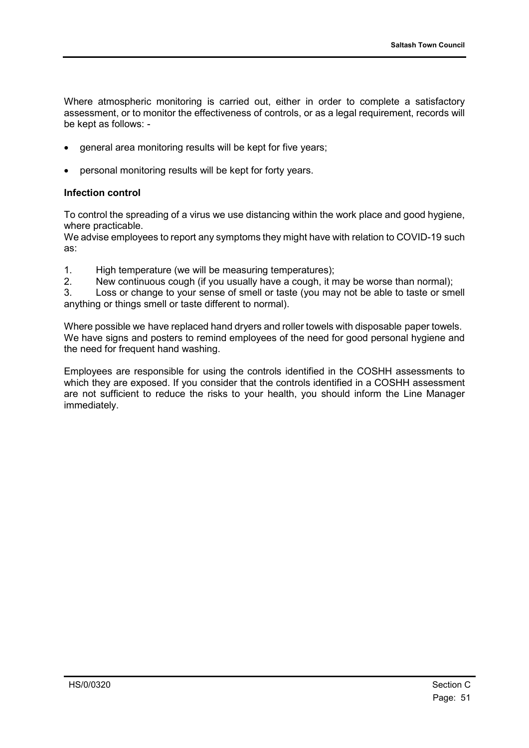Where atmospheric monitoring is carried out, either in order to complete a satisfactory assessment, or to monitor the effectiveness of controls, or as a legal requirement, records will be kept as follows: -

- general area monitoring results will be kept for five years;
- personal monitoring results will be kept for forty years.

**Infection control**

To control the spreading of a virus we use distancing within the work place and good hygiene, where practicable.
We advise employees to report any symptoms they might have with relation to COVID-19 such as:

1. High temperature (we will be measuring temperatures);
2. New continuous cough (if you usually have a cough, it may be worse than normal);
3. Loss or change to your sense of smell or taste (you may not be able to taste or smell anything or things smell or taste different to normal).

Where possible we have replaced hand dryers and roller towels with disposable paper towels. We have signs and posters to remind employees of the need for good personal hygiene and the need for frequent hand washing.

Employees are responsible for using the controls identified in the COSHH assessments to which they are exposed. If you consider that the controls identified in a COSHH assessment are not sufficient to reduce the risks to your health, you should inform the Line Manager immediately.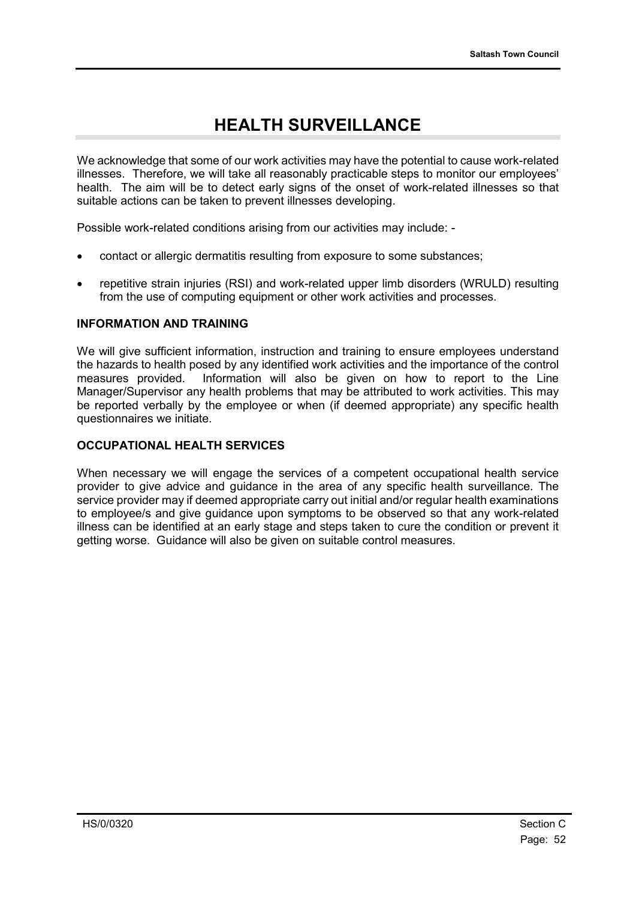# HEALTH SURVEILLANCE

We acknowledge that some of our work activities may have the potential to cause work-related illnesses. Therefore, we will take all reasonably practicable steps to monitor our employees' health. The aim will be to detect early signs of the onset of work-related illnesses so that suitable actions can be taken to prevent illnesses developing.

Possible work-related conditions arising from our activities may include: -

- contact or allergic dermatitis resulting from exposure to some substances;
- repetitive strain injuries (RSI) and work-related upper limb disorders (WRULD) resulting from the use of computing equipment or other work activities and processes.

### INFORMATION AND TRAINING

We will give sufficient information, instruction and training to ensure employees understand the hazards to health posed by any identified work activities and the importance of the control measures provided. Information will also be given on how to report to the Line Manager/Supervisor any health problems that may be attributed to work activities. This may be reported verbally by the employee or when (if deemed appropriate) any specific health questionnaires we initiate.

### OCCUPATIONAL HEALTH SERVICES

When necessary we will engage the services of a competent occupational health service provider to give advice and guidance in the area of any specific health surveillance. The service provider may if deemed appropriate carry out initial and/or regular health examinations to employee/s and give guidance upon symptoms to be observed so that any work-related illness can be identified at an early stage and steps taken to cure the condition or prevent it getting worse. Guidance will also be given on suitable control measures.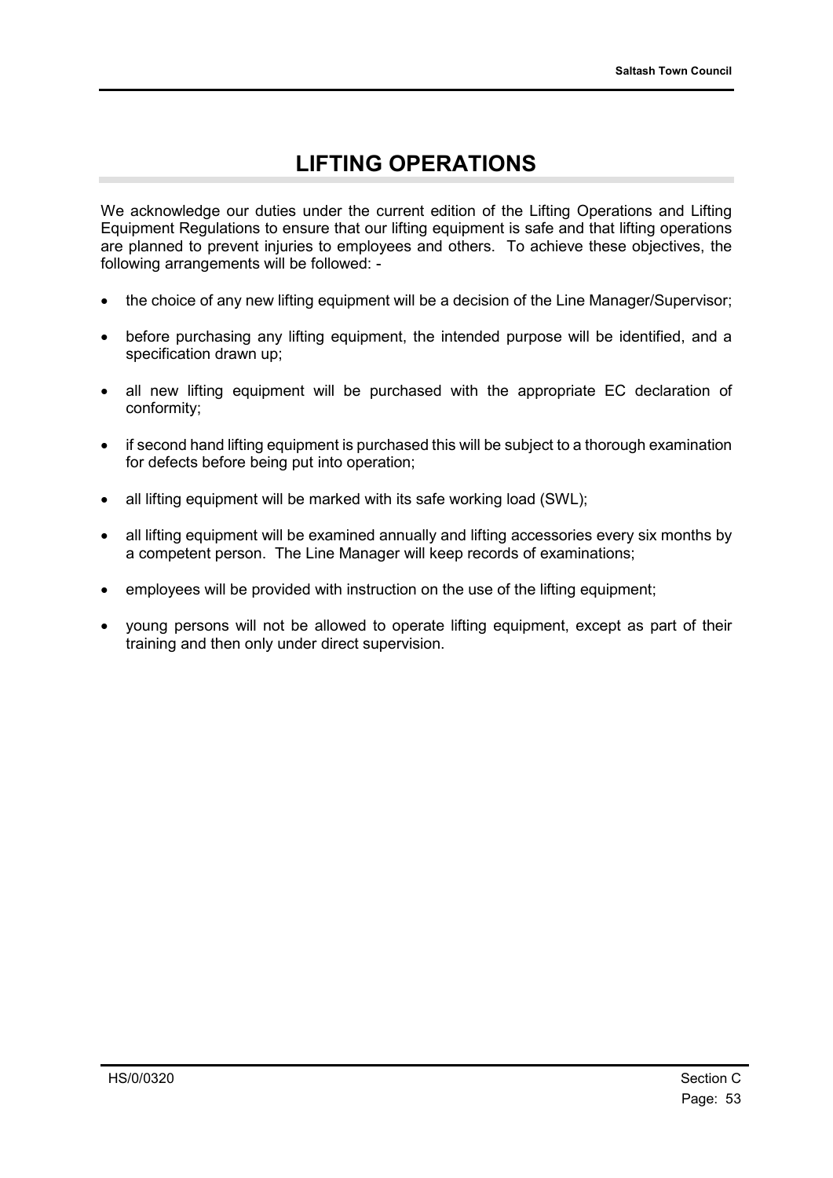# LIFTING OPERATIONS

We acknowledge our duties under the current edition of the Lifting Operations and Lifting Equipment Regulations to ensure that our lifting equipment is safe and that lifting operations are planned to prevent injuries to employees and others. To achieve these objectives, the following arrangements will be followed: -

- the choice of any new lifting equipment will be a decision of the Line Manager/Supervisor;
- before purchasing any lifting equipment, the intended purpose will be identified, and a specification drawn up;
- all new lifting equipment will be purchased with the appropriate EC declaration of conformity;
- if second hand lifting equipment is purchased this will be subject to a thorough examination for defects before being put into operation;
- all lifting equipment will be marked with its safe working load (SWL);
- all lifting equipment will be examined annually and lifting accessories every six months by a competent person. The Line Manager will keep records of examinations;
- employees will be provided with instruction on the use of the lifting equipment;
- young persons will not be allowed to operate lifting equipment, except as part of their training and then only under direct supervision.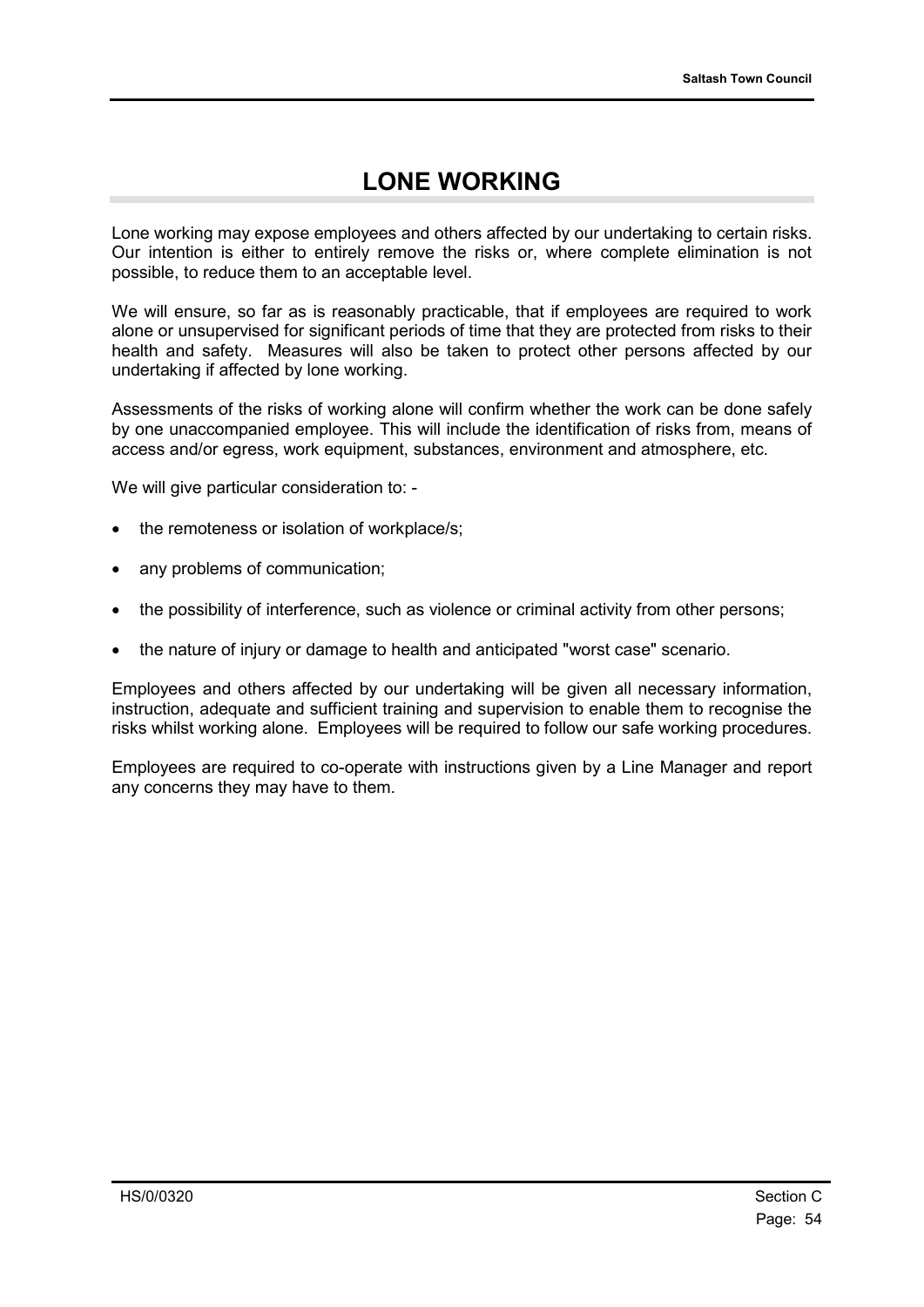# LONE WORKING

Lone working may expose employees and others affected by our undertaking to certain risks. Our intention is either to entirely remove the risks or, where complete elimination is not possible, to reduce them to an acceptable level.

We will ensure, so far as is reasonably practicable, that if employees are required to work alone or unsupervised for significant periods of time that they are protected from risks to their health and safety. Measures will also be taken to protect other persons affected by our undertaking if affected by lone working.

Assessments of the risks of working alone will confirm whether the work can be done safely by one unaccompanied employee. This will include the identification of risks from, means of access and/or egress, work equipment, substances, environment and atmosphere, etc.

We will give particular consideration to: -

- the remoteness or isolation of workplace/s;
- any problems of communication;
- the possibility of interference, such as violence or criminal activity from other persons;
- the nature of injury or damage to health and anticipated "worst case" scenario.

Employees and others affected by our undertaking will be given all necessary information, instruction, adequate and sufficient training and supervision to enable them to recognise the risks whilst working alone. Employees will be required to follow our safe working procedures.

Employees are required to co-operate with instructions given by a Line Manager and report any concerns they may have to them.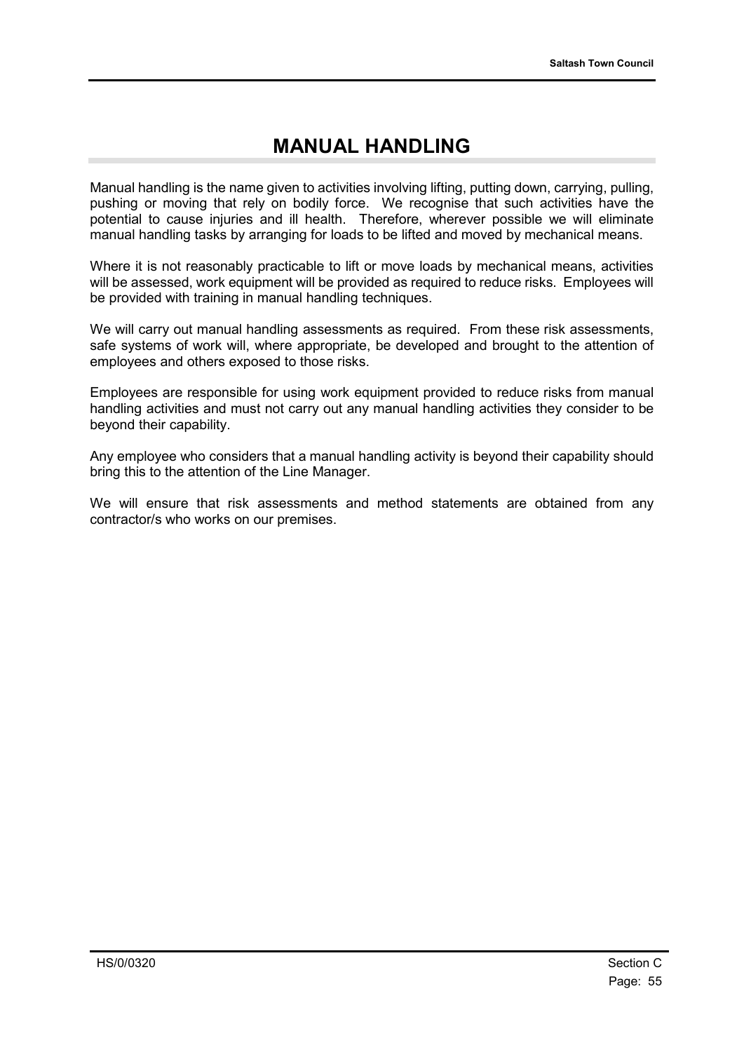# MANUAL HANDLING

Manual handling is the name given to activities involving lifting, putting down, carrying, pulling, pushing or moving that rely on bodily force. We recognise that such activities have the potential to cause injuries and ill health. Therefore, wherever possible we will eliminate manual handling tasks by arranging for loads to be lifted and moved by mechanical means.

Where it is not reasonably practicable to lift or move loads by mechanical means, activities will be assessed, work equipment will be provided as required to reduce risks. Employees will be provided with training in manual handling techniques.

We will carry out manual handling assessments as required. From these risk assessments, safe systems of work will, where appropriate, be developed and brought to the attention of employees and others exposed to those risks.

Employees are responsible for using work equipment provided to reduce risks from manual handling activities and must not carry out any manual handling activities they consider to be beyond their capability.

Any employee who considers that a manual handling activity is beyond their capability should bring this to the attention of the Line Manager.

We will ensure that risk assessments and method statements are obtained from any contractor/s who works on our premises.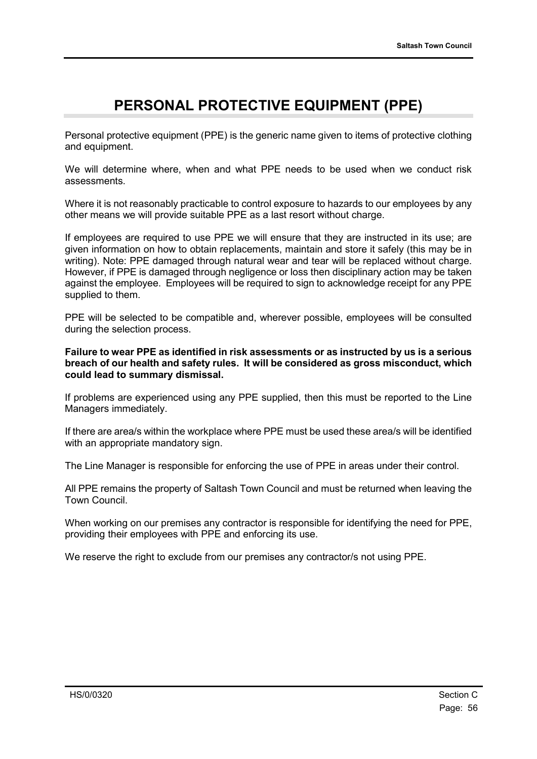# PERSONAL PROTECTIVE EQUIPMENT (PPE)

Personal protective equipment (PPE) is the generic name given to items of protective clothing and equipment.

We will determine where, when and what PPE needs to be used when we conduct risk assessments.

Where it is not reasonably practicable to control exposure to hazards to our employees by any other means we will provide suitable PPE as a last resort without charge.

If employees are required to use PPE we will ensure that they are instructed in its use; are given information on how to obtain replacements, maintain and store it safely (this may be in writing). Note: PPE damaged through natural wear and tear will be replaced without charge. However, if PPE is damaged through negligence or loss then disciplinary action may be taken against the employee. Employees will be required to sign to acknowledge receipt for any PPE supplied to them.

PPE will be selected to be compatible and, wherever possible, employees will be consulted during the selection process.

**Failure to wear PPE as identified in risk assessments or as instructed by us is a serious breach of our health and safety rules. It will be considered as gross misconduct, which could lead to summary dismissal.**

If problems are experienced using any PPE supplied, then this must be reported to the Line Managers immediately.

If there are area/s within the workplace where PPE must be used these area/s will be identified with an appropriate mandatory sign.

The Line Manager is responsible for enforcing the use of PPE in areas under their control.

All PPE remains the property of Saltash Town Council and must be returned when leaving the Town Council.

When working on our premises any contractor is responsible for identifying the need for PPE, providing their employees with PPE and enforcing its use.

We reserve the right to exclude from our premises any contractor/s not using PPE.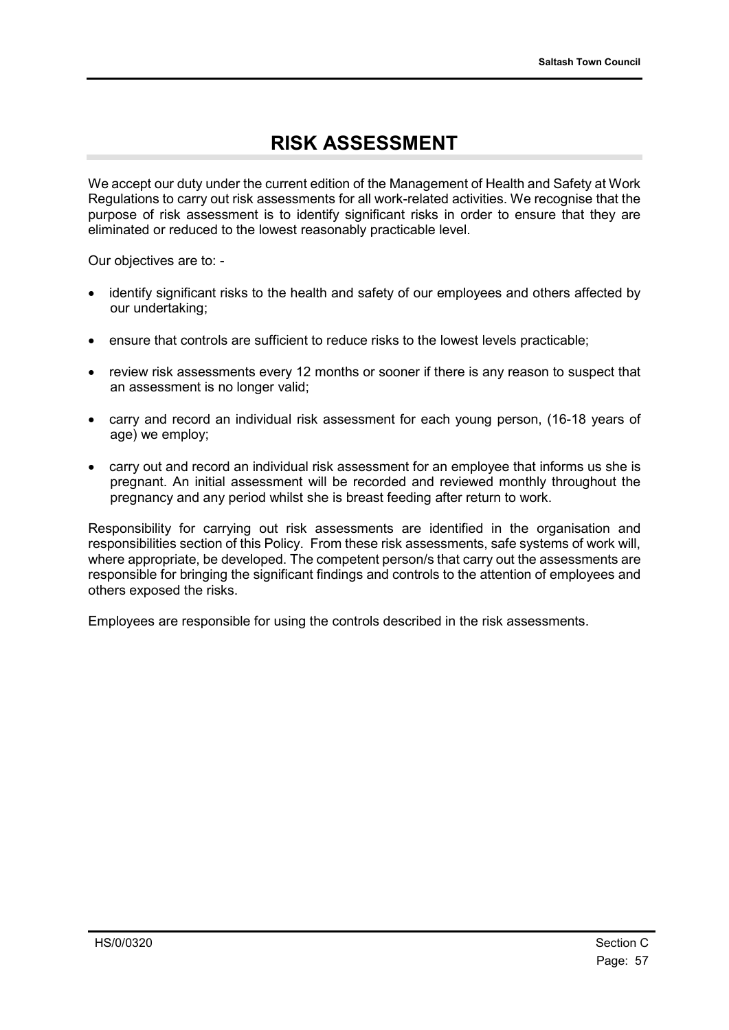# RISK ASSESSMENT

We accept our duty under the current edition of the Management of Health and Safety at Work Regulations to carry out risk assessments for all work-related activities. We recognise that the purpose of risk assessment is to identify significant risks in order to ensure that they are eliminated or reduced to the lowest reasonably practicable level.

Our objectives are to: -

- identify significant risks to the health and safety of our employees and others affected by our undertaking;
- ensure that controls are sufficient to reduce risks to the lowest levels practicable;
- review risk assessments every 12 months or sooner if there is any reason to suspect that an assessment is no longer valid;
- carry and record an individual risk assessment for each young person, (16-18 years of age) we employ;
- carry out and record an individual risk assessment for an employee that informs us she is pregnant. An initial assessment will be recorded and reviewed monthly throughout the pregnancy and any period whilst she is breast feeding after return to work.

Responsibility for carrying out risk assessments are identified in the organisation and responsibilities section of this Policy. From these risk assessments, safe systems of work will, where appropriate, be developed. The competent person/s that carry out the assessments are responsible for bringing the significant findings and controls to the attention of employees and others exposed the risks.

Employees are responsible for using the controls described in the risk assessments.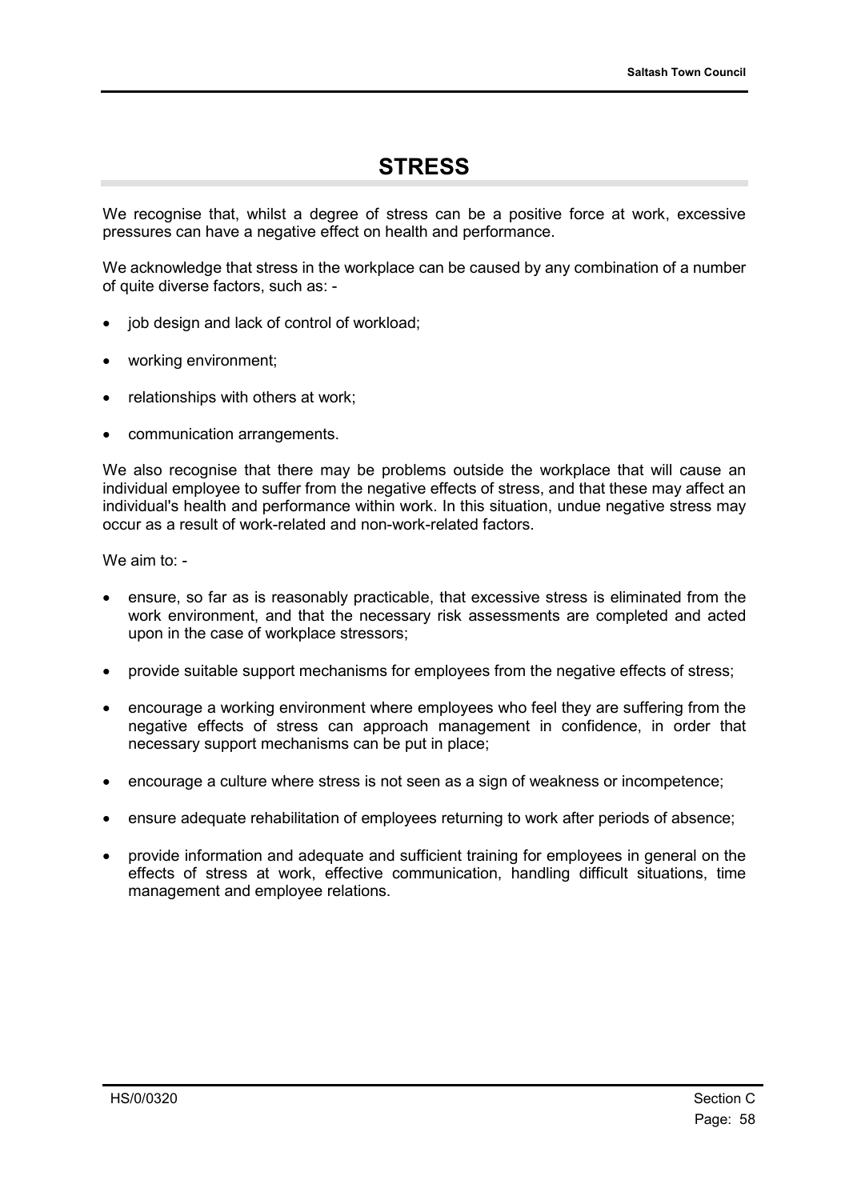# STRESS

We recognise that, whilst a degree of stress can be a positive force at work, excessive pressures can have a negative effect on health and performance.

We acknowledge that stress in the workplace can be caused by any combination of a number of quite diverse factors, such as: -

- job design and lack of control of workload;
- working environment;
- relationships with others at work;
- communication arrangements.

We also recognise that there may be problems outside the workplace that will cause an individual employee to suffer from the negative effects of stress, and that these may affect an individual's health and performance within work. In this situation, undue negative stress may occur as a result of work-related and non-work-related factors.

We aim to: -

- ensure, so far as is reasonably practicable, that excessive stress is eliminated from the work environment, and that the necessary risk assessments are completed and acted upon in the case of workplace stressors;
- provide suitable support mechanisms for employees from the negative effects of stress;
- encourage a working environment where employees who feel they are suffering from the negative effects of stress can approach management in confidence, in order that necessary support mechanisms can be put in place;
- encourage a culture where stress is not seen as a sign of weakness or incompetence;
- ensure adequate rehabilitation of employees returning to work after periods of absence;
- provide information and adequate and sufficient training for employees in general on the effects of stress at work, effective communication, handling difficult situations, time management and employee relations.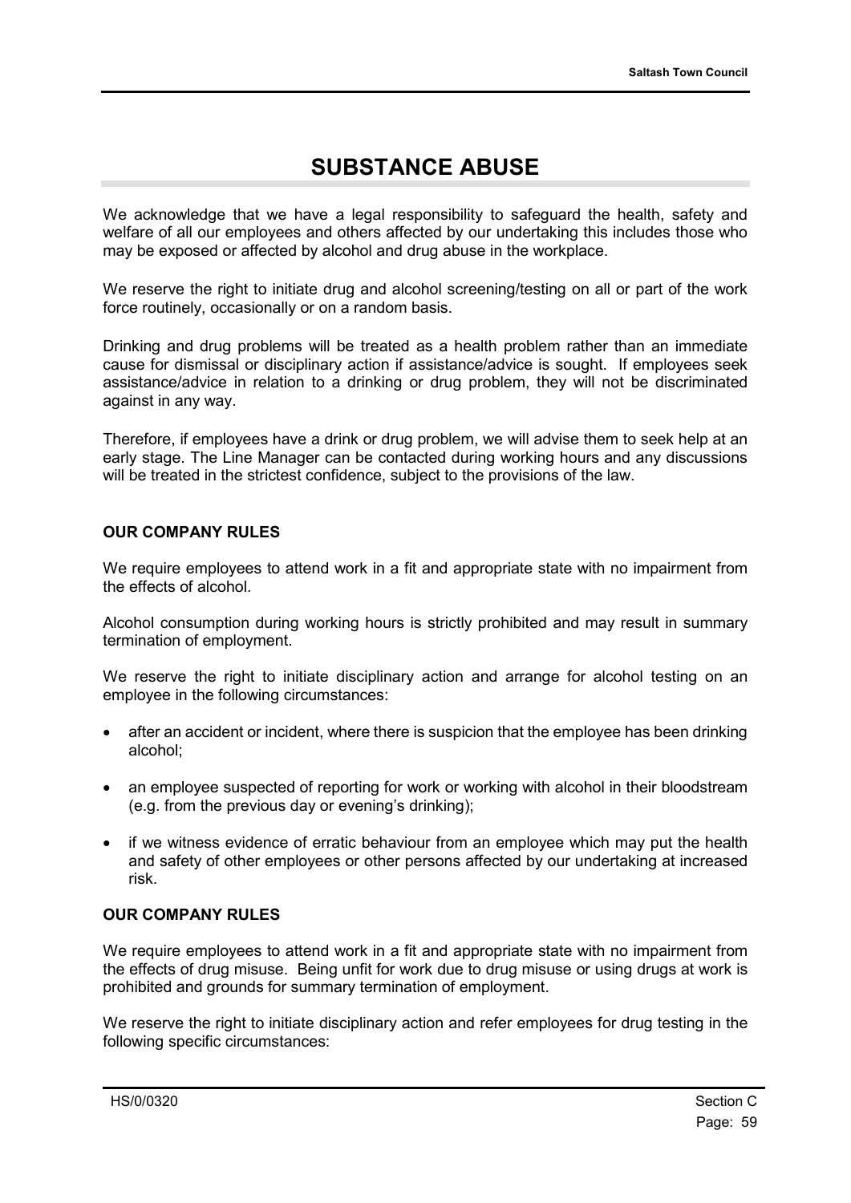# SUBSTANCE ABUSE

We acknowledge that we have a legal responsibility to safeguard the health, safety and welfare of all our employees and others affected by our undertaking this includes those who may be exposed or affected by alcohol and drug abuse in the workplace.

We reserve the right to initiate drug and alcohol screening/testing on all or part of the work force routinely, occasionally or on a random basis.

Drinking and drug problems will be treated as a health problem rather than an immediate cause for dismissal or disciplinary action if assistance/advice is sought. If employees seek assistance/advice in relation to a drinking or drug problem, they will not be discriminated against in any way.

Therefore, if employees have a drink or drug problem, we will advise them to seek help at an early stage. The Line Manager can be contacted during working hours and any discussions will be treated in the strictest confidence, subject to the provisions of the law.

**OUR COMPANY RULES**

We require employees to attend work in a fit and appropriate state with no impairment from the effects of alcohol.

Alcohol consumption during working hours is strictly prohibited and may result in summary termination of employment.

We reserve the right to initiate disciplinary action and arrange for alcohol testing on an employee in the following circumstances:

- after an accident or incident, where there is suspicion that the employee has been drinking alcohol;
- an employee suspected of reporting for work or working with alcohol in their bloodstream (e.g. from the previous day or evening's drinking);
- if we witness evidence of erratic behaviour from an employee which may put the health and safety of other employees or other persons affected by our undertaking at increased risk.

**OUR COMPANY RULES**

We require employees to attend work in a fit and appropriate state with no impairment from the effects of drug misuse. Being unfit for work due to drug misuse or using drugs at work is prohibited and grounds for summary termination of employment.

We reserve the right to initiate disciplinary action and refer employees for drug testing in the following specific circumstances: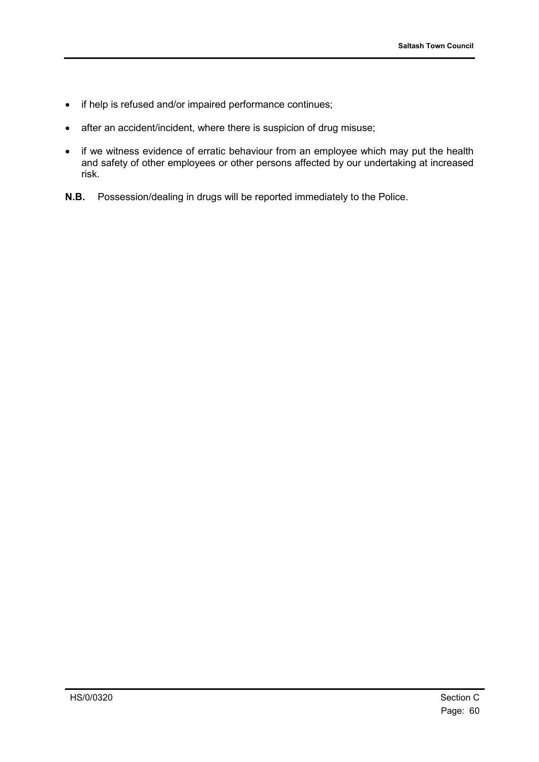- if help is refused and/or impaired performance continues;
- after an accident/incident, where there is suspicion of drug misuse;
- if we witness evidence of erratic behaviour from an employee which may put the health and safety of other employees or other persons affected by our undertaking at increased risk.

**N.B.** Possession/dealing in drugs will be reported immediately to the Police.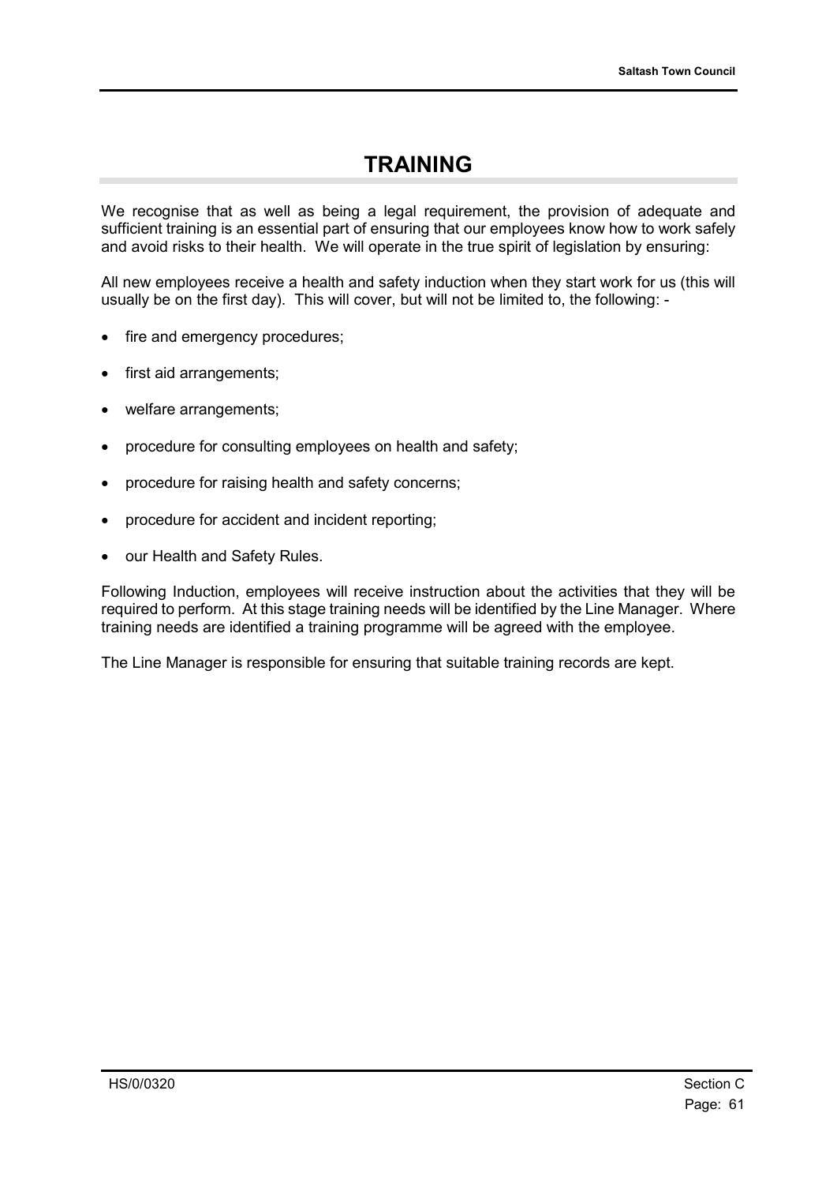# TRAINING

We recognise that as well as being a legal requirement, the provision of adequate and sufficient training is an essential part of ensuring that our employees know how to work safely and avoid risks to their health. We will operate in the true spirit of legislation by ensuring:

All new employees receive a health and safety induction when they start work for us (this will usually be on the first day). This will cover, but will not be limited to, the following: -

- fire and emergency procedures;
- first aid arrangements;
- welfare arrangements;
- procedure for consulting employees on health and safety;
- procedure for raising health and safety concerns;
- procedure for accident and incident reporting;
- our Health and Safety Rules.

Following Induction, employees will receive instruction about the activities that they will be required to perform. At this stage training needs will be identified by the Line Manager. Where training needs are identified a training programme will be agreed with the employee.

The Line Manager is responsible for ensuring that suitable training records are kept.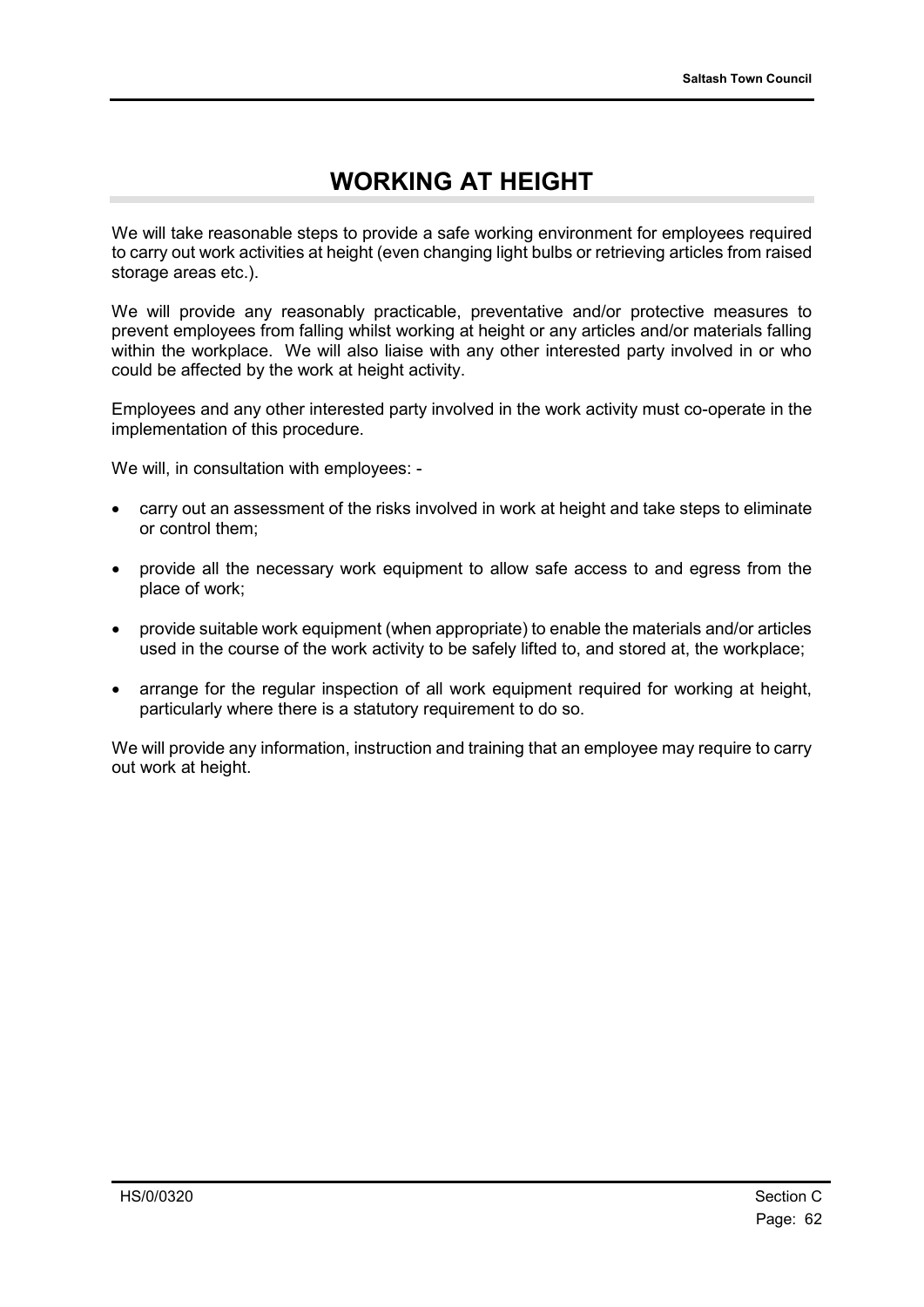# WORKING AT HEIGHT

We will take reasonable steps to provide a safe working environment for employees required to carry out work activities at height (even changing light bulbs or retrieving articles from raised storage areas etc.).

We will provide any reasonably practicable, preventative and/or protective measures to prevent employees from falling whilst working at height or any articles and/or materials falling within the workplace. We will also liaise with any other interested party involved in or who could be affected by the work at height activity.

Employees and any other interested party involved in the work activity must co-operate in the implementation of this procedure.

We will, in consultation with employees: -

- carry out an assessment of the risks involved in work at height and take steps to eliminate or control them;
- provide all the necessary work equipment to allow safe access to and egress from the place of work;
- provide suitable work equipment (when appropriate) to enable the materials and/or articles used in the course of the work activity to be safely lifted to, and stored at, the workplace;
- arrange for the regular inspection of all work equipment required for working at height, particularly where there is a statutory requirement to do so.

We will provide any information, instruction and training that an employee may require to carry out work at height.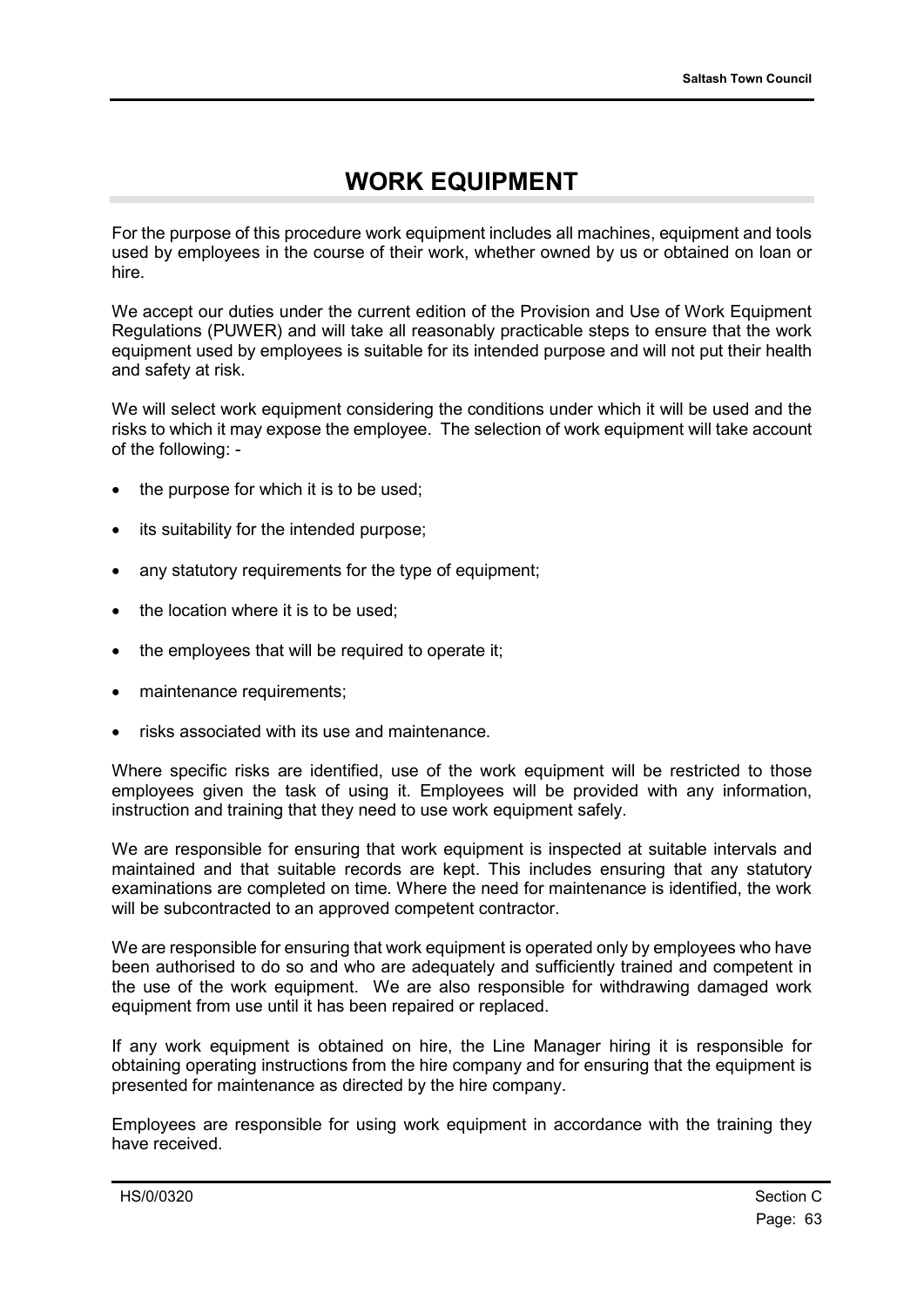# WORK EQUIPMENT

For the purpose of this procedure work equipment includes all machines, equipment and tools used by employees in the course of their work, whether owned by us or obtained on loan or hire.

We accept our duties under the current edition of the Provision and Use of Work Equipment Regulations (PUWER) and will take all reasonably practicable steps to ensure that the work equipment used by employees is suitable for its intended purpose and will not put their health and safety at risk.

We will select work equipment considering the conditions under which it will be used and the risks to which it may expose the employee. The selection of work equipment will take account of the following: -

- the purpose for which it is to be used;
- its suitability for the intended purpose;
- any statutory requirements for the type of equipment;
- the location where it is to be used;
- the employees that will be required to operate it;
- maintenance requirements;
- risks associated with its use and maintenance.

Where specific risks are identified, use of the work equipment will be restricted to those employees given the task of using it. Employees will be provided with any information, instruction and training that they need to use work equipment safely.

We are responsible for ensuring that work equipment is inspected at suitable intervals and maintained and that suitable records are kept. This includes ensuring that any statutory examinations are completed on time. Where the need for maintenance is identified, the work will be subcontracted to an approved competent contractor.

We are responsible for ensuring that work equipment is operated only by employees who have been authorised to do so and who are adequately and sufficiently trained and competent in the use of the work equipment. We are also responsible for withdrawing damaged work equipment from use until it has been repaired or replaced.

If any work equipment is obtained on hire, the Line Manager hiring it is responsible for obtaining operating instructions from the hire company and for ensuring that the equipment is presented for maintenance as directed by the hire company.

Employees are responsible for using work equipment in accordance with the training they have received.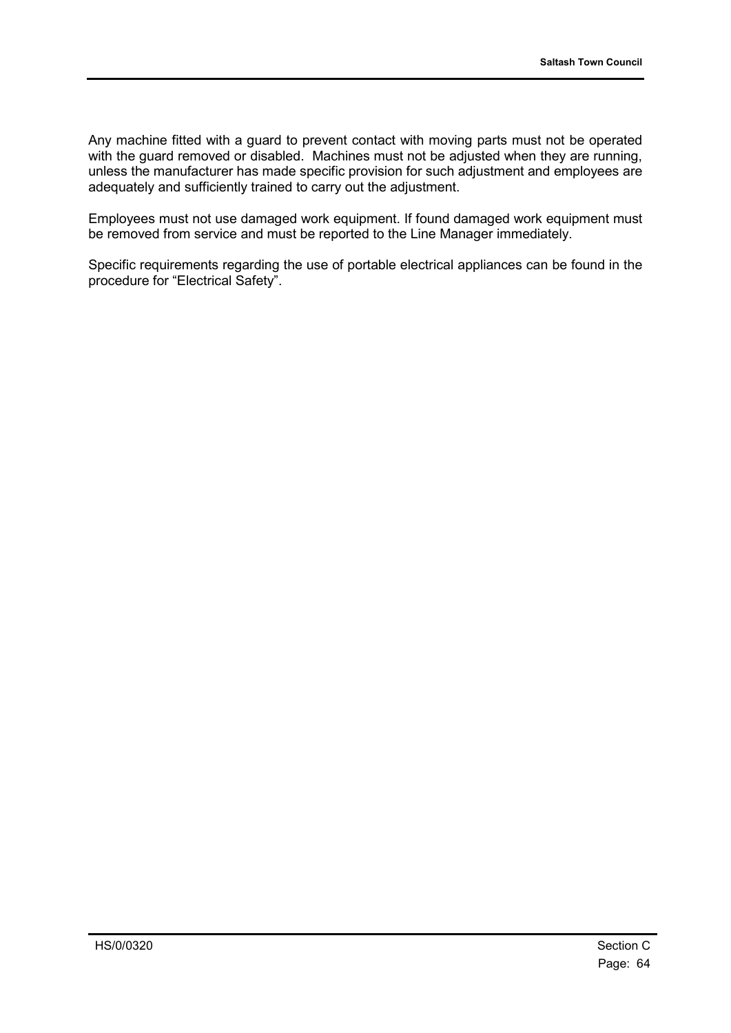Any machine fitted with a guard to prevent contact with moving parts must not be operated with the guard removed or disabled. Machines must not be adjusted when they are running, unless the manufacturer has made specific provision for such adjustment and employees are adequately and sufficiently trained to carry out the adjustment.

Employees must not use damaged work equipment. If found damaged work equipment must be removed from service and must be reported to the Line Manager immediately.

Specific requirements regarding the use of portable electrical appliances can be found in the procedure for “Electrical Safety”.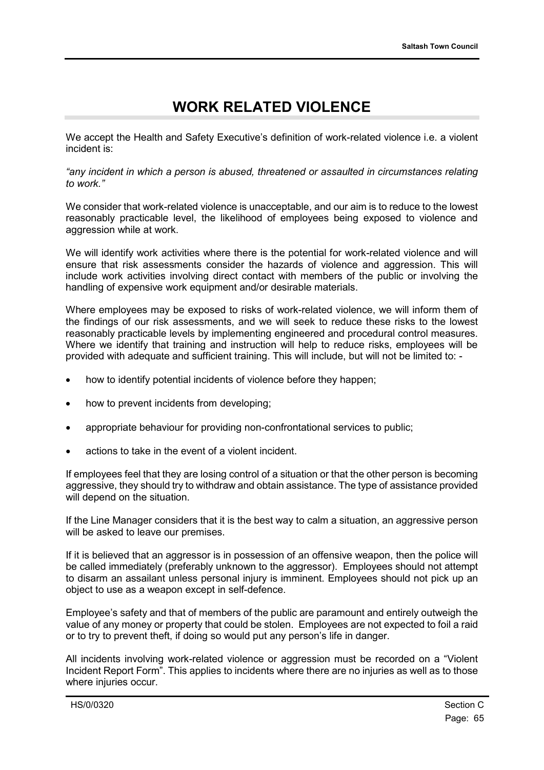# WORK RELATED VIOLENCE

We accept the Health and Safety Executive's definition of work-related violence i.e. a violent incident is:

*"any incident in which a person is abused, threatened or assaulted in circumstances relating to work."*

We consider that work-related violence is unacceptable, and our aim is to reduce to the lowest reasonably practicable level, the likelihood of employees being exposed to violence and aggression while at work.

We will identify work activities where there is the potential for work-related violence and will ensure that risk assessments consider the hazards of violence and aggression. This will include work activities involving direct contact with members of the public or involving the handling of expensive work equipment and/or desirable materials.

Where employees may be exposed to risks of work-related violence, we will inform them of the findings of our risk assessments, and we will seek to reduce these risks to the lowest reasonably practicable levels by implementing engineered and procedural control measures. Where we identify that training and instruction will help to reduce risks, employees will be provided with adequate and sufficient training. This will include, but will not be limited to: -

- how to identify potential incidents of violence before they happen;
- how to prevent incidents from developing;
- appropriate behaviour for providing non-confrontational services to public;
- actions to take in the event of a violent incident.

If employees feel that they are losing control of a situation or that the other person is becoming aggressive, they should try to withdraw and obtain assistance. The type of assistance provided will depend on the situation.

If the Line Manager considers that it is the best way to calm a situation, an aggressive person will be asked to leave our premises.

If it is believed that an aggressor is in possession of an offensive weapon, then the police will be called immediately (preferably unknown to the aggressor). Employees should not attempt to disarm an assailant unless personal injury is imminent. Employees should not pick up an object to use as a weapon except in self-defence.

Employee's safety and that of members of the public are paramount and entirely outweigh the value of any money or property that could be stolen. Employees are not expected to foil a raid or to try to prevent theft, if doing so would put any person's life in danger.

All incidents involving work-related violence or aggression must be recorded on a "Violent Incident Report Form". This applies to incidents where there are no injuries as well as to those where injuries occur.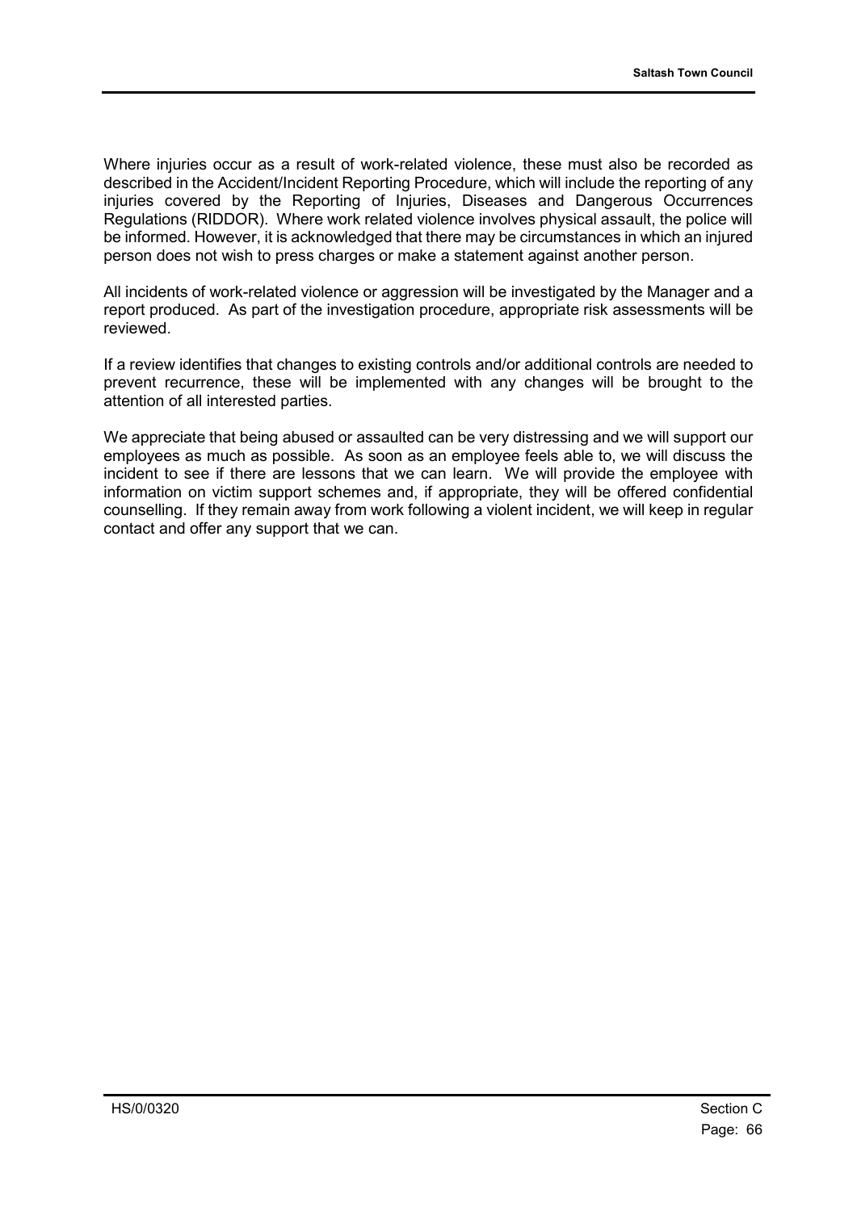Where injuries occur as a result of work-related violence, these must also be recorded as described in the Accident/Incident Reporting Procedure, which will include the reporting of any injuries covered by the Reporting of Injuries, Diseases and Dangerous Occurrences Regulations (RIDDOR). Where work related violence involves physical assault, the police will be informed. However, it is acknowledged that there may be circumstances in which an injured person does not wish to press charges or make a statement against another person.

All incidents of work-related violence or aggression will be investigated by the Manager and a report produced. As part of the investigation procedure, appropriate risk assessments will be reviewed.

If a review identifies that changes to existing controls and/or additional controls are needed to prevent recurrence, these will be implemented with any changes will be brought to the attention of all interested parties.

We appreciate that being abused or assaulted can be very distressing and we will support our employees as much as possible. As soon as an employee feels able to, we will discuss the incident to see if there are lessons that we can learn. We will provide the employee with information on victim support schemes and, if appropriate, they will be offered confidential counselling. If they remain away from work following a violent incident, we will keep in regular contact and offer any support that we can.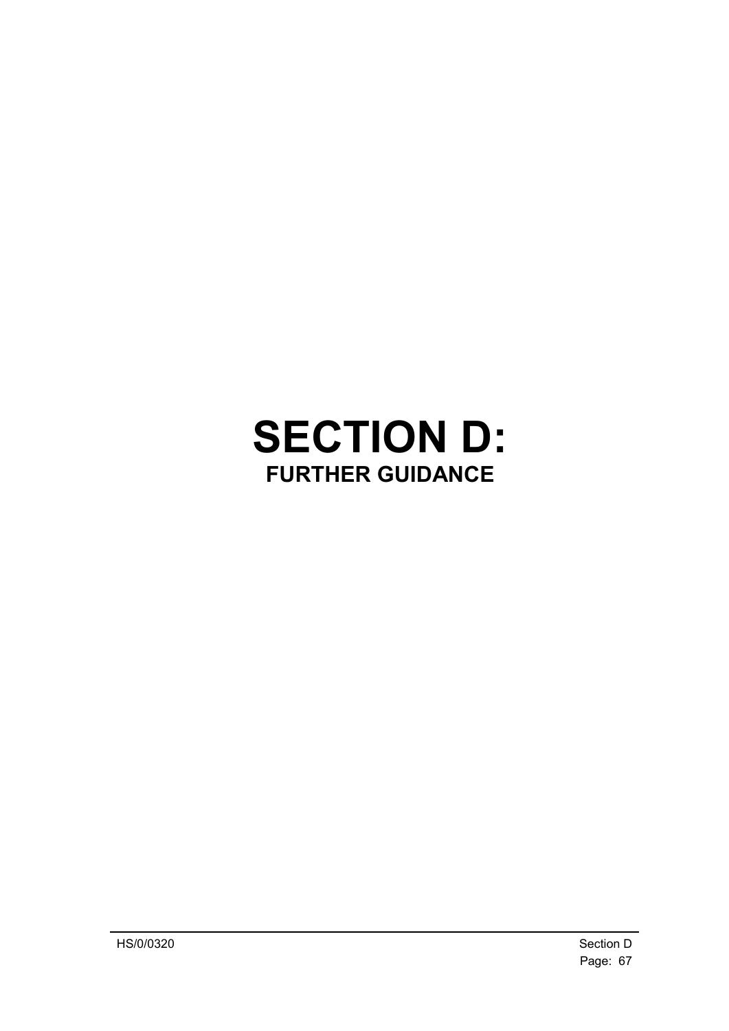# SECTION D:

## FURTHER GUIDANCE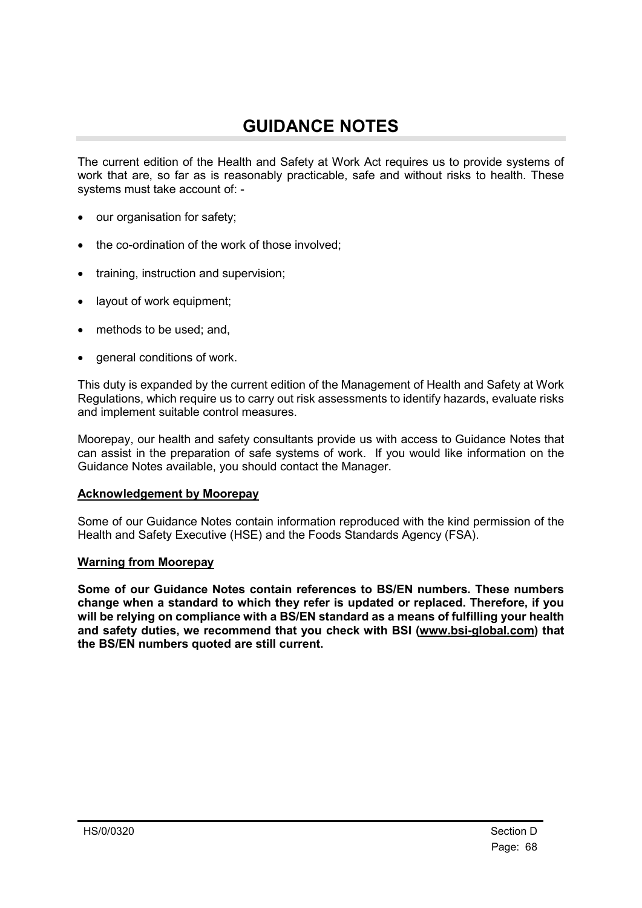# GUIDANCE NOTES

The current edition of the Health and Safety at Work Act requires us to provide systems of work that are, so far as is reasonably practicable, safe and without risks to health. These systems must take account of: -

- our organisation for safety;
- the co-ordination of the work of those involved;
- training, instruction and supervision;
- layout of work equipment;
- methods to be used; and,
- general conditions of work.

This duty is expanded by the current edition of the Management of Health and Safety at Work Regulations, which require us to carry out risk assessments to identify hazards, evaluate risks and implement suitable control measures.

Moorepay, our health and safety consultants provide us with access to Guidance Notes that can assist in the preparation of safe systems of work. If you would like information on the Guidance Notes available, you should contact the Manager.

**Acknowledgement by Moorepay**

Some of our Guidance Notes contain information reproduced with the kind permission of the Health and Safety Executive (HSE) and the Foods Standards Agency (FSA).

**Warning from Moorepay**

**Some of our Guidance Notes contain references to BS/EN numbers. These numbers change when a standard to which they refer is updated or replaced. Therefore, if you will be relying on compliance with a BS/EN standard as a means of fulfilling your health and safety duties, we recommend that you check with BSI (www.bsi-global.com) that the BS/EN numbers quoted are still current.**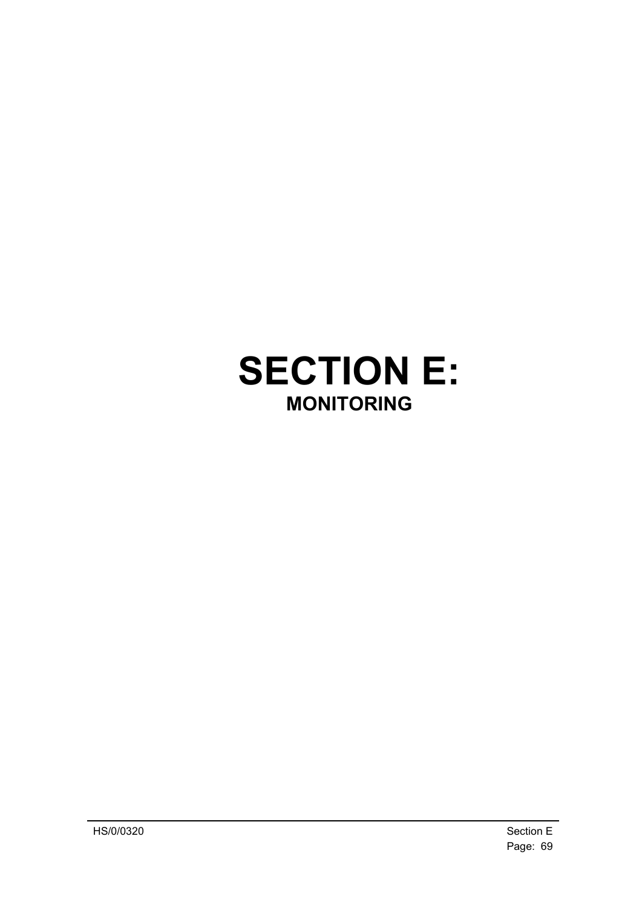# SECTION E:

## MONITORING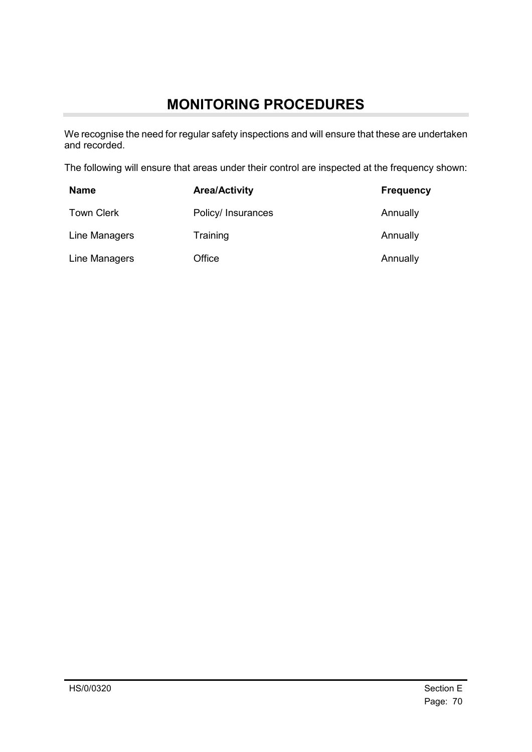# MONITORING PROCEDURES

We recognise the need for regular safety inspections and will ensure that these are undertaken and recorded.

The following will ensure that areas under their control are inspected at the frequency shown:

| Name | Area/Activity | Frequency |
|---|---|---|
| Town Clerk | Policy/ Insurances | Annually |
| Line Managers | Training | Annually |
| Line Managers | Office | Annually |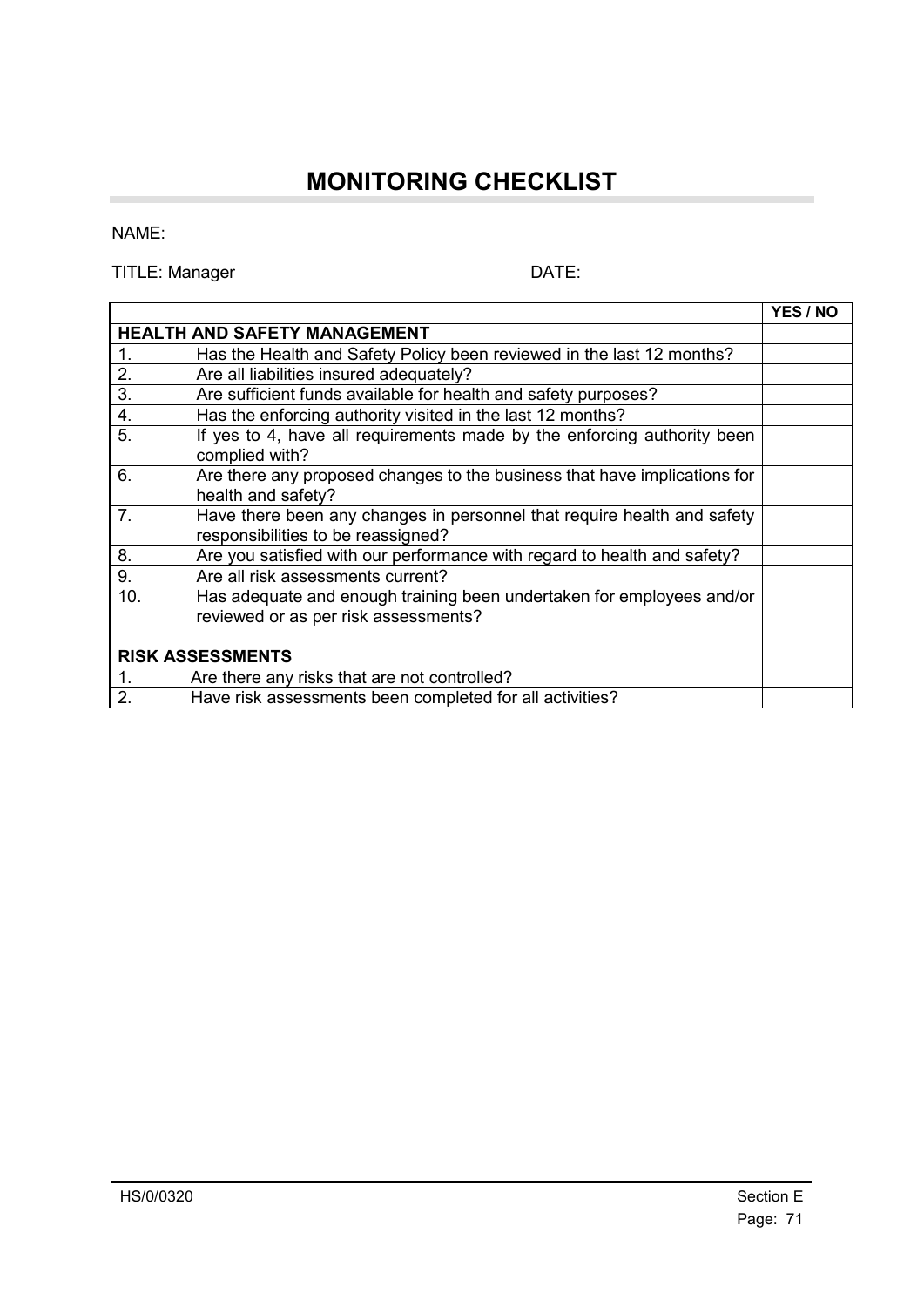# MONITORING CHECKLIST

NAME:

TITLE: Manager DATE:

| | | YES / NO |
|---|---|---|
| **HEALTH AND SAFETY MANAGEMENT** | | |
| 1. | Has the Health and Safety Policy been reviewed in the last 12 months? | |
| 2. | Are all liabilities insured adequately? | |
| 3. | Are sufficient funds available for health and safety purposes? | |
| 4. | Has the enforcing authority visited in the last 12 months? | |
| 5. | If yes to 4, have all requirements made by the enforcing authority been complied with? | |
| 6. | Are there any proposed changes to the business that have implications for health and safety? | |
| 7. | Have there been any changes in personnel that require health and safety responsibilities to be reassigned? | |
| 8. | Are you satisfied with our performance with regard to health and safety? | |
| 9. | Are all risk assessments current? | |
| 10. | Has adequate and enough training been undertaken for employees and/or reviewed or as per risk assessments? | |
| | | |
| **RISK ASSESSMENTS** | | |
| 1. | Are there any risks that are not controlled? | |
| 2. | Have risk assessments been completed for all activities? | |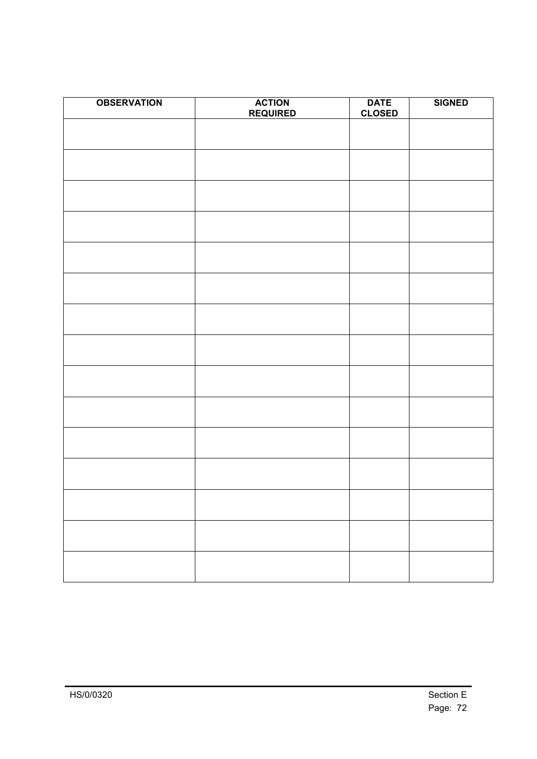| OBSERVATION | ACTION REQUIRED | DATE CLOSED | SIGNED |
|---|---|---|---|
| | | | |
| | | | |
| | | | |
| | | | |
| | | | |
| | | | |
| | | | |
| | | | |
| | | | |
| | | | |
| | | | |
| | | | |
| | | | |
| | | | |
| | | | |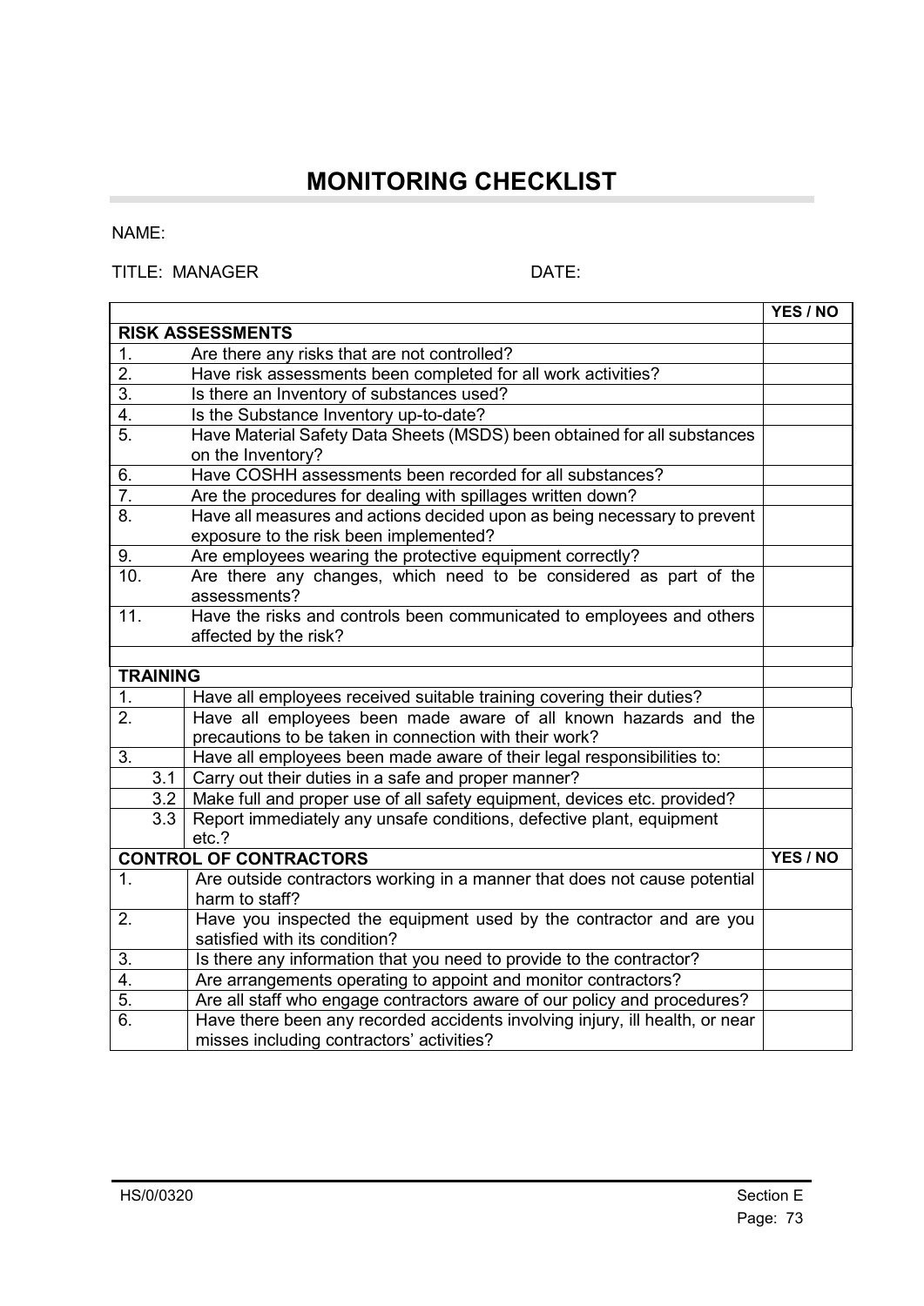# MONITORING CHECKLIST

NAME:

TITLE: MANAGER DATE:

| | | YES / NO |
|---|---|---|
| **RISK ASSESSMENTS** | | |
| 1. | Are there any risks that are not controlled? | |
| 2. | Have risk assessments been completed for all work activities? | |
| 3. | Is there an Inventory of substances used? | |
| 4. | Is the Substance Inventory up-to-date? | |
| 5. | Have Material Safety Data Sheets (MSDS) been obtained for all substances on the Inventory? | |
| 6. | Have COSHH assessments been recorded for all substances? | |
| 7. | Are the procedures for dealing with spillages written down? | |
| 8. | Have all measures and actions decided upon as being necessary to prevent exposure to the risk been implemented? | |
| 9. | Are employees wearing the protective equipment correctly? | |
| 10. | Are there any changes, which need to be considered as part of the assessments? | |
| 11. | Have the risks and controls been communicated to employees and others affected by the risk? | |
| | | |
| **TRAINING** | | |
| 1. | Have all employees received suitable training covering their duties? | |
| 2. | Have all employees been made aware of all known hazards and the precautions to be taken in connection with their work? | |
| 3. | Have all employees been made aware of their legal responsibilities to: | |
| 3.1 | Carry out their duties in a safe and proper manner? | |
| 3.2 | Make full and proper use of all safety equipment, devices etc. provided? | |
| 3.3 | Report immediately any unsafe conditions, defective plant, equipment etc.? | |
| **CONTROL OF CONTRACTORS** | | **YES / NO** |
| 1. | Are outside contractors working in a manner that does not cause potential harm to staff? | |
| 2. | Have you inspected the equipment used by the contractor and are you satisfied with its condition? | |
| 3. | Is there any information that you need to provide to the contractor? | |
| 4. | Are arrangements operating to appoint and monitor contractors? | |
| 5. | Are all staff who engage contractors aware of our policy and procedures? | |
| 6. | Have there been any recorded accidents involving injury, ill health, or near misses including contractors' activities? | |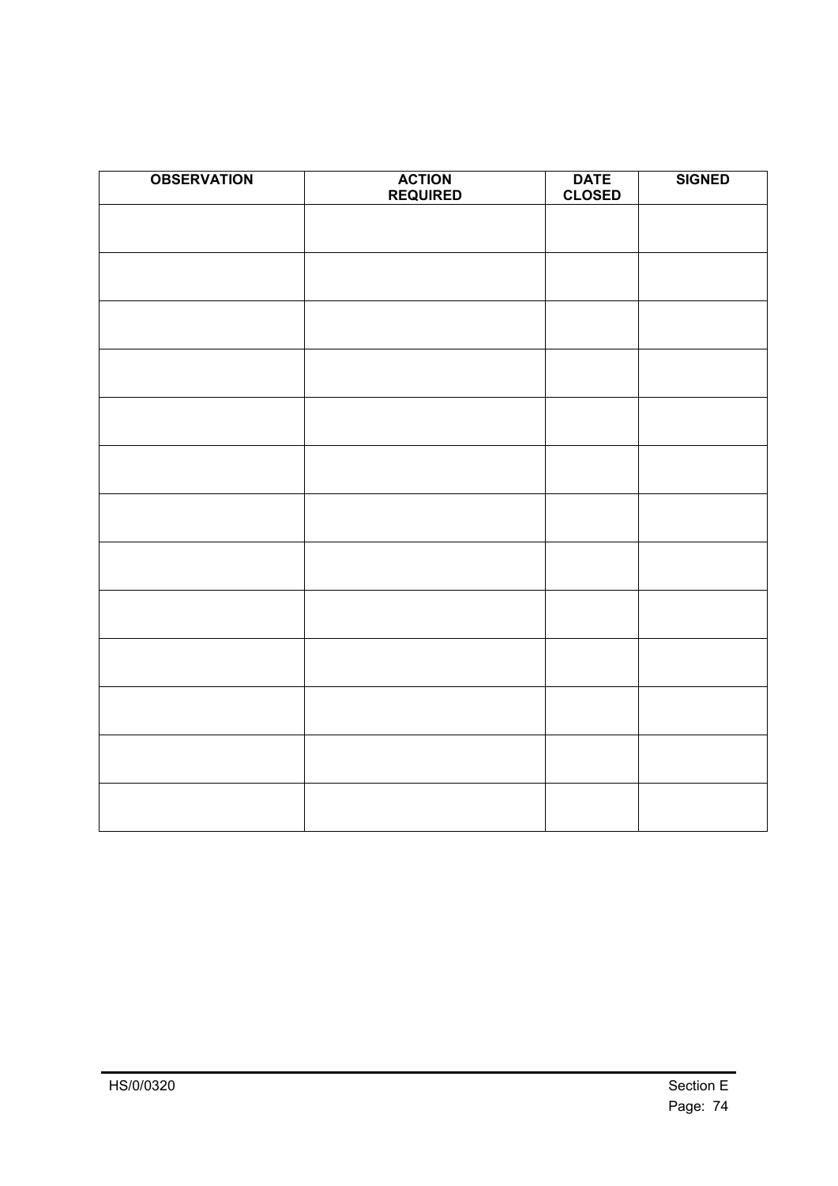| OBSERVATION | ACTION REQUIRED | DATE CLOSED | SIGNED |
|---|---|---|---|
| | | | |
| | | | |
| | | | |
| | | | |
| | | | |
| | | | |
| | | | |
| | | | |
| | | | |
| | | | |
| | | | |
| | | | |
| | | | |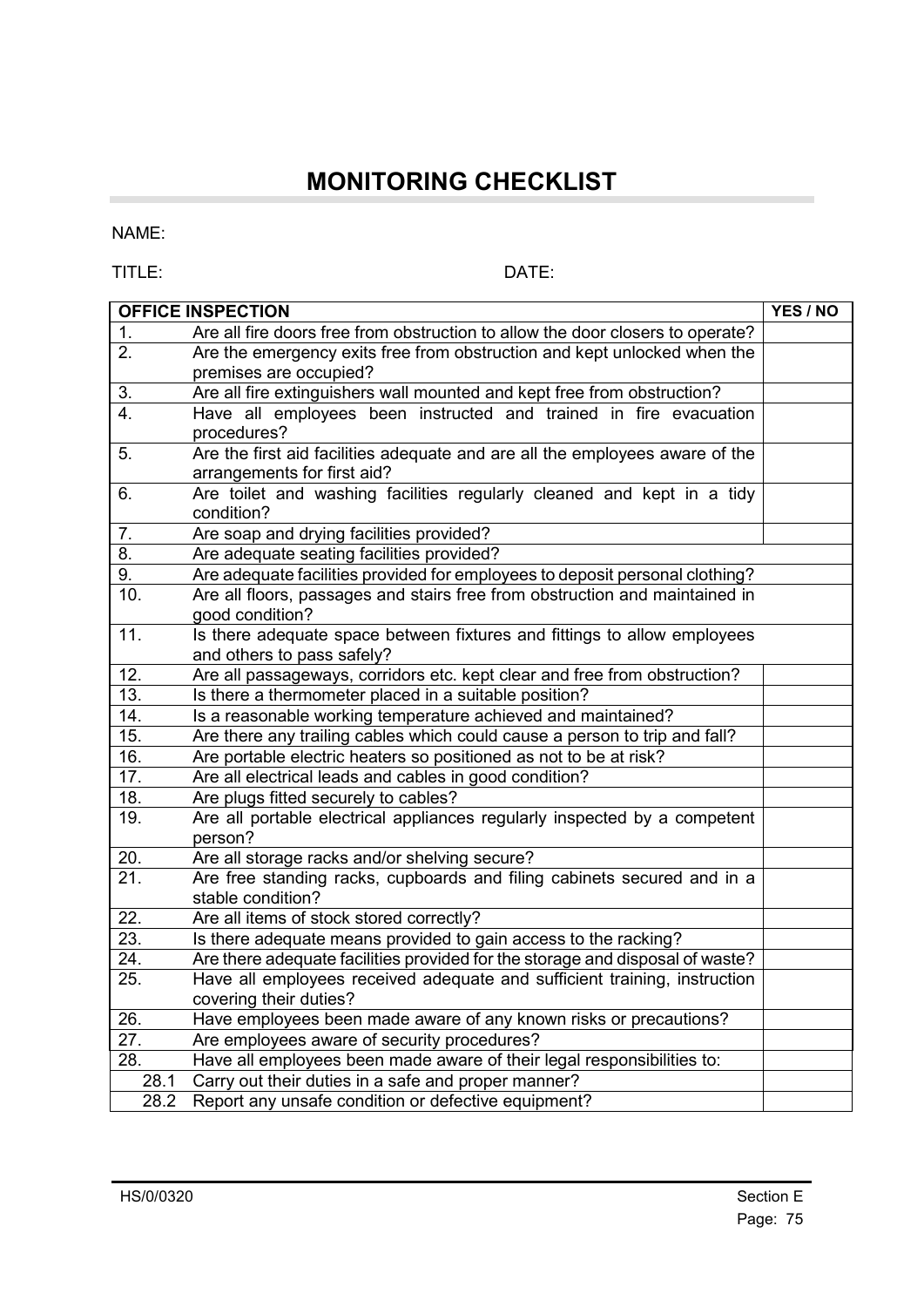# MONITORING CHECKLIST

NAME:

TITLE: DATE:

| OFFICE INSPECTION | | YES / NO |
|---|---|---|
| 1. | Are all fire doors free from obstruction to allow the door closers to operate? | |
| 2. | Are the emergency exits free from obstruction and kept unlocked when the premises are occupied? | |
| 3. | Are all fire extinguishers wall mounted and kept free from obstruction? | |
| 4. | Have all employees been instructed and trained in fire evacuation procedures? | |
| 5. | Are the first aid facilities adequate and are all the employees aware of the arrangements for first aid? | |
| 6. | Are toilet and washing facilities regularly cleaned and kept in a tidy condition? | |
| 7. | Are soap and drying facilities provided? | |
| 8. | Are adequate seating facilities provided? | |
| 9. | Are adequate facilities provided for employees to deposit personal clothing? | |
| 10. | Are all floors, passages and stairs free from obstruction and maintained in good condition? | |
| 11. | Is there adequate space between fixtures and fittings to allow employees and others to pass safely? | |
| 12. | Are all passageways, corridors etc. kept clear and free from obstruction? | |
| 13. | Is there a thermometer placed in a suitable position? | |
| 14. | Is a reasonable working temperature achieved and maintained? | |
| 15. | Are there any trailing cables which could cause a person to trip and fall? | |
| 16. | Are portable electric heaters so positioned as not to be at risk? | |
| 17. | Are all electrical leads and cables in good condition? | |
| 18. | Are plugs fitted securely to cables? | |
| 19. | Are all portable electrical appliances regularly inspected by a competent person? | |
| 20. | Are all storage racks and/or shelving secure? | |
| 21. | Are free standing racks, cupboards and filing cabinets secured and in a stable condition? | |
| 22. | Are all items of stock stored correctly? | |
| 23. | Is there adequate means provided to gain access to the racking? | |
| 24. | Are there adequate facilities provided for the storage and disposal of waste? | |
| 25. | Have all employees received adequate and sufficient training, instruction covering their duties? | |
| 26. | Have employees been made aware of any known risks or precautions? | |
| 27. | Are employees aware of security procedures? | |
| 28. | Have all employees been made aware of their legal responsibilities to: | |
| 28.1 | Carry out their duties in a safe and proper manner? | |
| 28.2 | Report any unsafe condition or defective equipment? | |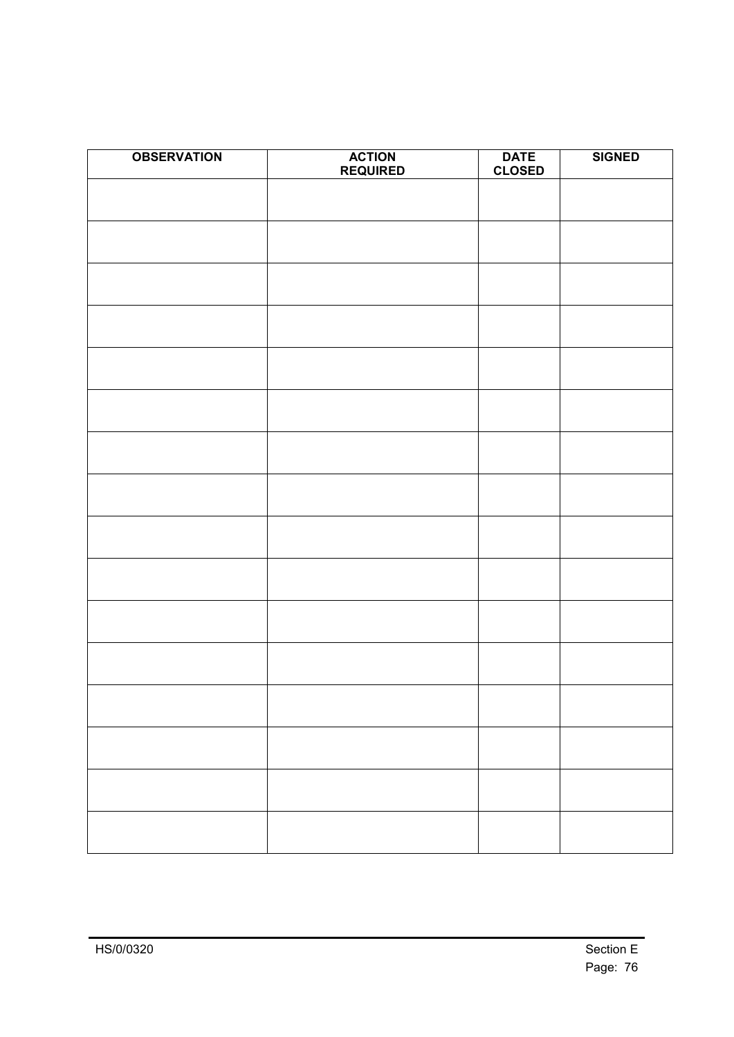| OBSERVATION | ACTION REQUIRED | DATE CLOSED | SIGNED |
|---|---|---|---|
| | | | |
| | | | |
| | | | |
| | | | |
| | | | |
| | | | |
| | | | |
| | | | |
| | | | |
| | | | |
| | | | |
| | | | |
| | | | |
| | | | |
| | | | |
| | | | |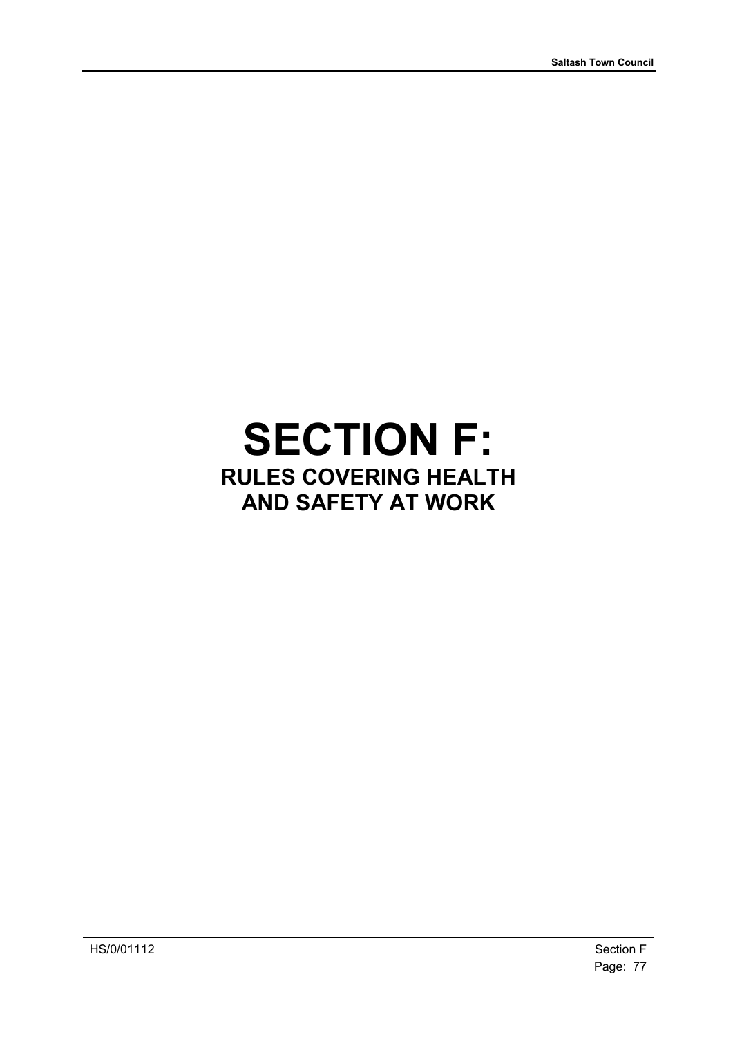# SECTION F:

## RULES COVERING HEALTH AND SAFETY AT WORK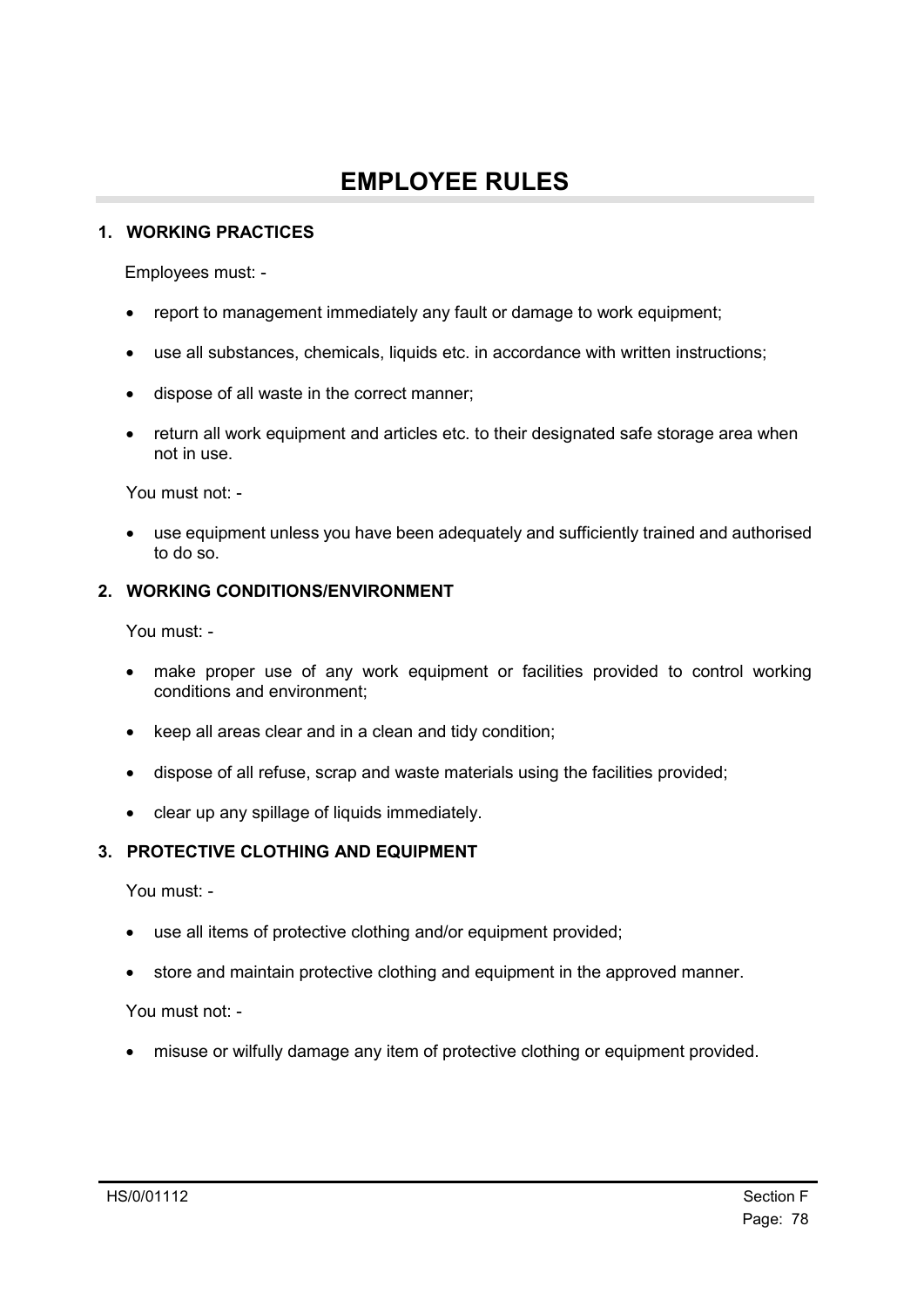# EMPLOYEE RULES

### 1. WORKING PRACTICES

Employees must: -

- report to management immediately any fault or damage to work equipment;
- use all substances, chemicals, liquids etc. in accordance with written instructions;
- dispose of all waste in the correct manner;
- return all work equipment and articles etc. to their designated safe storage area when not in use.

You must not: -

- use equipment unless you have been adequately and sufficiently trained and authorised to do so.

### 2. WORKING CONDITIONS/ENVIRONMENT

You must: -

- make proper use of any work equipment or facilities provided to control working conditions and environment;
- keep all areas clear and in a clean and tidy condition;
- dispose of all refuse, scrap and waste materials using the facilities provided;
- clear up any spillage of liquids immediately.

### 3. PROTECTIVE CLOTHING AND EQUIPMENT

You must: -

- use all items of protective clothing and/or equipment provided;
- store and maintain protective clothing and equipment in the approved manner.

You must not: -

- misuse or wilfully damage any item of protective clothing or equipment provided.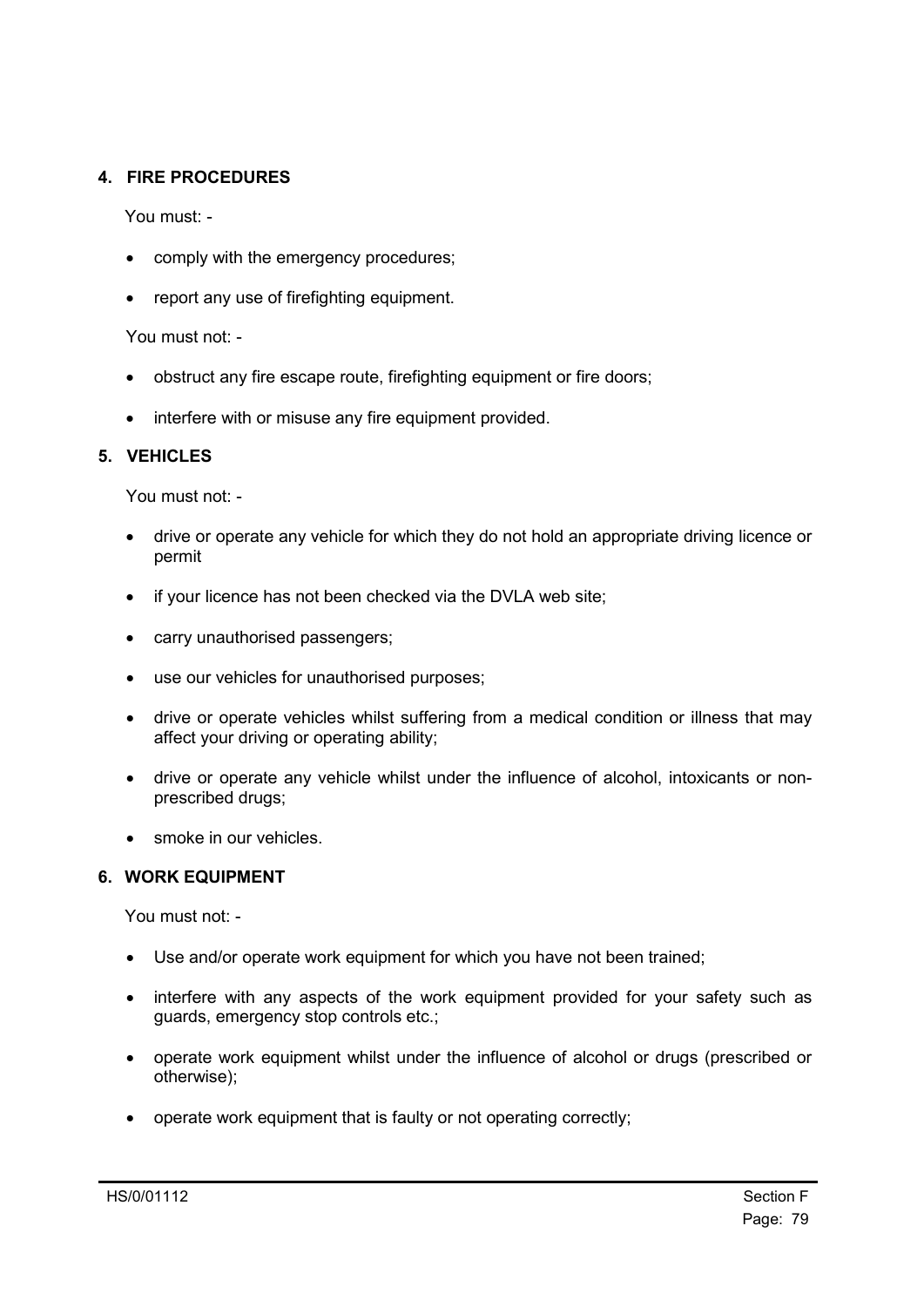## 4. FIRE PROCEDURES

You must: -

- comply with the emergency procedures;
- report any use of firefighting equipment.

You must not: -

- obstruct any fire escape route, firefighting equipment or fire doors;
- interfere with or misuse any fire equipment provided.

## 5. VEHICLES

You must not: -

- drive or operate any vehicle for which they do not hold an appropriate driving licence or permit
- if your licence has not been checked via the DVLA web site;
- carry unauthorised passengers;
- use our vehicles for unauthorised purposes;
- drive or operate vehicles whilst suffering from a medical condition or illness that may affect your driving or operating ability;
- drive or operate any vehicle whilst under the influence of alcohol, intoxicants or non-prescribed drugs;
- smoke in our vehicles.

## 6. WORK EQUIPMENT

You must not: -

- Use and/or operate work equipment for which you have not been trained;
- interfere with any aspects of the work equipment provided for your safety such as guards, emergency stop controls etc.;
- operate work equipment whilst under the influence of alcohol or drugs (prescribed or otherwise);
- operate work equipment that is faulty or not operating correctly;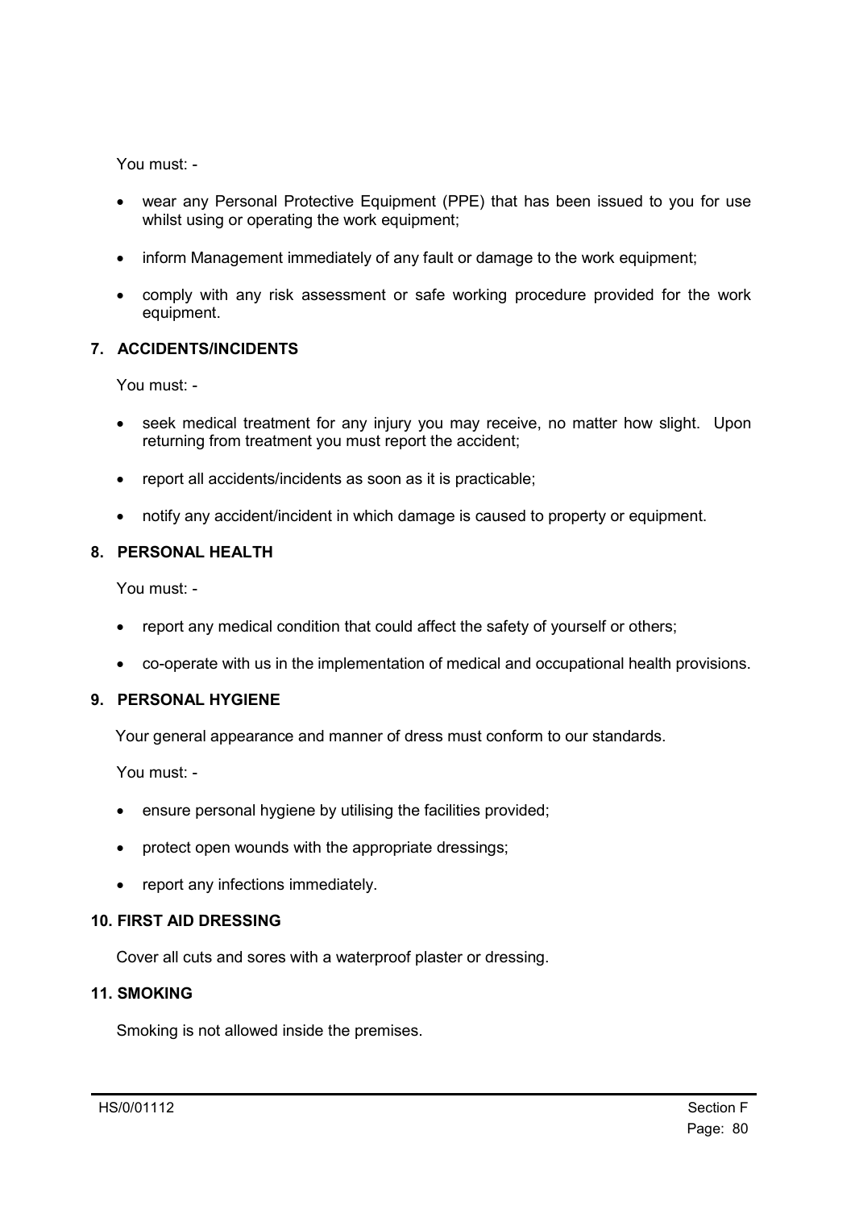You must: -

- wear any Personal Protective Equipment (PPE) that has been issued to you for use whilst using or operating the work equipment;
- inform Management immediately of any fault or damage to the work equipment;
- comply with any risk assessment or safe working procedure provided for the work equipment.

## 7. ACCIDENTS/INCIDENTS

You must: -

- seek medical treatment for any injury you may receive, no matter how slight. Upon returning from treatment you must report the accident;
- report all accidents/incidents as soon as it is practicable;
- notify any accident/incident in which damage is caused to property or equipment.

## 8. PERSONAL HEALTH

You must: -

- report any medical condition that could affect the safety of yourself or others;
- co-operate with us in the implementation of medical and occupational health provisions.

## 9. PERSONAL HYGIENE

Your general appearance and manner of dress must conform to our standards.

You must: -

- ensure personal hygiene by utilising the facilities provided;
- protect open wounds with the appropriate dressings;
- report any infections immediately.

## 10. FIRST AID DRESSING

Cover all cuts and sores with a waterproof plaster or dressing.

## 11. SMOKING

Smoking is not allowed inside the premises.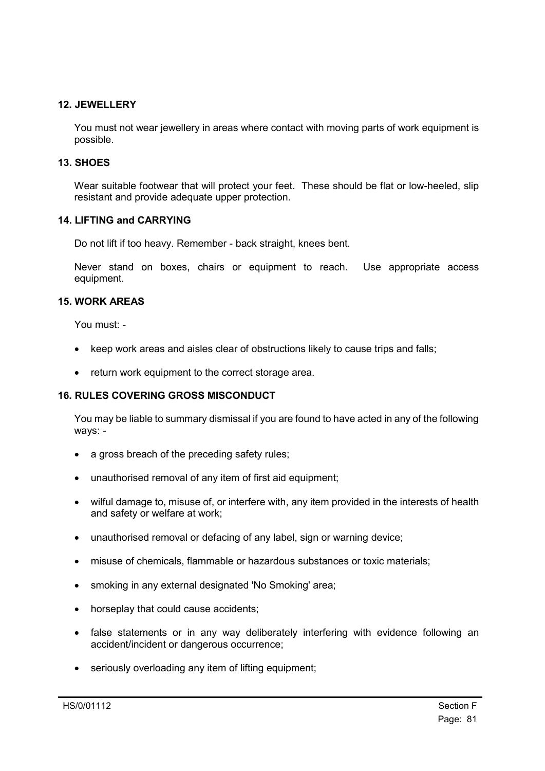### 12. JEWELLERY

You must not wear jewellery in areas where contact with moving parts of work equipment is possible.

### 13. SHOES

Wear suitable footwear that will protect your feet. These should be flat or low-heeled, slip resistant and provide adequate upper protection.

### 14. LIFTING and CARRYING

Do not lift if too heavy. Remember - back straight, knees bent.

Never stand on boxes, chairs or equipment to reach. Use appropriate access equipment.

### 15. WORK AREAS

You must: -

- keep work areas and aisles clear of obstructions likely to cause trips and falls;
- return work equipment to the correct storage area.

### 16. RULES COVERING GROSS MISCONDUCT

You may be liable to summary dismissal if you are found to have acted in any of the following ways: -

- a gross breach of the preceding safety rules;
- unauthorised removal of any item of first aid equipment;
- wilful damage to, misuse of, or interfere with, any item provided in the interests of health and safety or welfare at work;
- unauthorised removal or defacing of any label, sign or warning device;
- misuse of chemicals, flammable or hazardous substances or toxic materials;
- smoking in any external designated 'No Smoking' area;
- horseplay that could cause accidents;
- false statements or in any way deliberately interfering with evidence following an accident/incident or dangerous occurrence;
- seriously overloading any item of lifting equipment;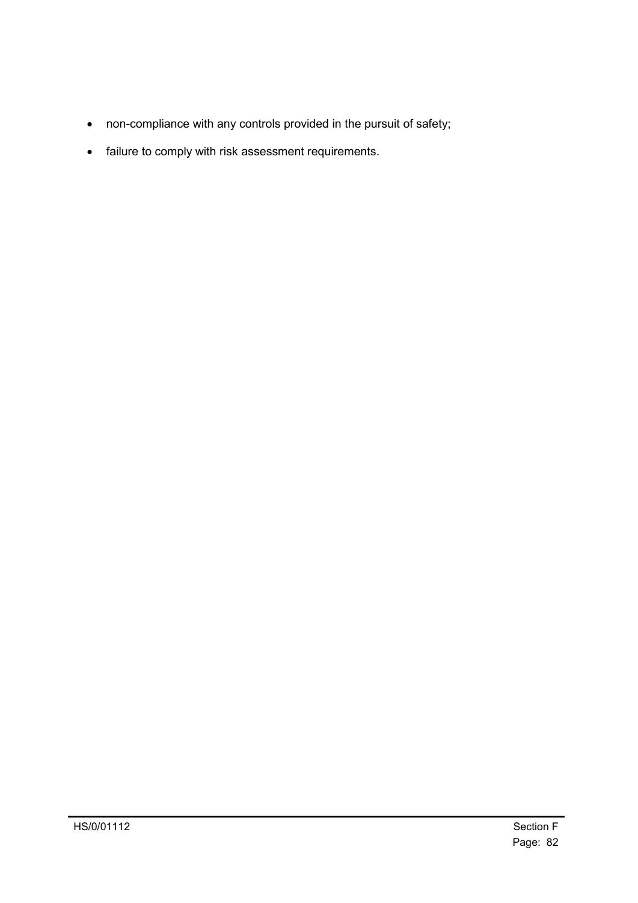- non-compliance with any controls provided in the pursuit of safety;
- failure to comply with risk assessment requirements.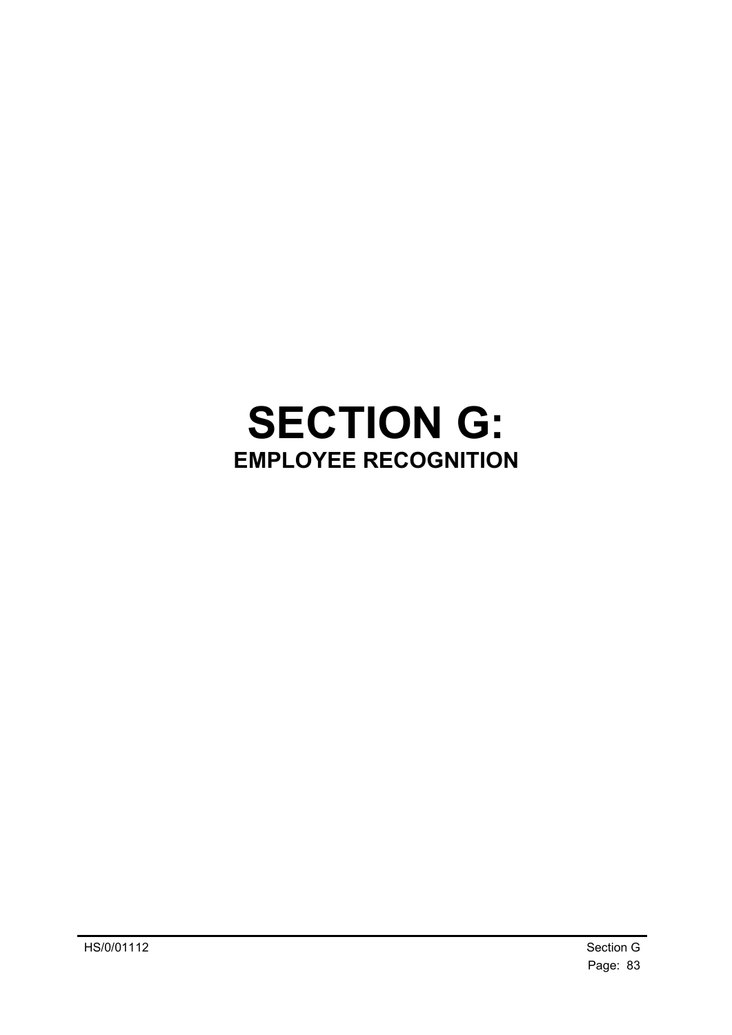# SECTION G:

## EMPLOYEE RECOGNITION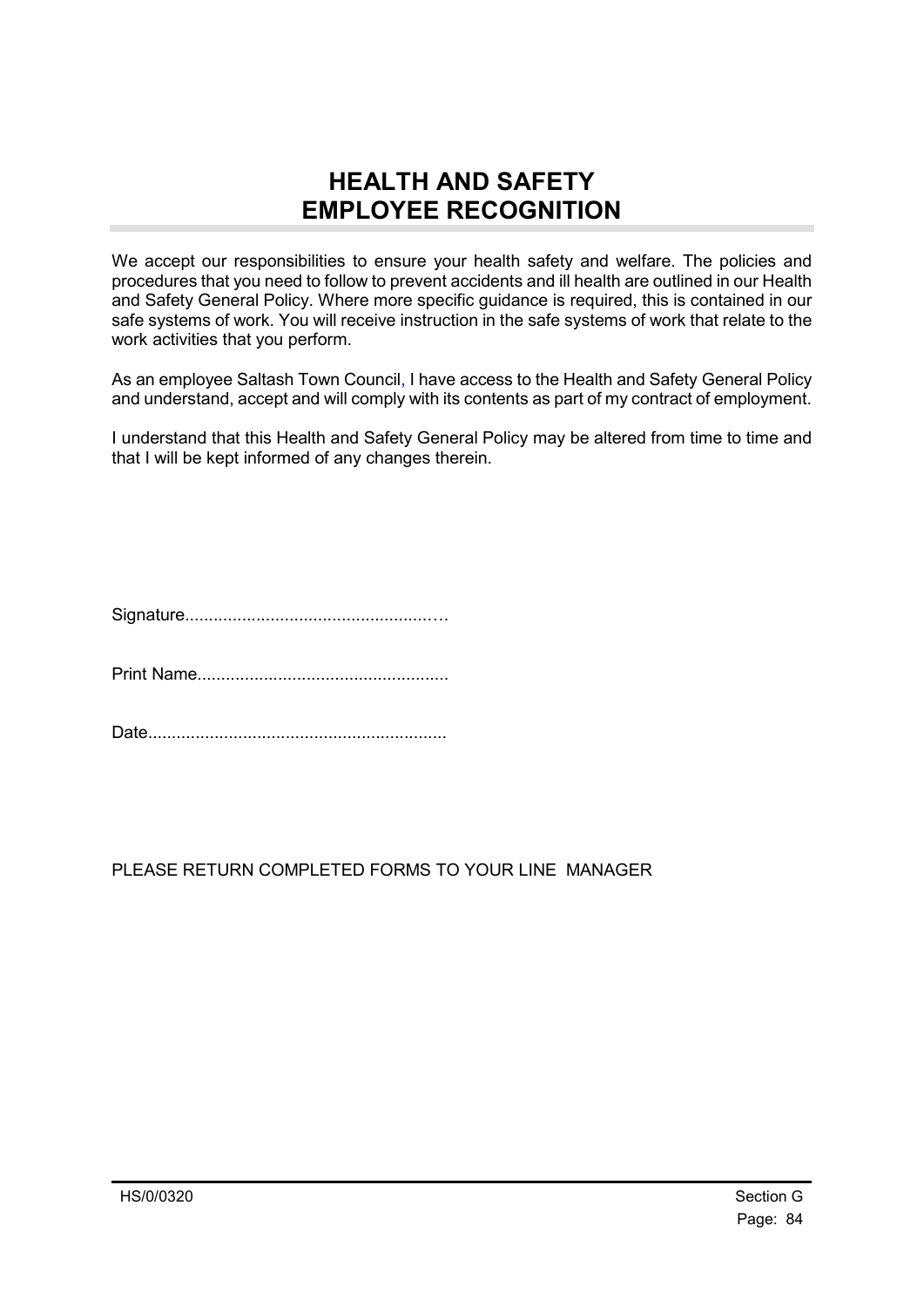# HEALTH AND SAFETY
# EMPLOYEE RECOGNITION

We accept our responsibilities to ensure your health safety and welfare. The policies and procedures that you need to follow to prevent accidents and ill health are outlined in our Health and Safety General Policy. Where more specific guidance is required, this is contained in our safe systems of work. You will receive instruction in the safe systems of work that relate to the work activities that you perform.

As an employee Saltash Town Council, I have access to the Health and Safety General Policy and understand, accept and will comply with its contents as part of my contract of employment.

I understand that this Health and Safety General Policy may be altered from time to time and that I will be kept informed of any changes therein.

Signature.....................................................…

Print Name....................................................

Date..............................................................

PLEASE RETURN COMPLETED FORMS TO YOUR LINE MANAGER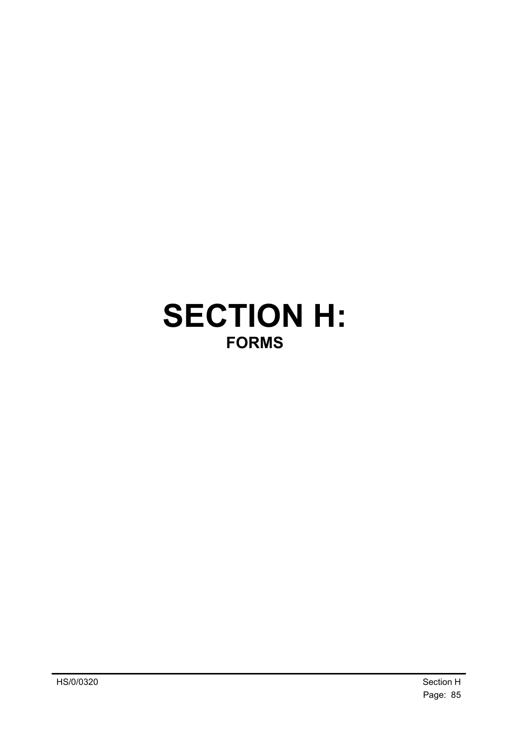# SECTION H:

## FORMS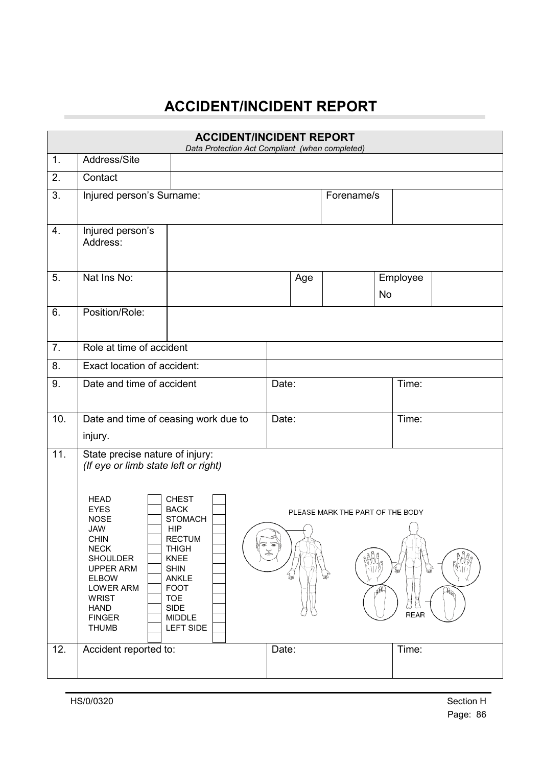# ACCIDENT/INCIDENT REPORT

**ACCIDENT/INCIDENT REPORT**
*Data Protection Act Compliant (when completed)*

| | | | | | | |
|---|---|---|---|---|---|---|
| 1. | Address/Site | | | | | |
| 2. | Contact | | | | | |
| 3. | Injured person's Surname: | | | Forename/s | | |
| 4. | Injured person's Address: | | | | | |
| 5. | Nat Ins No: | | Age | | Employee No | |
| 6. | Position/Role: | | | | | |
| 7. | Role at time of accident | | | | | |
| 8. | Exact location of accident: | | | | | |
| 9. | Date and time of accident | Date: | | | Time: | |
| 10. | Date and time of ceasing work due to injury. | Date: | | | Time: | |
| 11. | State precise nature of injury: *(If eye or limb state left or right)* | | | | | |
| 12. | Accident reported to: | Date: | | | Time: | |

| | | | |
|---|---|---|---|
| HEAD | | CHEST | |
| EYES | | BACK | |
| NOSE | | STOMACH | |
| JAW | | HIP | |
| CHIN | | RECTUM | |
| NECK | | THIGH | |
| SHOULDER | | KNEE | |
| UPPER ARM | | SHIN | |
| ELBOW | | ANKLE | |
| LOWER ARM | | FOOT | |
| WRIST | | TOE | |
| HAND | | SIDE | |
| FINGER | | MIDDLE | |
| THUMB | | LEFT SIDE | |
| | | | |

PLEASE MARK THE PART OF THE BODY

REAR

HS/0/0320

Section H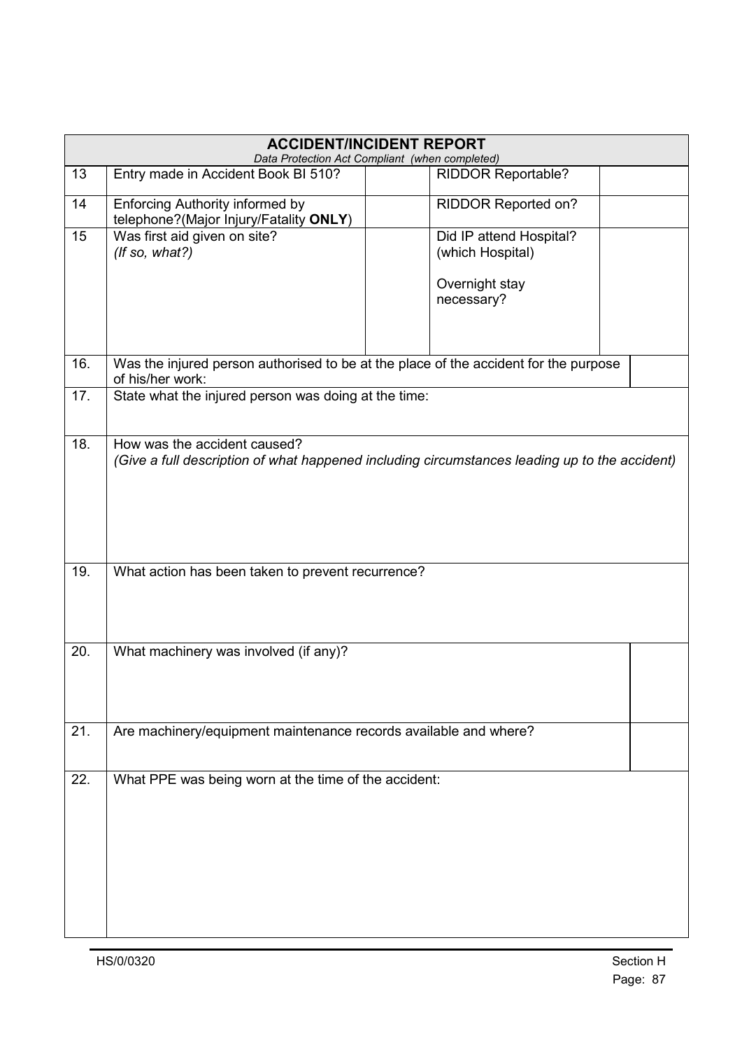| ACCIDENT/INCIDENT REPORT<br>*Data Protection Act Compliant (when completed)* | | | | |
|---|---|---|---|---|
| 13 | Entry made in Accident Book BI 510? | | RIDDOR Reportable? | |
| 14 | Enforcing Authority informed by telephone?(Major Injury/Fatality **ONLY**) | | RIDDOR Reported on? | |
| 15 | Was first aid given on site?<br>*(If so, what?)* | | Did IP attend Hospital?<br>(which Hospital)<br><br>Overnight stay necessary? | |
| 16. | Was the injured person authorised to be at the place of the accident for the purpose of his/her work: | | | |
| 17. | State what the injured person was doing at the time: | | | |
| 18. | How was the accident caused?<br>*(Give a full description of what happened including circumstances leading up to the accident)* | | | |
| 19. | What action has been taken to prevent recurrence? | | | |
| 20. | What machinery was involved (if any)? | | | |
| 21. | Are machinery/equipment maintenance records available and where? | | | |
| 22. | What PPE was being worn at the time of the accident: | | | |

HS/0/0320 Section H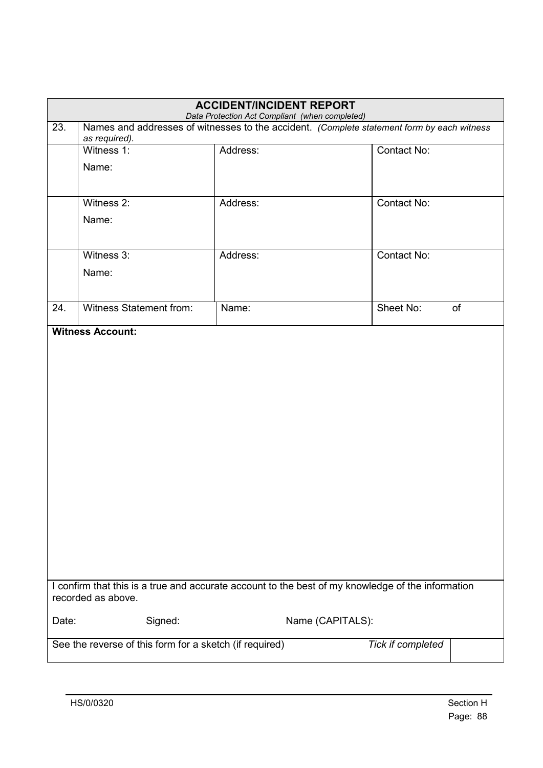## ACCIDENT/INCIDENT REPORT

*Data Protection Act Compliant (when completed)*

| | | | |
|---|---|---|---|
| 23. | Names and addresses of witnesses to the accident. *(Complete statement form by each witness as required).* | | |
| | Witness 1:<br>Name: | Address: | Contact No: |
| | Witness 2:<br>Name: | Address: | Contact No: |
| | Witness 3:<br>Name: | Address: | Contact No: |
| 24. | Witness Statement from: | Name: | Sheet No: of |

**Witness Account:**

I confirm that this is a true and accurate account to the best of my knowledge of the information recorded as above.

Date: Signed: Name (CAPITALS):

| See the reverse of this form for a sketch (if required) | *Tick if completed* | |
|---|---|---|

HS/0/0320 Section H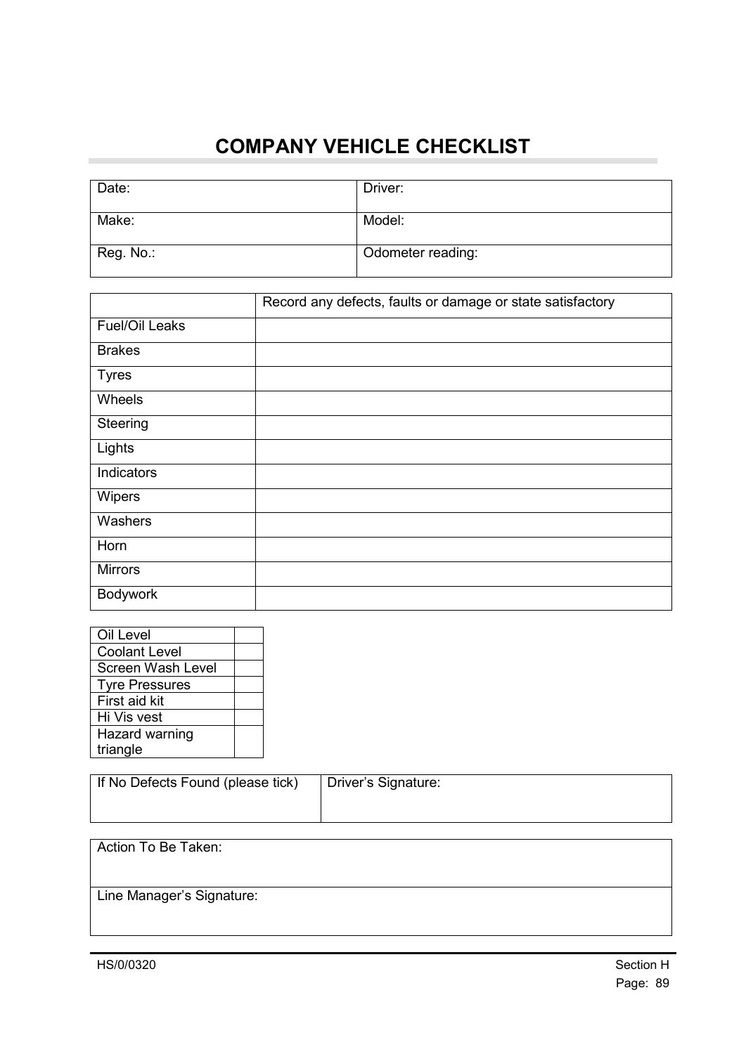# COMPANY VEHICLE CHECKLIST

| Date: | Driver: |
|---|---|
| Make: | Model: |
| Reg. No.: | Odometer reading: |

| | Record any defects, faults or damage or state satisfactory |
|---|---|
| Fuel/Oil Leaks | |
| Brakes | |
| Tyres | |
| Wheels | |
| Steering | |
| Lights | |
| Indicators | |
| Wipers | |
| Washers | |
| Horn | |
| Mirrors | |
| Bodywork | |

| | |
|---|---|
| Oil Level | |
| Coolant Level | |
| Screen Wash Level | |
| Tyre Pressures | |
| First aid kit | |
| Hi Vis vest | |
| Hazard warning triangle | |

| If No Defects Found (please tick) | Driver's Signature: |
|---|---|

| Action To Be Taken: |
|---|
| Line Manager's Signature: |

HS/0/0320

Section H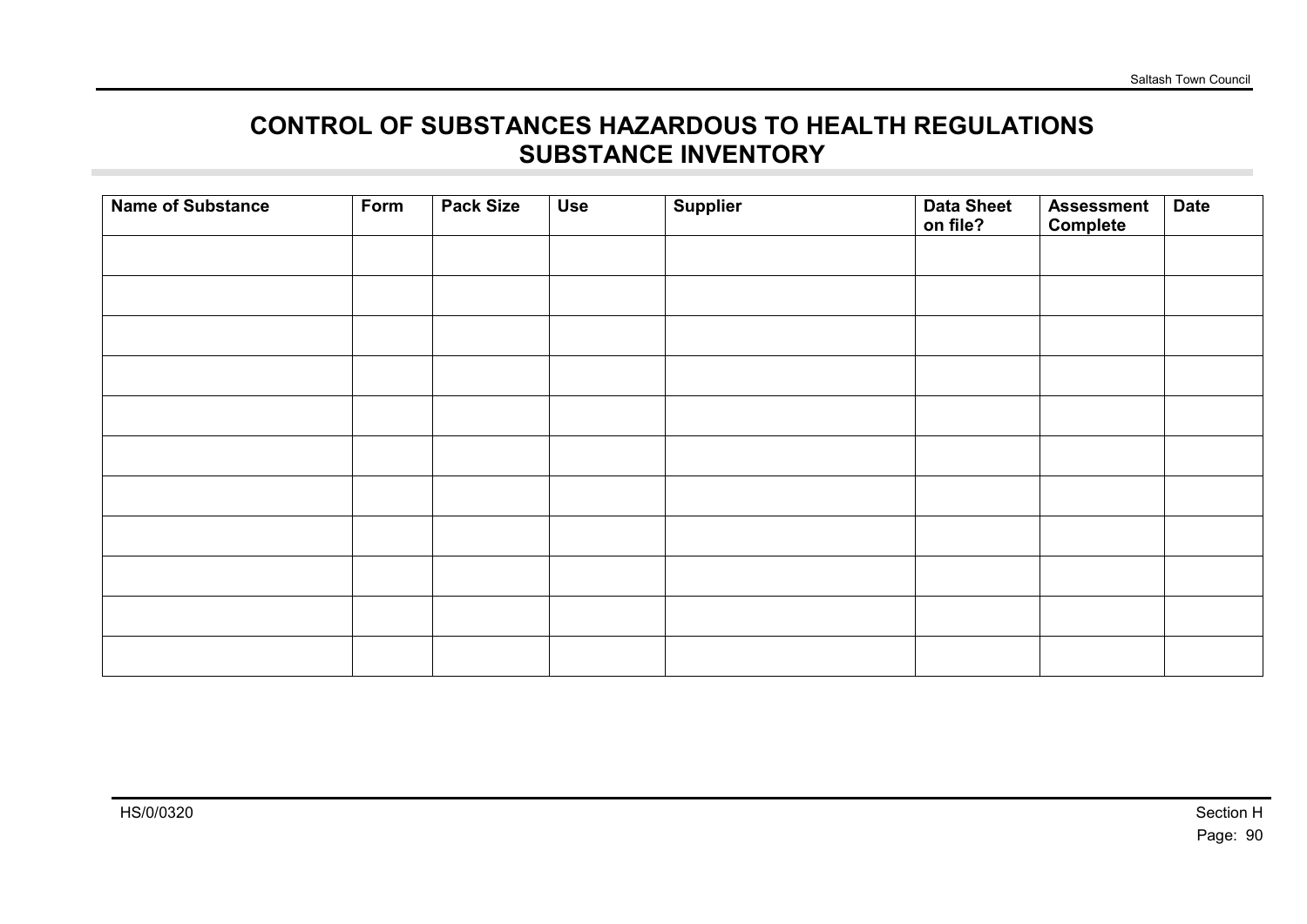# CONTROL OF SUBSTANCES HAZARDOUS TO HEALTH REGULATIONS
# SUBSTANCE INVENTORY

| Name of Substance | Form | Pack Size | Use | Supplier | Data Sheet on file? | Assessment Complete | Date |
|---|---|---|---|---|---|---|---|
| | | | | | | | |
| | | | | | | | |
| | | | | | | | |
| | | | | | | | |
| | | | | | | | |
| | | | | | | | |
| | | | | | | | |
| | | | | | | | |
| | | | | | | | |
| | | | | | | | |
| | | | | | | | |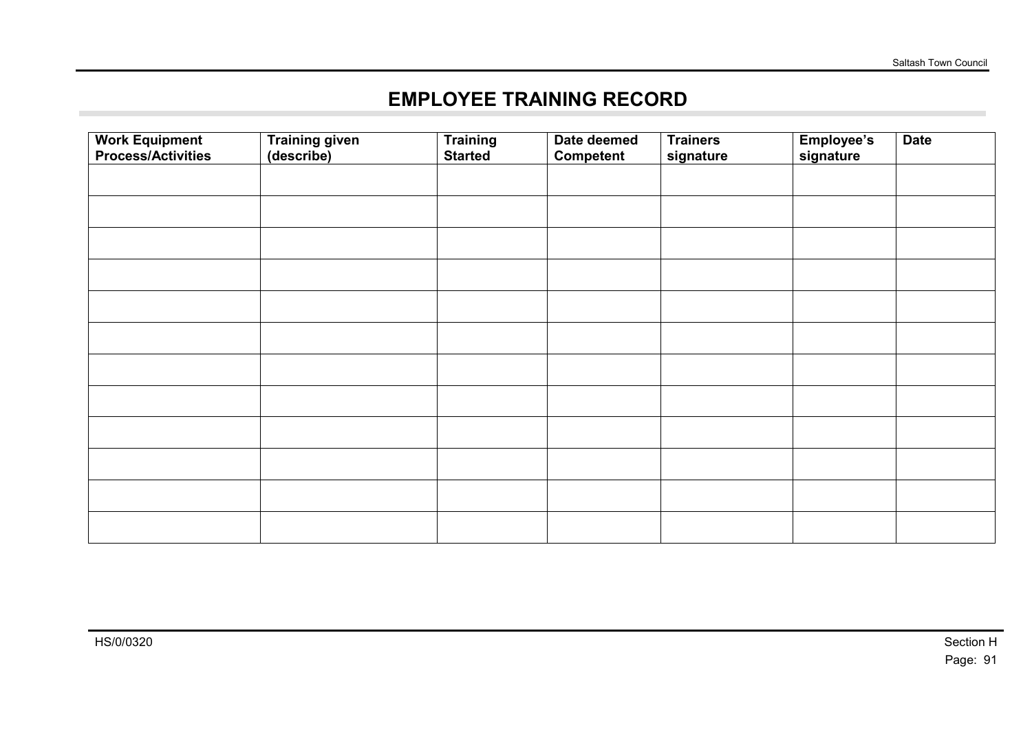# EMPLOYEE TRAINING RECORD

| Work Equipment Process/Activities | Training given (describe) | Training Started | Date deemed Competent | Trainers signature | Employee's signature | Date |
|---|---|---|---|---|---|---|
| | | | | | | |
| | | | | | | |
| | | | | | | |
| | | | | | | |
| | | | | | | |
| | | | | | | |
| | | | | | | |
| | | | | | | |
| | | | | | | |
| | | | | | | |
| | | | | | | |
| | | | | | | |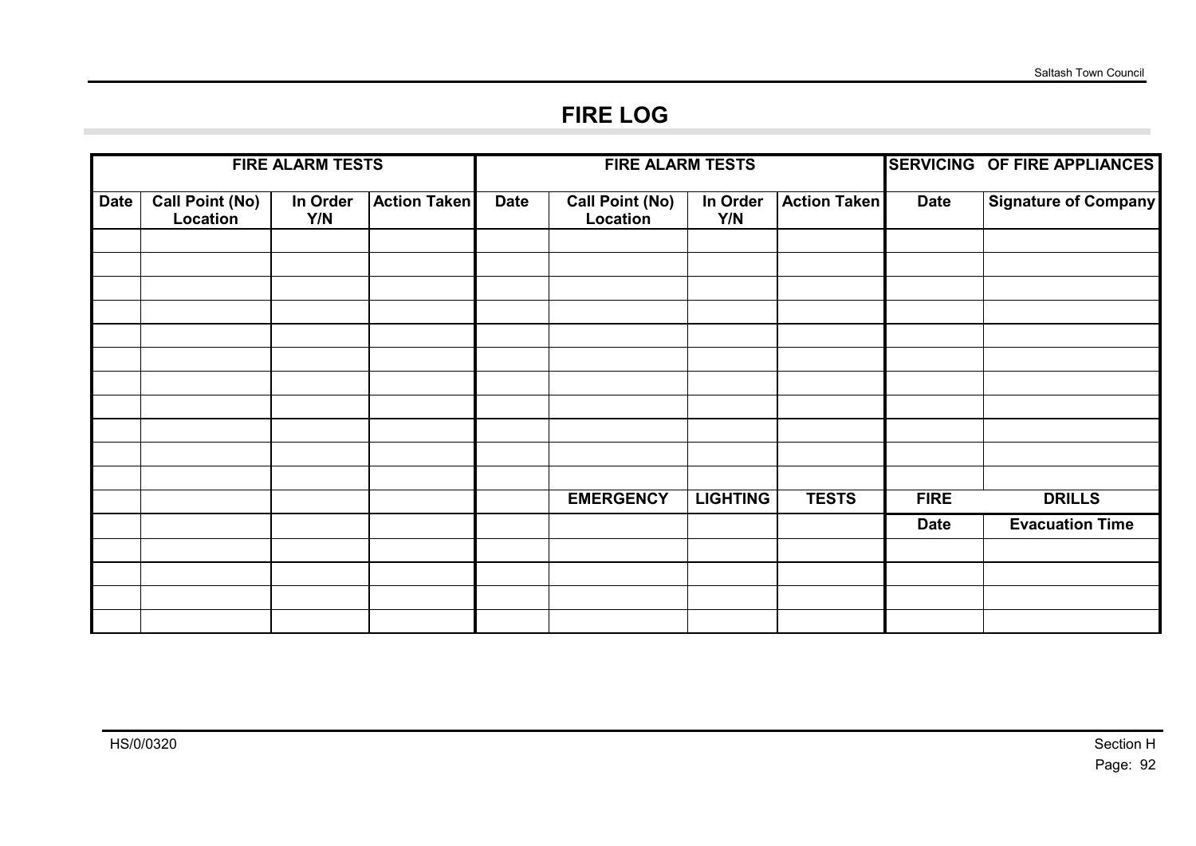# FIRE LOG

| FIRE ALARM TESTS | | | | FIRE ALARM TESTS | | | | SERVICING OF FIRE APPLIANCES | |
|---|---|---|---|---|---|---|---|---|---|
| **Date** | **Call Point (No) Location** | **In Order Y/N** | **Action Taken** | **Date** | **Call Point (No) Location** | **In Order Y/N** | **Action Taken** | **Date** | **Signature of Company** |
| | | | | | | | | | |
| | | | | | | | | | |
| | | | | | | | | | |
| | | | | | | | | | |
| | | | | | | | | | |
| | | | | | | | | | |
| | | | | | | | | | |
| | | | | | | | | | |
| | | | | | | | | | |
| | | | | | | | | | |
| | | | | | | | | | |
| | | | | | **EMERGENCY** | **LIGHTING** | **TESTS** | **FIRE** | **DRILLS** |
| | | | | | | | | **Date** | **Evacuation Time** |
| | | | | | | | | | |
| | | | | | | | | | |
| | | | | | | | | | |
| | | | | | | | | | |

HS/0/0320

Section H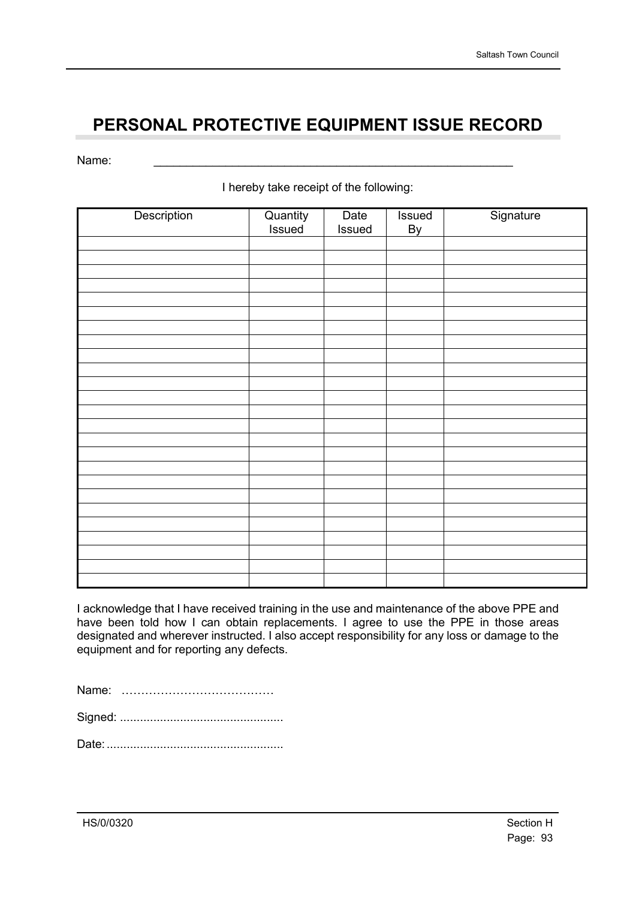# PERSONAL PROTECTIVE EQUIPMENT ISSUE RECORD

Name: \_\_\_\_\_\_\_\_\_\_\_\_\_\_\_\_\_\_\_\_\_\_\_\_\_\_\_\_\_\_\_\_\_\_\_\_\_\_\_\_\_\_\_\_\_\_\_\_\_\_\_\_\_\_

I hereby take receipt of the following:

| Description | Quantity Issued | Date Issued | Issued By | Signature |
|---|---|---|---|---|
| | | | | |
| | | | | |
| | | | | |
| | | | | |
| | | | | |
| | | | | |
| | | | | |
| | | | | |
| | | | | |
| | | | | |
| | | | | |
| | | | | |
| | | | | |
| | | | | |
| | | | | |
| | | | | |
| | | | | |
| | | | | |
| | | | | |
| | | | | |
| | | | | |
| | | | | |
| | | | | |
| | | | | |
| | | | | |

I acknowledge that I have received training in the use and maintenance of the above PPE and have been told how I can obtain replacements. I agree to use the PPE in those areas designated and wherever instructed. I also accept responsibility for any loss or damage to the equipment and for reporting any defects.

Name: …………………………………

Signed: .................................................

Date: .....................................................

HS/0/0320

Section H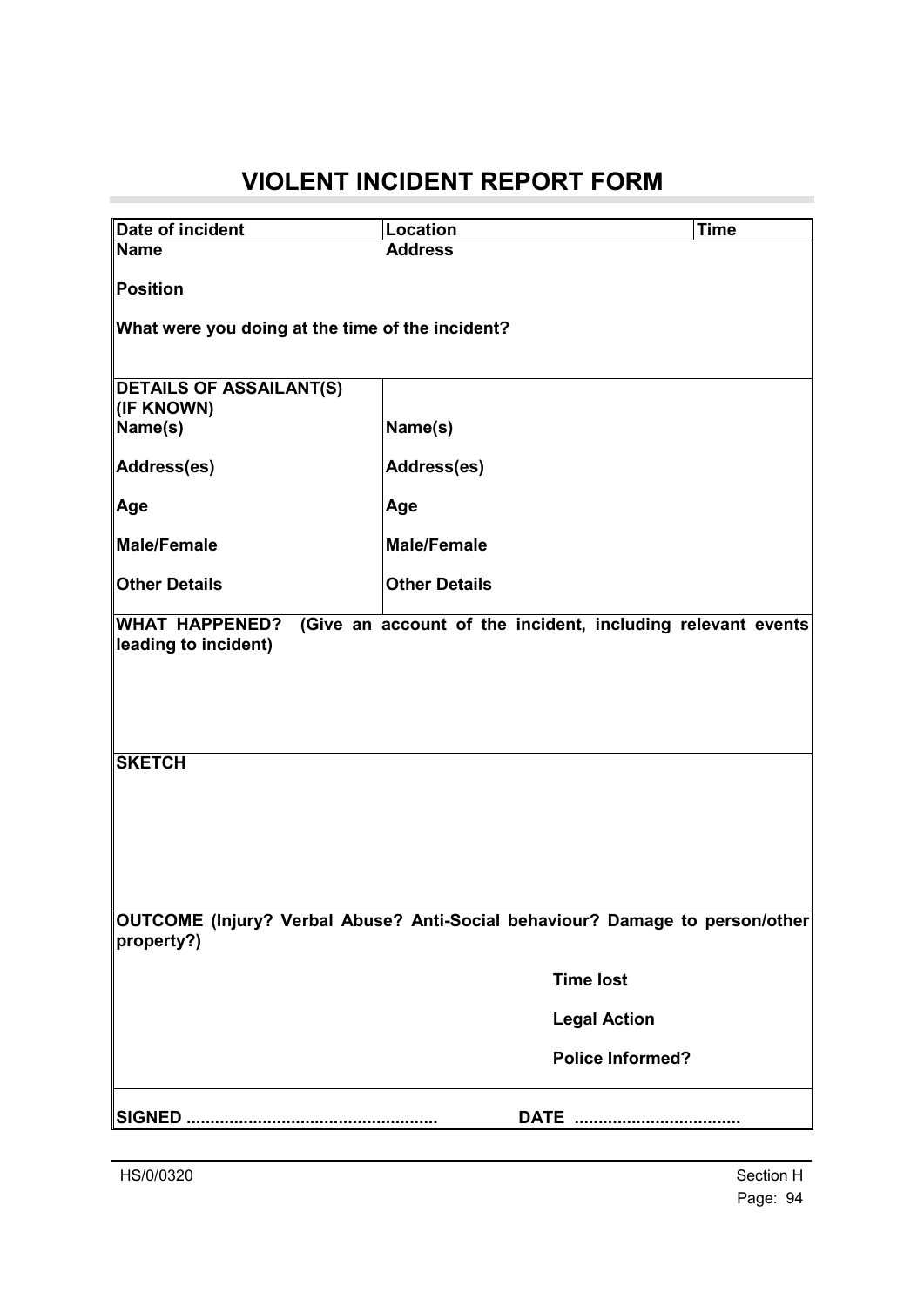# VIOLENT INCIDENT REPORT FORM

| **Date of incident** | **Location** | **Time** |
|---|---|---|
| **Name** | **Address** | |
| **Position** | | |
| **What were you doing at the time of the incident?** | | |
| **DETAILS OF ASSAILANT(S) (IF KNOWN)** | | |
| **Name(s)** | **Name(s)** | |
| **Address(es)** | **Address(es)** | |
| **Age** | **Age** | |
| **Male/Female** | **Male/Female** | |
| **Other Details** | **Other Details** | |
| **WHAT HAPPENED? (Give an account of the incident, including relevant events leading to incident)** | | |
| **SKETCH** | | |
| **OUTCOME (Injury? Verbal Abuse? Anti-Social behaviour? Damage to person/other property?)** | | |
| | **Time lost** | |
| | **Legal Action** | |
| | **Police Informed?** | |
| **SIGNED ....................................................** | **DATE ...................................** | |

HS/0/0320

Section H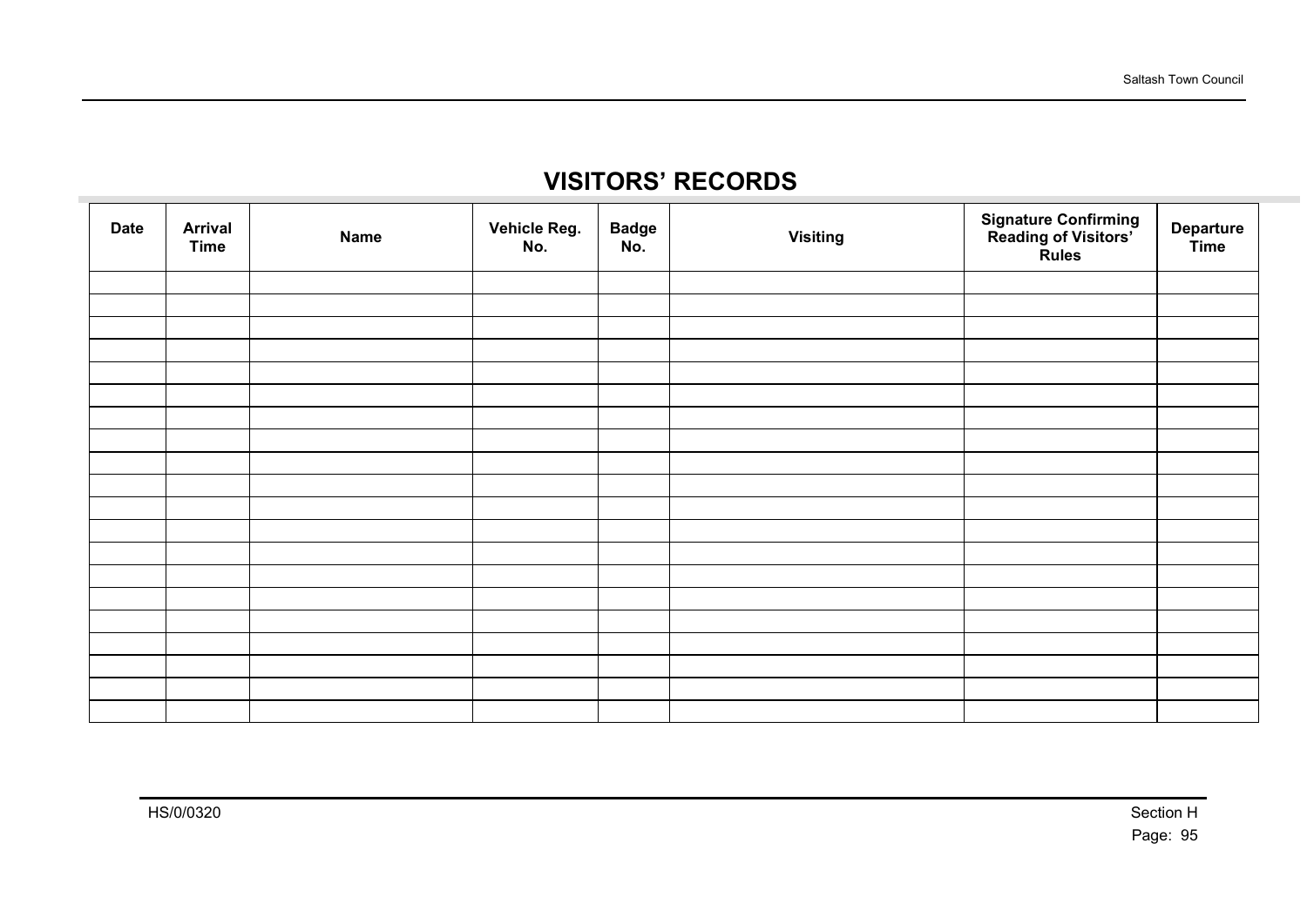# VISITORS' RECORDS

| Date | Arrival Time | Name | Vehicle Reg. No. | Badge No. | Visiting | Signature Confirming Reading of Visitors' Rules | Departure Time |
|---|---|---|---|---|---|---|---|
| | | | | | | | |
| | | | | | | | |
| | | | | | | | |
| | | | | | | | |
| | | | | | | | |
| | | | | | | | |
| | | | | | | | |
| | | | | | | | |
| | | | | | | | |
| | | | | | | | |
| | | | | | | | |
| | | | | | | | |
| | | | | | | | |
| | | | | | | | |
| | | | | | | | |
| | | | | | | | |
| | | | | | | | |
| | | | | | | | |
| | | | | | | | |
| | | | | | | | |